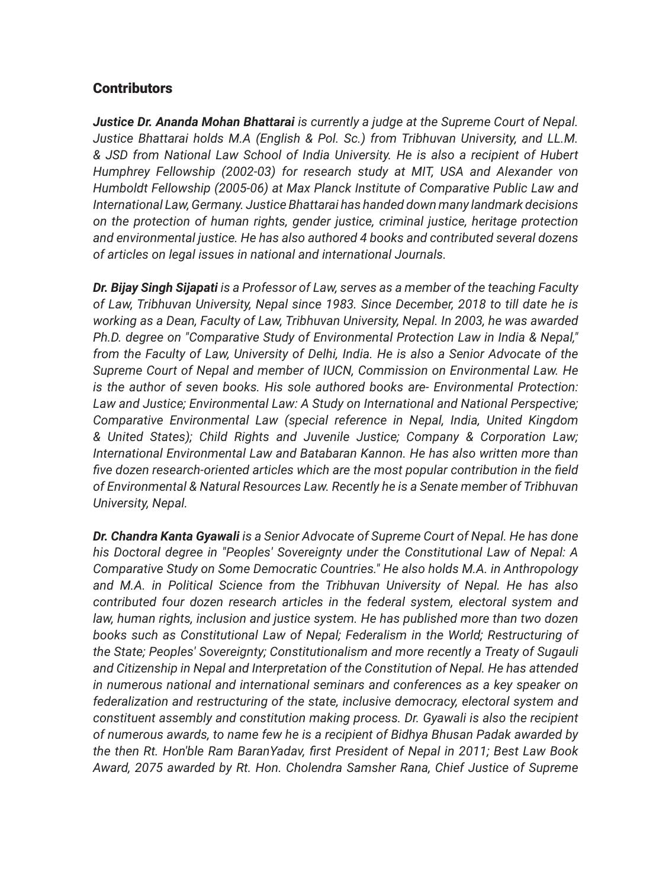## Contributors

***Justice Dr. Ananda Mohan Bhattarai*** *is currently a judge at the Supreme Court of Nepal. Justice Bhattarai holds M.A (English & Pol. Sc.) from Tribhuvan University, and LL.M. & JSD from National Law School of India University. He is also a recipient of Hubert Humphrey Fellowship (2002-03) for research study at MIT, USA and Alexander von Humboldt Fellowship (2005-06) at Max Planck Institute of Comparative Public Law and International Law, Germany. Justice Bhattarai has handed down many landmark decisions on the protection of human rights, gender justice, criminal justice, heritage protection and environmental justice. He has also authored 4 books and contributed several dozens of articles on legal issues in national and international Journals.*

***Dr. Bijay Singh Sijapati*** *is a Professor of Law, serves as a member of the teaching Faculty of Law, Tribhuvan University, Nepal since 1983. Since December, 2018 to till date he is working as a Dean, Faculty of Law, Tribhuvan University, Nepal. In 2003, he was awarded Ph.D. degree on "Comparative Study of Environmental Protection Law in India & Nepal," from the Faculty of Law, University of Delhi, India. He is also a Senior Advocate of the Supreme Court of Nepal and member of IUCN, Commission on Environmental Law. He is the author of seven books. His sole authored books are- Environmental Protection: Law and Justice; Environmental Law: A Study on International and National Perspective; Comparative Environmental Law (special reference in Nepal, India, United Kingdom & United States); Child Rights and Juvenile Justice; Company & Corporation Law; International Environmental Law and Batabaran Kannon. He has also written more than five dozen research-oriented articles which are the most popular contribution in the field of Environmental & Natural Resources Law. Recently he is a Senate member of Tribhuvan University, Nepal.*

***Dr. Chandra Kanta Gyawali*** *is a Senior Advocate of Supreme Court of Nepal. He has done his Doctoral degree in "Peoples' Sovereignty under the Constitutional Law of Nepal: A Comparative Study on Some Democratic Countries." He also holds M.A. in Anthropology and M.A. in Political Science from the Tribhuvan University of Nepal. He has also contributed four dozen research articles in the federal system, electoral system and law, human rights, inclusion and justice system. He has published more than two dozen books such as Constitutional Law of Nepal; Federalism in the World; Restructuring of the State; Peoples' Sovereignty; Constitutionalism and more recently a Treaty of Sugauli and Citizenship in Nepal and Interpretation of the Constitution of Nepal. He has attended in numerous national and international seminars and conferences as a key speaker on federalization and restructuring of the state, inclusive democracy, electoral system and constituent assembly and constitution making process. Dr. Gyawali is also the recipient of numerous awards, to name few he is a recipient of Bidhya Bhusan Padak awarded by the then Rt. Hon'ble Ram BaranYadav, first President of Nepal in 2011; Best Law Book Award, 2075 awarded by Rt. Hon. Cholendra Samsher Rana, Chief Justice of Supreme*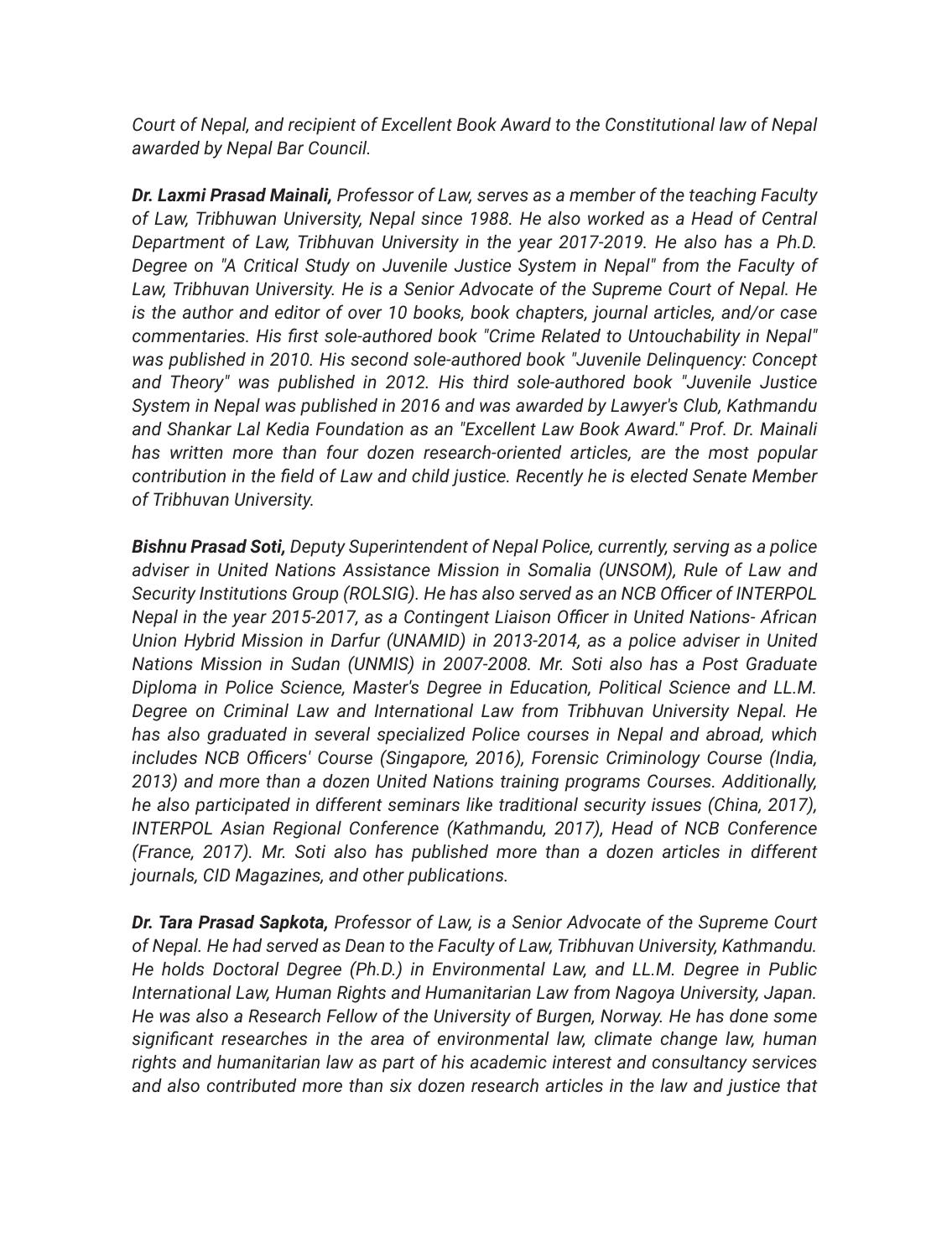*Court of Nepal, and recipient of Excellent Book Award to the Constitutional law of Nepal awarded by Nepal Bar Council.*

***Dr. Laxmi Prasad Mainali,** Professor of Law, serves as a member of the teaching Faculty of Law, Tribhuwan University, Nepal since 1988. He also worked as a Head of Central Department of Law, Tribhuvan University in the year 2017-2019. He also has a Ph.D. Degree on "A Critical Study on Juvenile Justice System in Nepal" from the Faculty of Law, Tribhuvan University. He is a Senior Advocate of the Supreme Court of Nepal. He is the author and editor of over 10 books, book chapters, journal articles, and/or case commentaries. His first sole-authored book "Crime Related to Untouchability in Nepal" was published in 2010. His second sole-authored book "Juvenile Delinquency: Concept and Theory" was published in 2012. His third sole-authored book "Juvenile Justice System in Nepal was published in 2016 and was awarded by Lawyer's Club, Kathmandu and Shankar Lal Kedia Foundation as an "Excellent Law Book Award." Prof. Dr. Mainali has written more than four dozen research-oriented articles, are the most popular contribution in the field of Law and child justice. Recently he is elected Senate Member of Tribhuvan University.*

***Bishnu Prasad Soti,** Deputy Superintendent of Nepal Police, currently, serving as a police adviser in United Nations Assistance Mission in Somalia (UNSOM), Rule of Law and Security Institutions Group (ROLSIG). He has also served as an NCB Officer of INTERPOL Nepal in the year 2015-2017, as a Contingent Liaison Officer in United Nations- African Union Hybrid Mission in Darfur (UNAMID) in 2013-2014, as a police adviser in United Nations Mission in Sudan (UNMIS) in 2007-2008. Mr. Soti also has a Post Graduate Diploma in Police Science, Master's Degree in Education, Political Science and LL.M. Degree on Criminal Law and International Law from Tribhuvan University Nepal. He has also graduated in several specialized Police courses in Nepal and abroad, which includes NCB Officers' Course (Singapore, 2016), Forensic Criminology Course (India, 2013) and more than a dozen United Nations training programs Courses. Additionally, he also participated in different seminars like traditional security issues (China, 2017), INTERPOL Asian Regional Conference (Kathmandu, 2017), Head of NCB Conference (France, 2017). Mr. Soti also has published more than a dozen articles in different journals, CID Magazines, and other publications.*

***Dr. Tara Prasad Sapkota,** Professor of Law, is a Senior Advocate of the Supreme Court of Nepal. He had served as Dean to the Faculty of Law, Tribhuvan University, Kathmandu. He holds Doctoral Degree (Ph.D.) in Environmental Law, and LL.M. Degree in Public International Law, Human Rights and Humanitarian Law from Nagoya University, Japan. He was also a Research Fellow of the University of Burgen, Norway. He has done some significant researches in the area of environmental law, climate change law, human rights and humanitarian law as part of his academic interest and consultancy services and also contributed more than six dozen research articles in the law and justice that*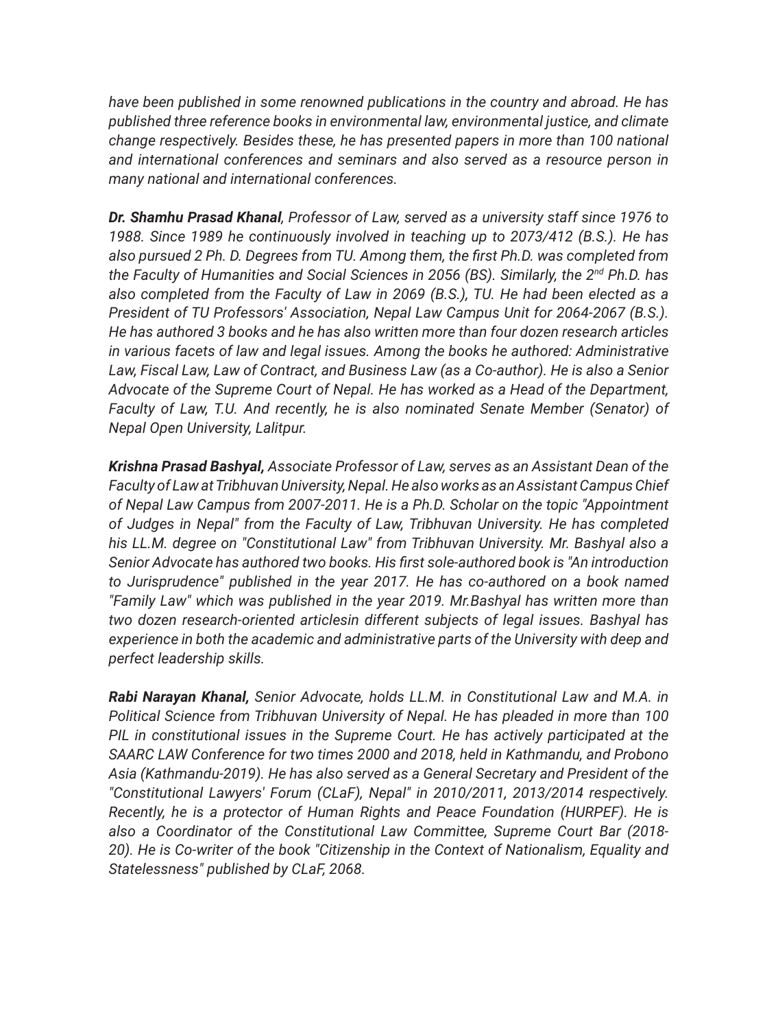*have been published in some renowned publications in the country and abroad. He has published three reference books in environmental law, environmental justice, and climate change respectively. Besides these, he has presented papers in more than 100 national and international conferences and seminars and also served as a resource person in many national and international conferences.*

***Dr. Shamhu Prasad Khanal****, Professor of Law, served as a university staff since 1976 to 1988. Since 1989 he continuously involved in teaching up to 2073/412 (B.S.). He has also pursued 2 Ph. D. Degrees from TU. Among them, the first Ph.D. was completed from the Faculty of Humanities and Social Sciences in 2056 (BS). Similarly, the 2nd Ph.D. has also completed from the Faculty of Law in 2069 (B.S.), TU. He had been elected as a President of TU Professors' Association, Nepal Law Campus Unit for 2064-2067 (B.S.). He has authored 3 books and he has also written more than four dozen research articles in various facets of law and legal issues. Among the books he authored: Administrative Law, Fiscal Law, Law of Contract, and Business Law (as a Co-author). He is also a Senior Advocate of the Supreme Court of Nepal. He has worked as a Head of the Department, Faculty of Law, T.U. And recently, he is also nominated Senate Member (Senator) of Nepal Open University, Lalitpur.*

***Krishna Prasad Bashyal,*** *Associate Professor of Law, serves as an Assistant Dean of the Faculty of Law at Tribhuvan University, Nepal. He also works as an Assistant Campus Chief of Nepal Law Campus from 2007-2011. He is a Ph.D. Scholar on the topic "Appointment of Judges in Nepal" from the Faculty of Law, Tribhuvan University. He has completed his LL.M. degree on "Constitutional Law" from Tribhuvan University. Mr. Bashyal also a Senior Advocate has authored two books. His first sole-authored book is "An introduction to Jurisprudence" published in the year 2017. He has co-authored on a book named "Family Law" which was published in the year 2019. Mr.Bashyal has written more than two dozen research-oriented articlesin different subjects of legal issues. Bashyal has experience in both the academic and administrative parts of the University with deep and perfect leadership skills.*

***Rabi Narayan Khanal,*** *Senior Advocate, holds LL.M. in Constitutional Law and M.A. in Political Science from Tribhuvan University of Nepal. He has pleaded in more than 100 PIL in constitutional issues in the Supreme Court. He has actively participated at the SAARC LAW Conference for two times 2000 and 2018, held in Kathmandu, and Probono Asia (Kathmandu-2019). He has also served as a General Secretary and President of the "Constitutional Lawyers' Forum (CLaF), Nepal" in 2010/2011, 2013/2014 respectively. Recently, he is a protector of Human Rights and Peace Foundation (HURPEF). He is also a Coordinator of the Constitutional Law Committee, Supreme Court Bar (2018-20). He is Co-writer of the book "Citizenship in the Context of Nationalism, Equality and Statelessness" published by CLaF, 2068.*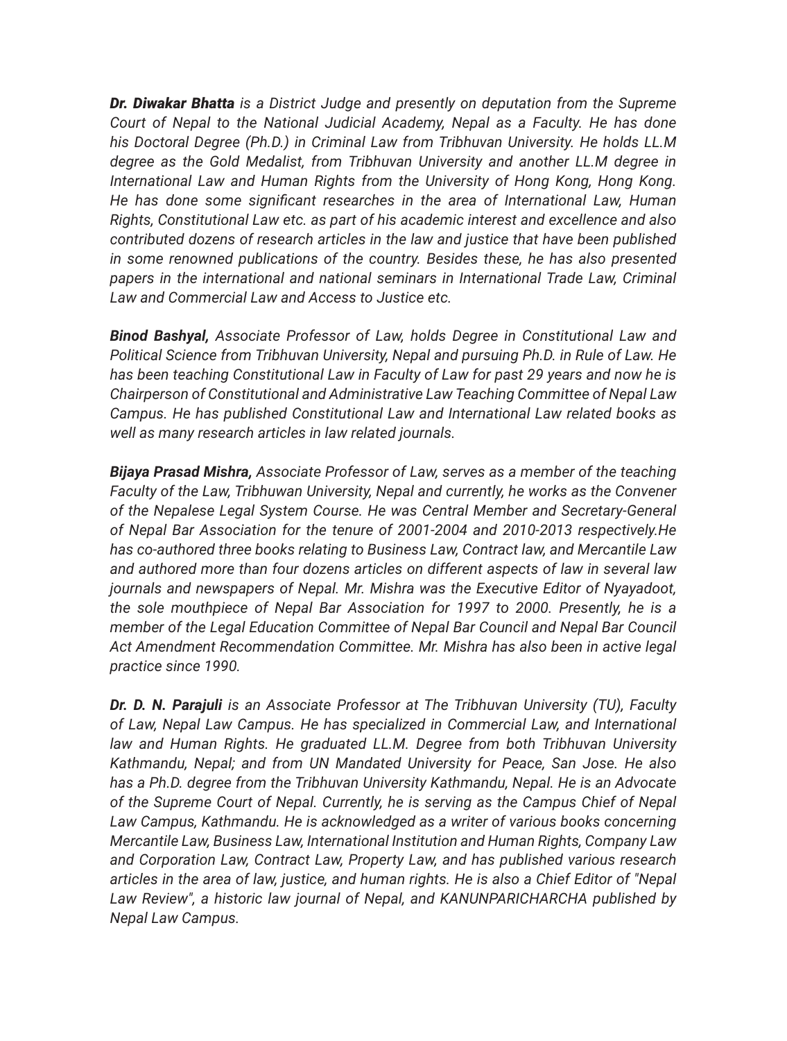*__Dr. Diwakar Bhatta__ is a District Judge and presently on deputation from the Supreme Court of Nepal to the National Judicial Academy, Nepal as a Faculty. He has done his Doctoral Degree (Ph.D.) in Criminal Law from Tribhuvan University. He holds LL.M degree as the Gold Medalist, from Tribhuvan University and another LL.M degree in International Law and Human Rights from the University of Hong Kong, Hong Kong. He has done some significant researches in the area of International Law, Human Rights, Constitutional Law etc. as part of his academic interest and excellence and also contributed dozens of research articles in the law and justice that have been published in some renowned publications of the country. Besides these, he has also presented papers in the international and national seminars in International Trade Law, Criminal Law and Commercial Law and Access to Justice etc.*

*__Binod Bashyal,__ Associate Professor of Law, holds Degree in Constitutional Law and Political Science from Tribhuvan University, Nepal and pursuing Ph.D. in Rule of Law. He has been teaching Constitutional Law in Faculty of Law for past 29 years and now he is Chairperson of Constitutional and Administrative Law Teaching Committee of Nepal Law Campus. He has published Constitutional Law and International Law related books as well as many research articles in law related journals.*

*__Bijaya Prasad Mishra,__ Associate Professor of Law, serves as a member of the teaching Faculty of the Law, Tribhuwan University, Nepal and currently, he works as the Convener of the Nepalese Legal System Course. He was Central Member and Secretary-General of Nepal Bar Association for the tenure of 2001-2004 and 2010-2013 respectively.He has co-authored three books relating to Business Law, Contract law, and Mercantile Law and authored more than four dozens articles on different aspects of law in several law journals and newspapers of Nepal. Mr. Mishra was the Executive Editor of Nyayadoot, the sole mouthpiece of Nepal Bar Association for 1997 to 2000. Presently, he is a member of the Legal Education Committee of Nepal Bar Council and Nepal Bar Council Act Amendment Recommendation Committee. Mr. Mishra has also been in active legal practice since 1990.*

*__Dr. D. N. Parajuli__ is an Associate Professor at The Tribhuvan University (TU), Faculty of Law, Nepal Law Campus. He has specialized in Commercial Law, and International law and Human Rights. He graduated LL.M. Degree from both Tribhuvan University Kathmandu, Nepal; and from UN Mandated University for Peace, San Jose. He also has a Ph.D. degree from the Tribhuvan University Kathmandu, Nepal. He is an Advocate of the Supreme Court of Nepal. Currently, he is serving as the Campus Chief of Nepal Law Campus, Kathmandu. He is acknowledged as a writer of various books concerning Mercantile Law, Business Law, International Institution and Human Rights, Company Law and Corporation Law, Contract Law, Property Law, and has published various research articles in the area of law, justice, and human rights. He is also a Chief Editor of "Nepal Law Review", a historic law journal of Nepal, and KANUNPARICHARCHA published by Nepal Law Campus.*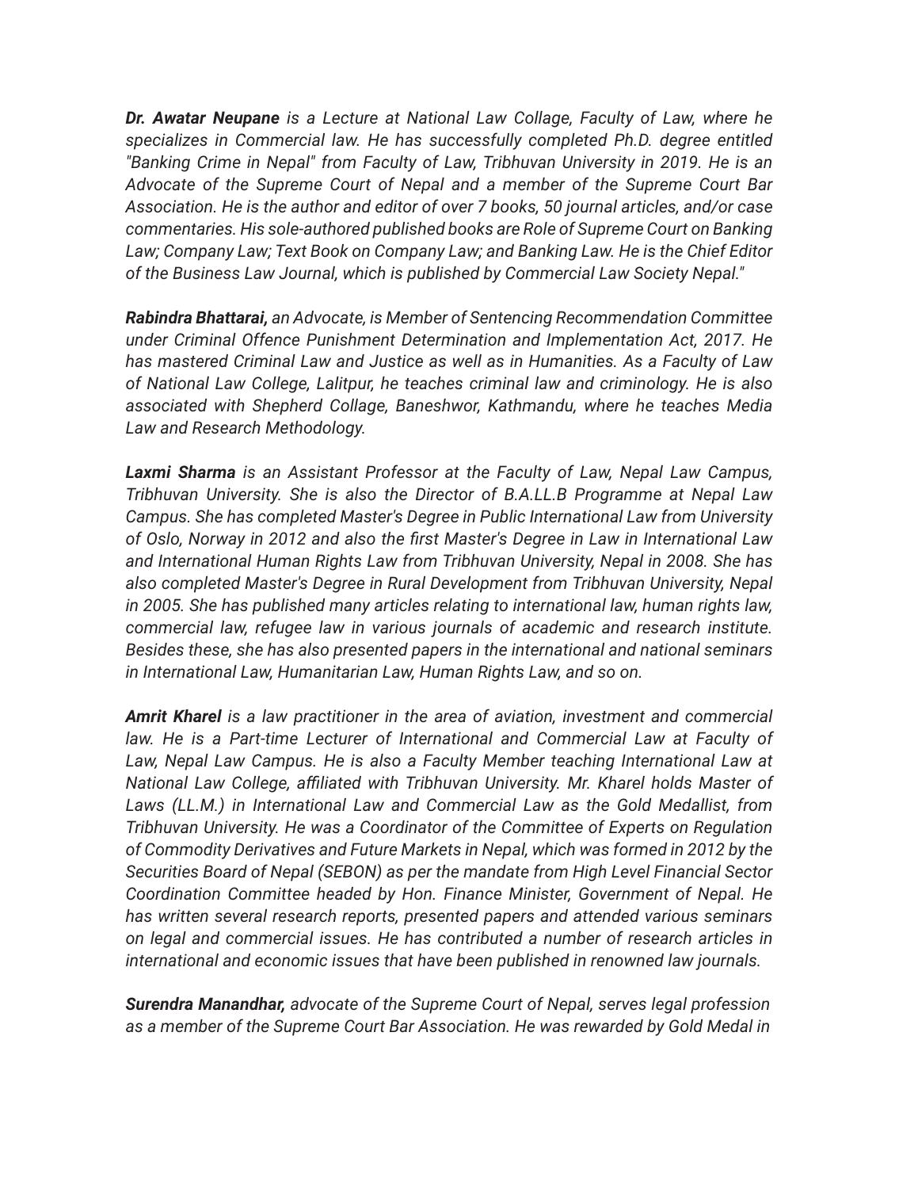***Dr. Awatar Neupane*** *is a Lecture at National Law Collage, Faculty of Law, where he specializes in Commercial law. He has successfully completed Ph.D. degree entitled "Banking Crime in Nepal" from Faculty of Law, Tribhuvan University in 2019. He is an Advocate of the Supreme Court of Nepal and a member of the Supreme Court Bar Association. He is the author and editor of over 7 books, 50 journal articles, and/or case commentaries. His sole-authored published books are Role of Supreme Court on Banking Law; Company Law; Text Book on Company Law; and Banking Law. He is the Chief Editor of the Business Law Journal, which is published by Commercial Law Society Nepal."*

***Rabindra Bhattarai,*** *an Advocate, is Member of Sentencing Recommendation Committee under Criminal Offence Punishment Determination and Implementation Act, 2017. He has mastered Criminal Law and Justice as well as in Humanities. As a Faculty of Law of National Law College, Lalitpur, he teaches criminal law and criminology. He is also associated with Shepherd Collage, Baneshwor, Kathmandu, where he teaches Media Law and Research Methodology.*

***Laxmi Sharma*** *is an Assistant Professor at the Faculty of Law, Nepal Law Campus, Tribhuvan University. She is also the Director of B.A.LL.B Programme at Nepal Law Campus. She has completed Master's Degree in Public International Law from University of Oslo, Norway in 2012 and also the first Master's Degree in Law in International Law and International Human Rights Law from Tribhuvan University, Nepal in 2008. She has also completed Master's Degree in Rural Development from Tribhuvan University, Nepal in 2005. She has published many articles relating to international law, human rights law, commercial law, refugee law in various journals of academic and research institute. Besides these, she has also presented papers in the international and national seminars in International Law, Humanitarian Law, Human Rights Law, and so on.*

***Amrit Kharel*** *is a law practitioner in the area of aviation, investment and commercial law. He is a Part-time Lecturer of International and Commercial Law at Faculty of Law, Nepal Law Campus. He is also a Faculty Member teaching International Law at National Law College, affiliated with Tribhuvan University. Mr. Kharel holds Master of Laws (LL.M.) in International Law and Commercial Law as the Gold Medallist, from Tribhuvan University. He was a Coordinator of the Committee of Experts on Regulation of Commodity Derivatives and Future Markets in Nepal, which was formed in 2012 by the Securities Board of Nepal (SEBON) as per the mandate from High Level Financial Sector Coordination Committee headed by Hon. Finance Minister, Government of Nepal. He has written several research reports, presented papers and attended various seminars on legal and commercial issues. He has contributed a number of research articles in international and economic issues that have been published in renowned law journals.*

***Surendra Manandhar,*** *advocate of the Supreme Court of Nepal, serves legal profession as a member of the Supreme Court Bar Association. He was rewarded by Gold Medal in*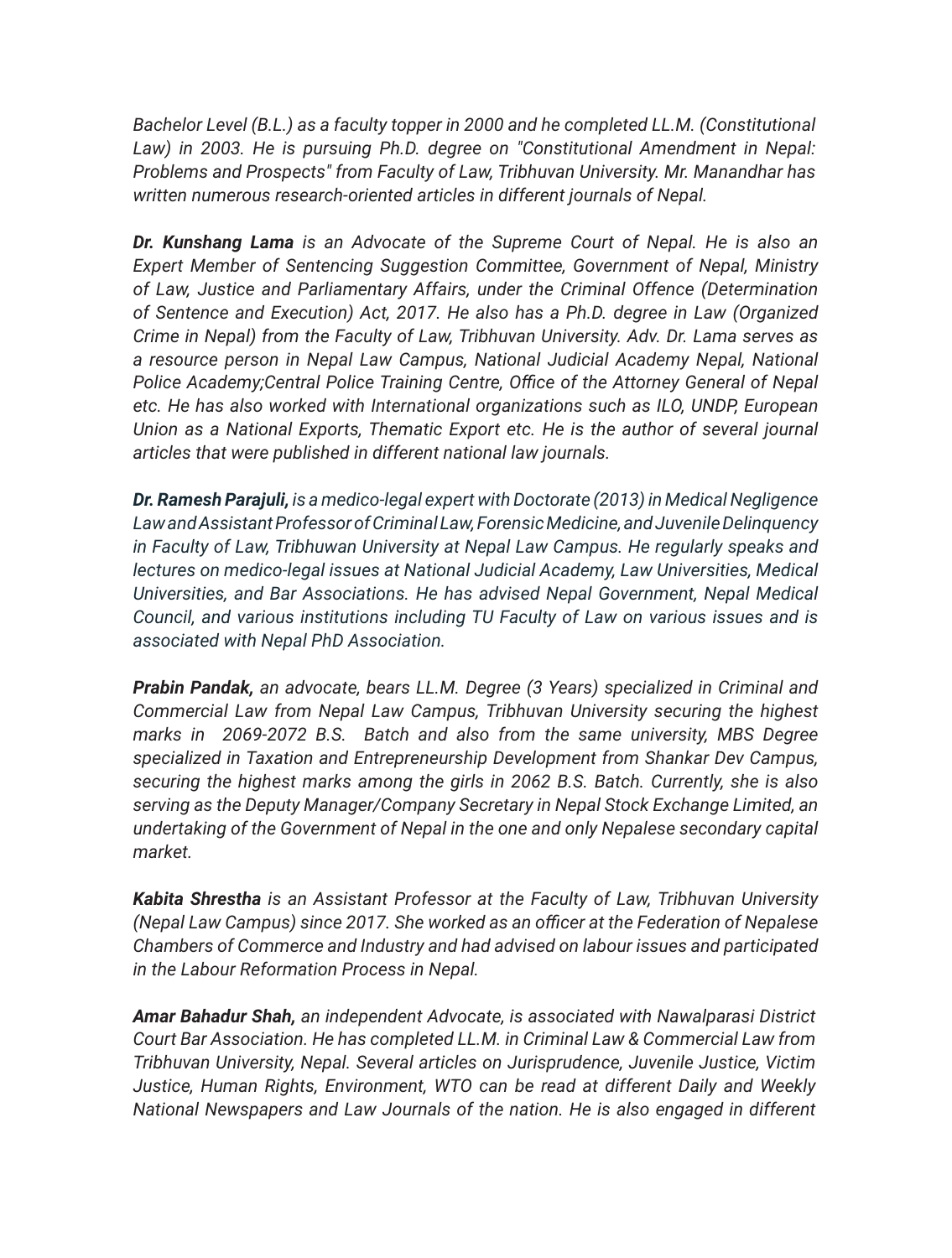*Bachelor Level (B.L.) as a faculty topper in 2000 and he completed LL.M. (Constitutional Law) in 2003. He is pursuing Ph.D. degree on "Constitutional Amendment in Nepal: Problems and Prospects" from Faculty of Law, Tribhuvan University. Mr. Manandhar has written numerous research-oriented articles in different journals of Nepal.*

***Dr. Kunshang Lama** is an Advocate of the Supreme Court of Nepal. He is also an Expert Member of Sentencing Suggestion Committee, Government of Nepal, Ministry of Law, Justice and Parliamentary Affairs, under the Criminal Offence (Determination of Sentence and Execution) Act, 2017. He also has a Ph.D. degree in Law (Organized Crime in Nepal) from the Faculty of Law, Tribhuvan University. Adv. Dr. Lama serves as a resource person in Nepal Law Campus, National Judicial Academy Nepal, National Police Academy;Central Police Training Centre, Office of the Attorney General of Nepal etc. He has also worked with International organizations such as ILO, UNDP, European Union as a National Exports, Thematic Export etc. He is the author of several journal articles that were published in different national law journals.*

***Dr. Ramesh Parajuli,** is a medico-legal expert with Doctorate (2013) in Medical Negligence Law and Assistant Professor of Criminal Law, Forensic Medicine, and Juvenile Delinquency in Faculty of Law, Tribhuwan University at Nepal Law Campus. He regularly speaks and lectures on medico-legal issues at National Judicial Academy, Law Universities, Medical Universities, and Bar Associations. He has advised Nepal Government, Nepal Medical Council, and various institutions including TU Faculty of Law on various issues and is associated with Nepal PhD Association.*

***Prabin Pandak,** an advocate, bears LL.M. Degree (3 Years) specialized in Criminal and Commercial Law from Nepal Law Campus, Tribhuvan University securing the highest marks in 2069-2072 B.S. Batch and also from the same university, MBS Degree specialized in Taxation and Entrepreneurship Development from Shankar Dev Campus, securing the highest marks among the girls in 2062 B.S. Batch. Currently, she is also serving as the Deputy Manager/Company Secretary in Nepal Stock Exchange Limited, an undertaking of the Government of Nepal in the one and only Nepalese secondary capital market.*

***Kabita Shrestha** is an Assistant Professor at the Faculty of Law, Tribhuvan University (Nepal Law Campus) since 2017. She worked as an officer at the Federation of Nepalese Chambers of Commerce and Industry and had advised on labour issues and participated in the Labour Reformation Process in Nepal.*

***Amar Bahadur Shah,** an independent Advocate, is associated with Nawalparasi District Court Bar Association. He has completed LL.M. in Criminal Law & Commercial Law from Tribhuvan University, Nepal. Several articles on Jurisprudence, Juvenile Justice, Victim Justice, Human Rights, Environment, WTO can be read at different Daily and Weekly National Newspapers and Law Journals of the nation. He is also engaged in different*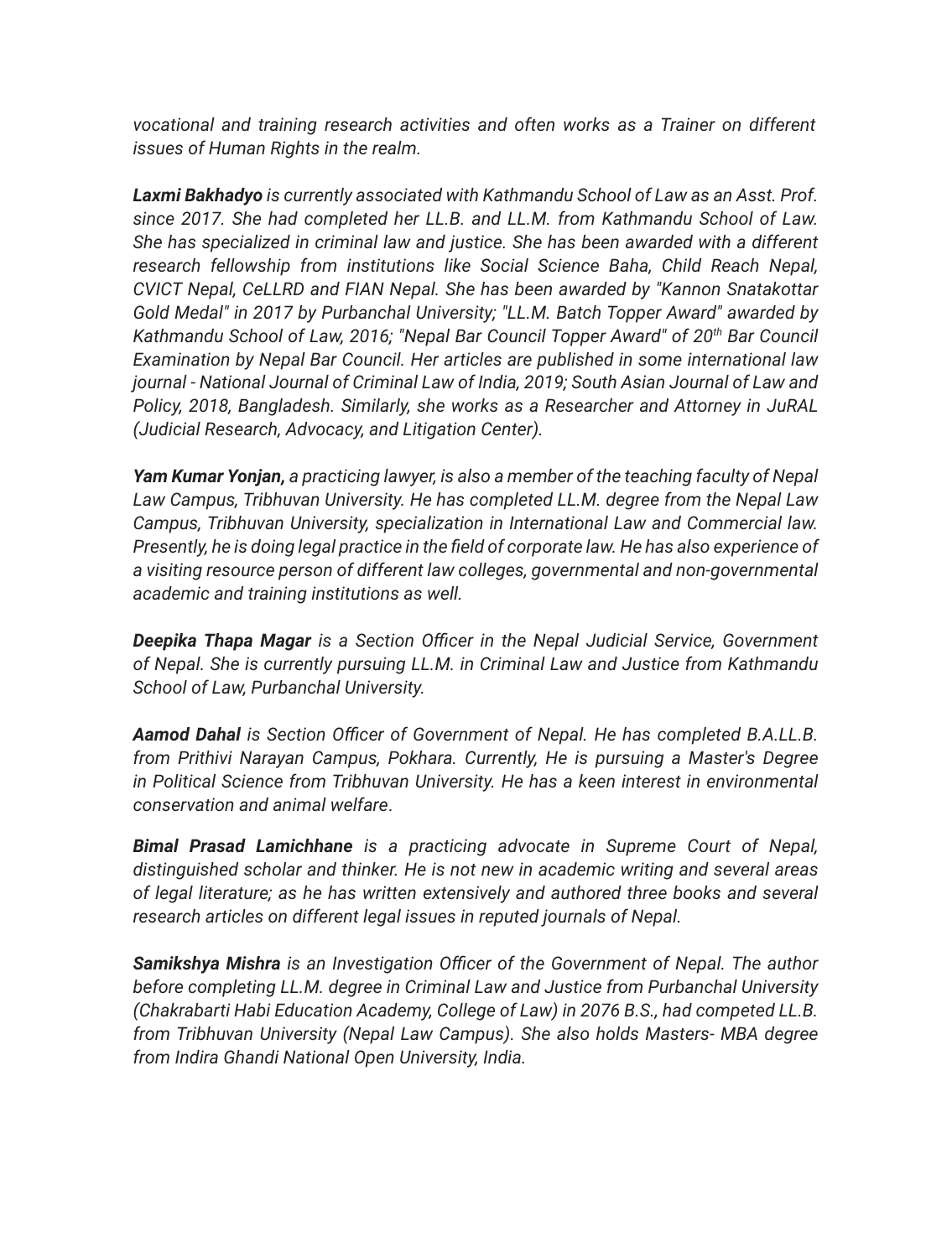*vocational and training research activities and often works as a Trainer on different issues of Human Rights in the realm.*

***Laxmi Bakhadyo*** *is currently associated with Kathmandu School of Law as an Asst. Prof. since 2017. She had completed her LL.B. and LL.M. from Kathmandu School of Law. She has specialized in criminal law and justice. She has been awarded with a different research fellowship from institutions like Social Science Baha, Child Reach Nepal, CVICT Nepal, CeLLRD and FIAN Nepal. She has been awarded by "Kannon Snatakottar Gold Medal" in 2017 by Purbanchal University; "LL.M. Batch Topper Award" awarded by Kathmandu School of Law, 2016; "Nepal Bar Council Topper Award" of 20th Bar Council Examination by Nepal Bar Council. Her articles are published in some international law journal - National Journal of Criminal Law of India, 2019; South Asian Journal of Law and Policy, 2018, Bangladesh. Similarly, she works as a Researcher and Attorney in JuRAL (Judicial Research, Advocacy, and Litigation Center).*

***Yam Kumar Yonjan,*** *a practicing lawyer, is also a member of the teaching faculty of Nepal Law Campus, Tribhuvan University. He has completed LL.M. degree from the Nepal Law Campus, Tribhuvan University, specialization in International Law and Commercial law. Presently, he is doing legal practice in the field of corporate law. He has also experience of a visiting resource person of different law colleges, governmental and non-governmental academic and training institutions as well.*

***Deepika Thapa Magar*** *is a Section Officer in the Nepal Judicial Service, Government of Nepal. She is currently pursuing LL.M. in Criminal Law and Justice from Kathmandu School of Law, Purbanchal University.*

***Aamod Dahal*** *is Section Officer of Government of Nepal. He has completed B.A.LL.B. from Prithivi Narayan Campus, Pokhara. Currently, He is pursuing a Master's Degree in Political Science from Tribhuvan University. He has a keen interest in environmental conservation and animal welfare*.

***Bimal Prasad Lamichhane*** *is a practicing advocate in Supreme Court of Nepal, distinguished scholar and thinker. He is not new in academic writing and several areas of legal literature; as he has written extensively and authored three books and several research articles on different legal issues in reputed journals of Nepal.*

***Samikshya Mishra*** *is an Investigation Officer of the Government of Nepal. The author before completing LL.M. degree in Criminal Law and Justice from Purbanchal University (Chakrabarti Habi Education Academy, College of Law) in 2076 B.S., had competed LL.B. from Tribhuvan University (Nepal Law Campus). She also holds Masters- MBA degree from Indira Ghandi National Open University, India.*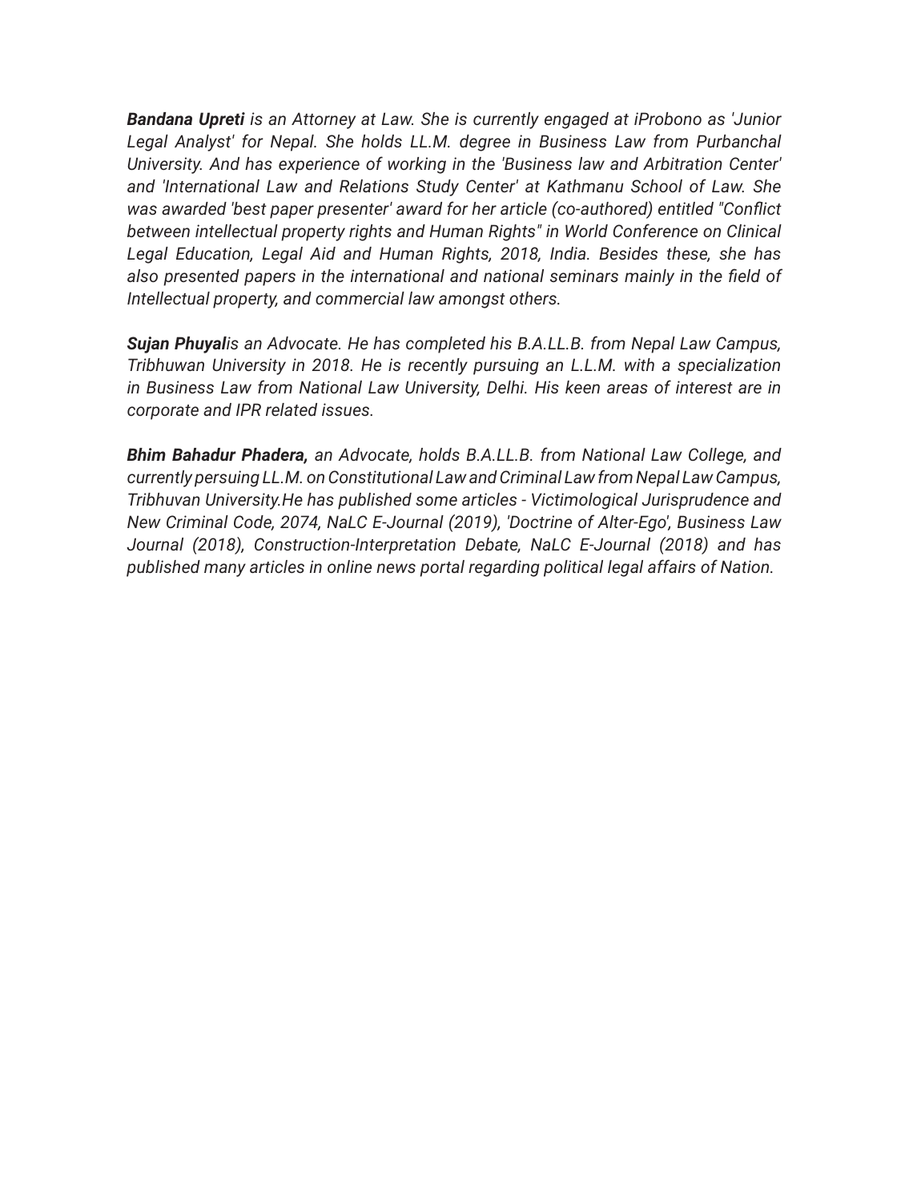***Bandana Upreti** is an Attorney at Law. She is currently engaged at iProbono as 'Junior Legal Analyst' for Nepal. She holds LL.M. degree in Business Law from Purbanchal University. And has experience of working in the 'Business law and Arbitration Center' and 'International Law and Relations Study Center' at Kathmanu School of Law. She was awarded 'best paper presenter' award for her article (co-authored) entitled "Conflict between intellectual property rights and Human Rights" in World Conference on Clinical Legal Education, Legal Aid and Human Rights, 2018, India. Besides these, she has also presented papers in the international and national seminars mainly in the field of Intellectual property, and commercial law amongst others.*

***Sujan Phuyal**is an Advocate. He has completed his B.A.LL.B. from Nepal Law Campus, Tribhuwan University in 2018. He is recently pursuing an L.L.M. with a specialization in Business Law from National Law University, Delhi. His keen areas of interest are in corporate and IPR related issues.*

***Bhim Bahadur Phadera,** an Advocate, holds B.A.LL.B. from National Law College, and currently persuing LL.M. on Constitutional Law and Criminal Law from Nepal Law Campus, Tribhuvan University.He has published some articles - Victimological Jurisprudence and New Criminal Code, 2074, NaLC E-Journal (2019), 'Doctrine of Alter-Ego', Business Law Journal (2018), Construction-Interpretation Debate, NaLC E-Journal (2018) and has published many articles in online news portal regarding political legal affairs of Nation.*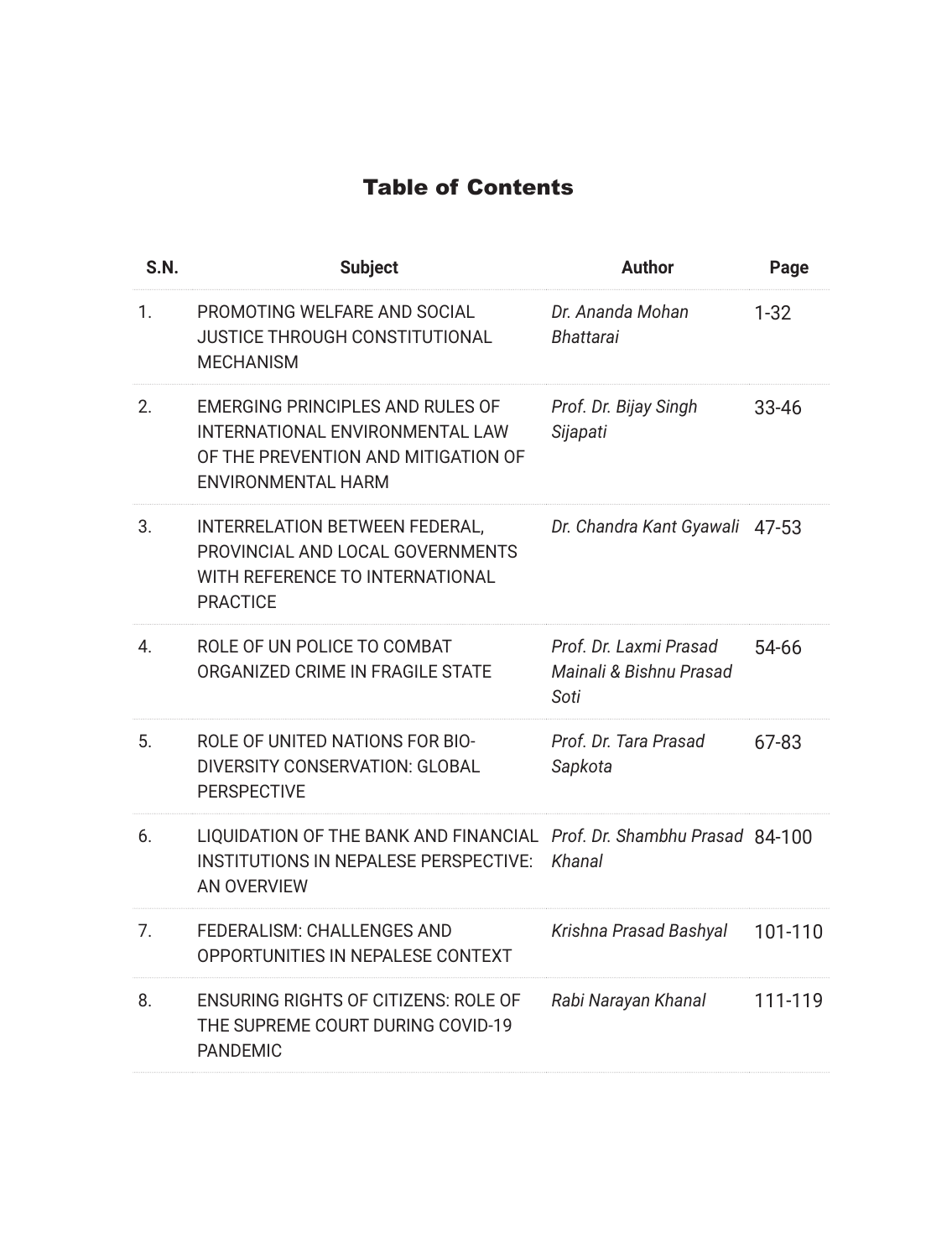## Table of Contents

| S.N. | Subject | Author | Page |
|---|---|---|---|
| 1. | PROMOTING WELFARE AND SOCIAL JUSTICE THROUGH CONSTITUTIONAL MECHANISM | *Dr. Ananda Mohan Bhattarai* | 1-32 |
| 2. | EMERGING PRINCIPLES AND RULES OF INTERNATIONAL ENVIRONMENTAL LAW OF THE PREVENTION AND MITIGATION OF ENVIRONMENTAL HARM | *Prof. Dr. Bijay Singh Sijapati* | 33-46 |
| 3. | INTERRELATION BETWEEN FEDERAL, PROVINCIAL AND LOCAL GOVERNMENTS WITH REFERENCE TO INTERNATIONAL PRACTICE | *Dr. Chandra Kant Gyawali* | 47-53 |
| 4. | ROLE OF UN POLICE TO COMBAT ORGANIZED CRIME IN FRAGILE STATE | *Prof. Dr. Laxmi Prasad Mainali & Bishnu Prasad Soti* | 54-66 |
| 5. | ROLE OF UNITED NATIONS FOR BIO-DIVERSITY CONSERVATION: GLOBAL PERSPECTIVE | *Prof. Dr. Tara Prasad Sapkota* | 67-83 |
| 6. | LIQUIDATION OF THE BANK AND FINANCIAL INSTITUTIONS IN NEPALESE PERSPECTIVE: AN OVERVIEW | *Prof. Dr. Shambhu Prasad Khanal* | 84-100 |
| 7. | FEDERALISM: CHALLENGES AND OPPORTUNITIES IN NEPALESE CONTEXT | *Krishna Prasad Bashyal* | 101-110 |
| 8. | ENSURING RIGHTS OF CITIZENS: ROLE OF THE SUPREME COURT DURING COVID-19 PANDEMIC | *Rabi Narayan Khanal* | 111-119 |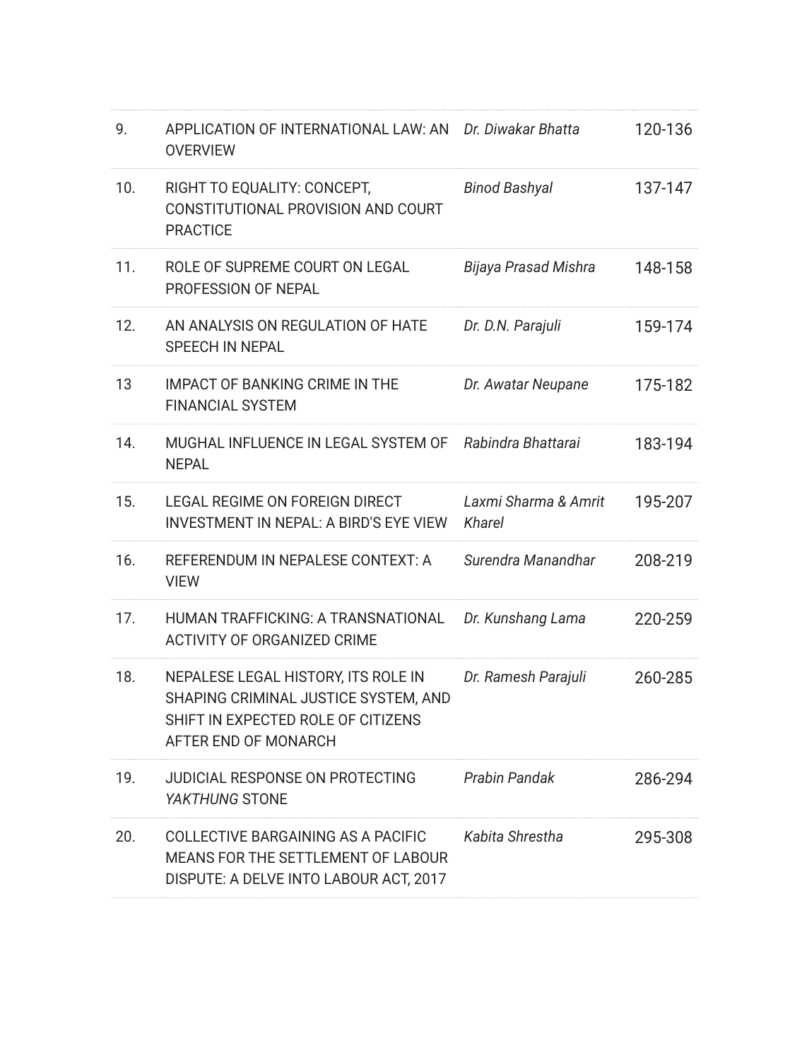| | | | |
|---|---|---|---|
| 9. | APPLICATION OF INTERNATIONAL LAW: AN OVERVIEW | *Dr. Diwakar Bhatta* | 120-136 |
| 10. | RIGHT TO EQUALITY: CONCEPT, CONSTITUTIONAL PROVISION AND COURT PRACTICE | *Binod Bashyal* | 137-147 |
| 11. | ROLE OF SUPREME COURT ON LEGAL PROFESSION OF NEPAL | *Bijaya Prasad Mishra* | 148-158 |
| 12. | AN ANALYSIS ON REGULATION OF HATE SPEECH IN NEPAL | *Dr. D.N. Parajuli* | 159-174 |
| 13 | IMPACT OF BANKING CRIME IN THE FINANCIAL SYSTEM | *Dr. Awatar Neupane* | 175-182 |
| 14. | MUGHAL INFLUENCE IN LEGAL SYSTEM OF NEPAL | *Rabindra Bhattarai* | 183-194 |
| 15. | LEGAL REGIME ON FOREIGN DIRECT INVESTMENT IN NEPAL: A BIRD'S EYE VIEW | *Laxmi Sharma & Amrit Kharel* | 195-207 |
| 16. | REFERENDUM IN NEPALESE CONTEXT: A VIEW | *Surendra Manandhar* | 208-219 |
| 17. | HUMAN TRAFFICKING: A TRANSNATIONAL ACTIVITY OF ORGANIZED CRIME | *Dr. Kunshang Lama* | 220-259 |
| 18. | NEPALESE LEGAL HISTORY, ITS ROLE IN SHAPING CRIMINAL JUSTICE SYSTEM, AND SHIFT IN EXPECTED ROLE OF CITIZENS AFTER END OF MONARCH | *Dr. Ramesh Parajuli* | 260-285 |
| 19. | JUDICIAL RESPONSE ON PROTECTING *YAKTHUNG* STONE | *Prabin Pandak* | 286-294 |
| 20. | COLLECTIVE BARGAINING AS A PACIFIC MEANS FOR THE SETTLEMENT OF LABOUR DISPUTE: A DELVE INTO LABOUR ACT, 2017 | *Kabita Shrestha* | 295-308 |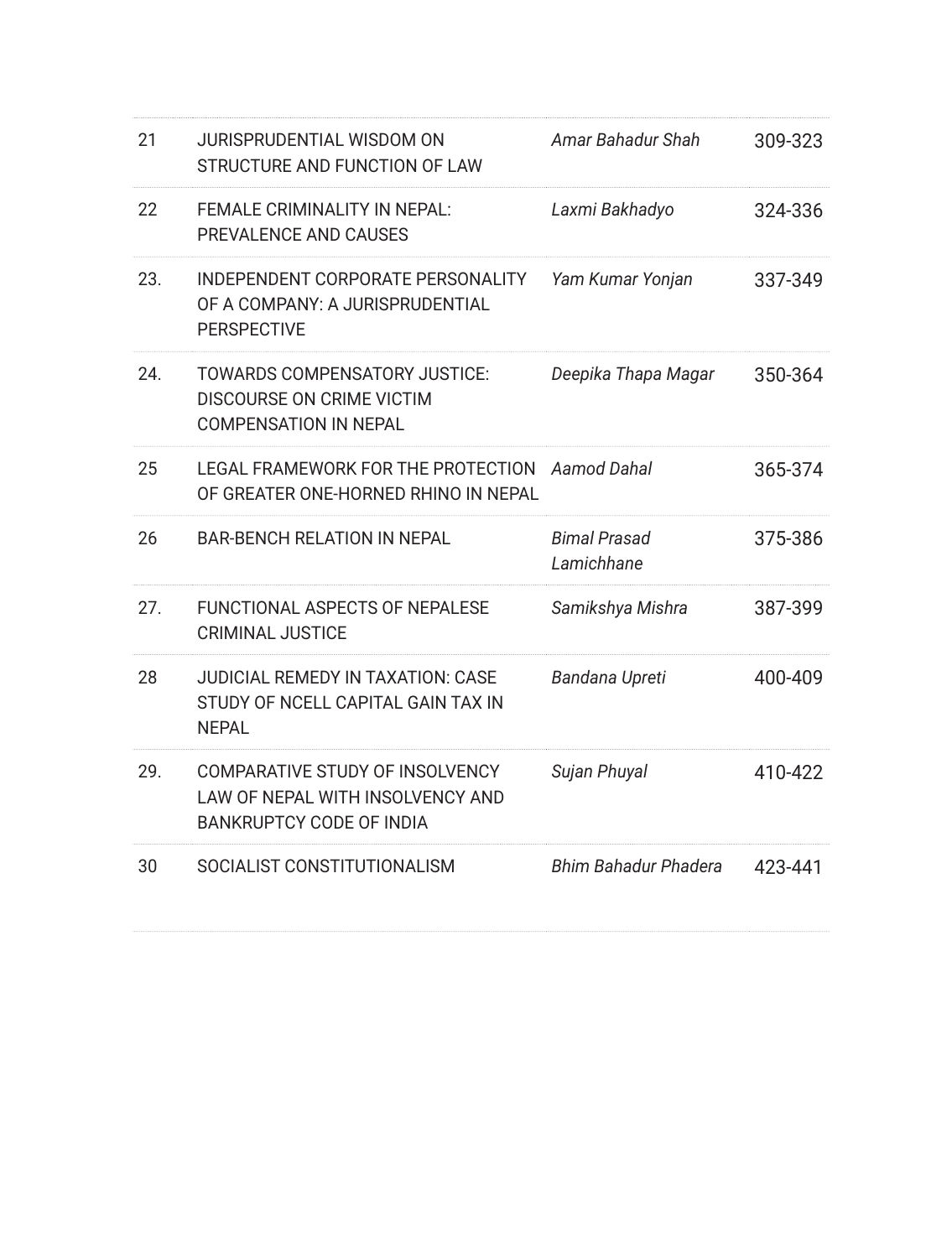| | | | |
|---|---|---|---|
| 21 | JURISPRUDENTIAL WISDOM ON STRUCTURE AND FUNCTION OF LAW | *Amar Bahadur Shah* | 309-323 |
| 22 | FEMALE CRIMINALITY IN NEPAL: PREVALENCE AND CAUSES | *Laxmi Bakhadyo* | 324-336 |
| 23. | INDEPENDENT CORPORATE PERSONALITY OF A COMPANY: A JURISPRUDENTIAL PERSPECTIVE | *Yam Kumar Yonjan* | 337-349 |
| 24. | TOWARDS COMPENSATORY JUSTICE: DISCOURSE ON CRIME VICTIM COMPENSATION IN NEPAL | *Deepika Thapa Magar* | 350-364 |
| 25 | LEGAL FRAMEWORK FOR THE PROTECTION OF GREATER ONE-HORNED RHINO IN NEPAL | *Aamod Dahal* | 365-374 |
| 26 | BAR-BENCH RELATION IN NEPAL | *Bimal Prasad Lamichhane* | 375-386 |
| 27. | FUNCTIONAL ASPECTS OF NEPALESE CRIMINAL JUSTICE | *Samikshya Mishra* | 387-399 |
| 28 | JUDICIAL REMEDY IN TAXATION: CASE STUDY OF NCELL CAPITAL GAIN TAX IN NEPAL | *Bandana Upreti* | 400-409 |
| 29. | COMPARATIVE STUDY OF INSOLVENCY LAW OF NEPAL WITH INSOLVENCY AND BANKRUPTCY CODE OF INDIA | *Sujan Phuyal* | 410-422 |
| 30 | SOCIALIST CONSTITUTIONALISM | *Bhim Bahadur Phadera* | 423-441 |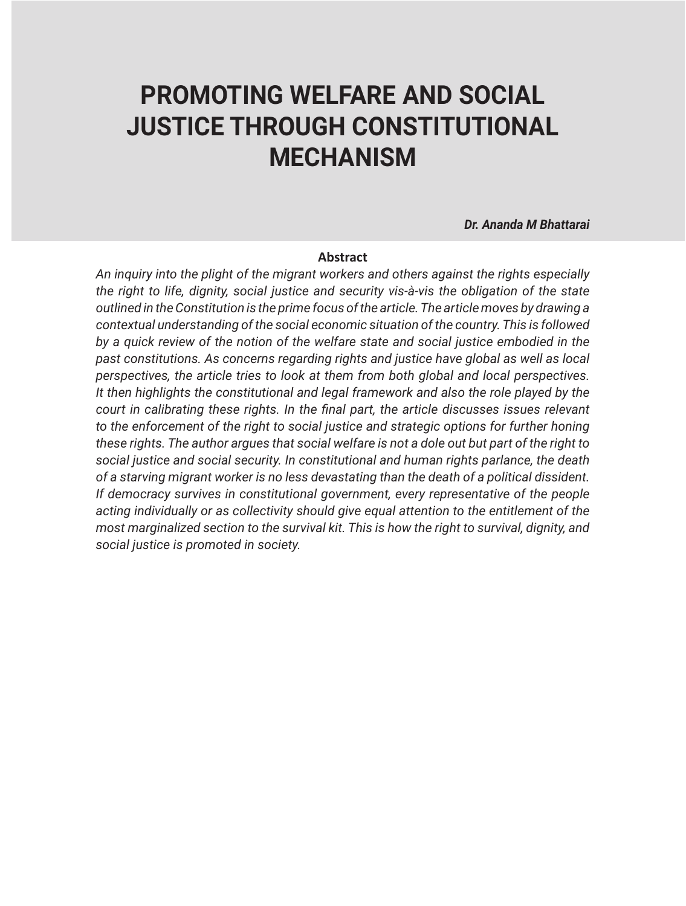# PROMOTING WELFARE AND SOCIAL JUSTICE THROUGH CONSTITUTIONAL MECHANISM

***Dr. Ananda M Bhattarai***

**Abstract**

*An inquiry into the plight of the migrant workers and others against the rights especially the right to life, dignity, social justice and security vis-à-vis the obligation of the state outlined in the Constitution is the prime focus of the article. The article moves by drawing a contextual understanding of the social economic situation of the country. This is followed by a quick review of the notion of the welfare state and social justice embodied in the past constitutions. As concerns regarding rights and justice have global as well as local perspectives, the article tries to look at them from both global and local perspectives. It then highlights the constitutional and legal framework and also the role played by the court in calibrating these rights. In the final part, the article discusses issues relevant to the enforcement of the right to social justice and strategic options for further honing these rights. The author argues that social welfare is not a dole out but part of the right to social justice and social security. In constitutional and human rights parlance, the death of a starving migrant worker is no less devastating than the death of a political dissident. If democracy survives in constitutional government, every representative of the people acting individually or as collectivity should give equal attention to the entitlement of the most marginalized section to the survival kit. This is how the right to survival, dignity, and social justice is promoted in society.*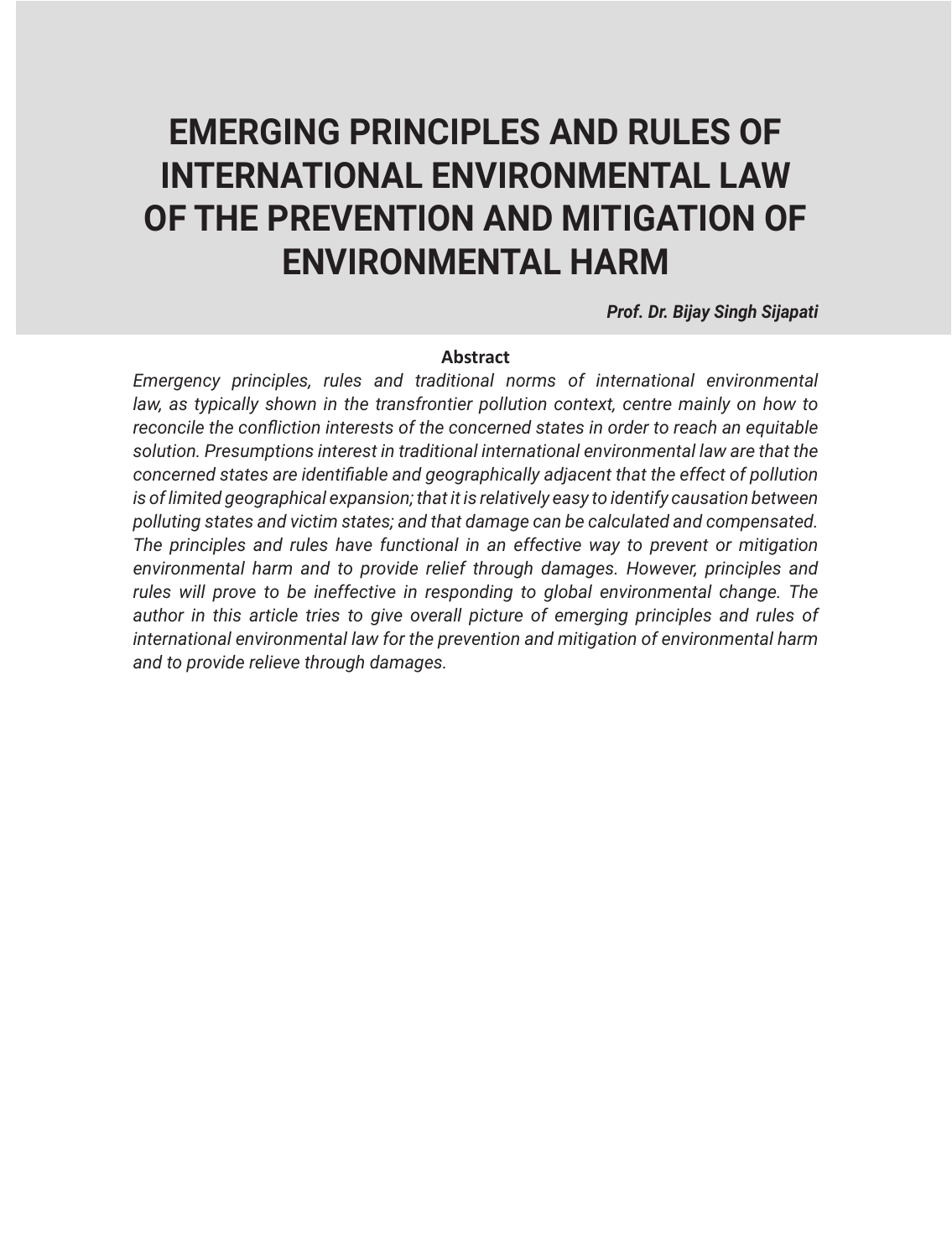# EMERGING PRINCIPLES AND RULES OF INTERNATIONAL ENVIRONMENTAL LAW OF THE PREVENTION AND MITIGATION OF ENVIRONMENTAL HARM

***Prof. Dr. Bijay Singh Sijapati***

**Abstract**

*Emergency principles, rules and traditional norms of international environmental law, as typically shown in the transfrontier pollution context, centre mainly on how to reconcile the confliction interests of the concerned states in order to reach an equitable solution. Presumptions interest in traditional international environmental law are that the concerned states are identifiable and geographically adjacent that the effect of pollution is of limited geographical expansion; that it is relatively easy to identify causation between polluting states and victim states; and that damage can be calculated and compensated. The principles and rules have functional in an effective way to prevent or mitigation environmental harm and to provide relief through damages. However, principles and rules will prove to be ineffective in responding to global environmental change. The author in this article tries to give overall picture of emerging principles and rules of international environmental law for the prevention and mitigation of environmental harm and to provide relieve through damages.*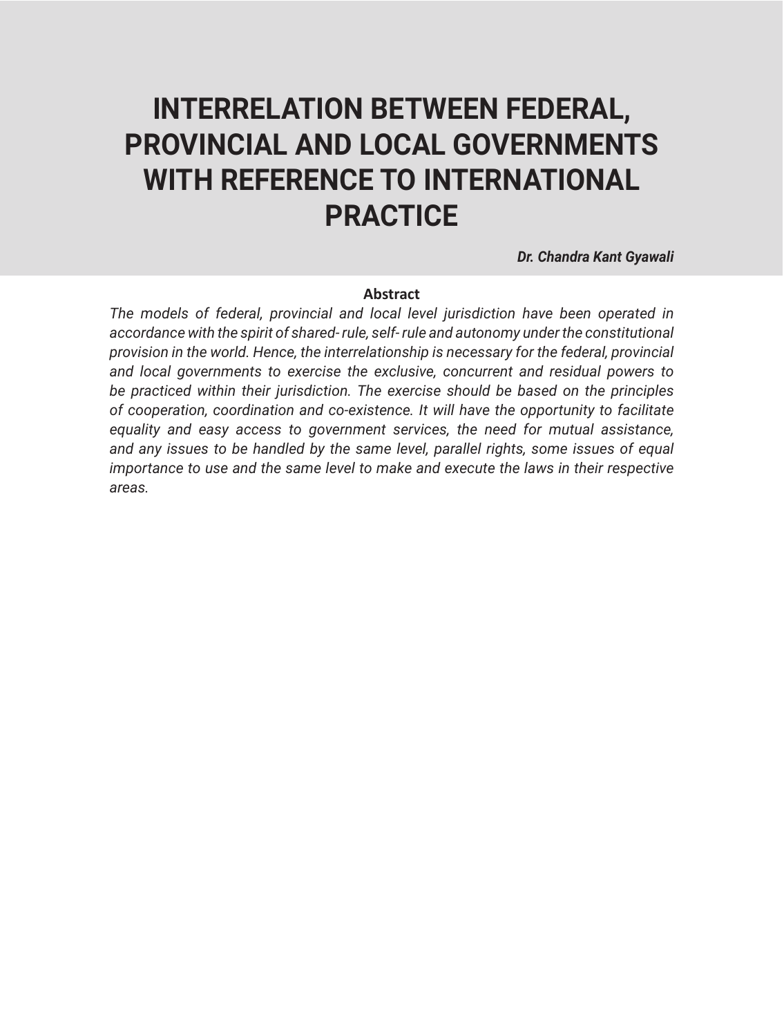# INTERRELATION BETWEEN FEDERAL, PROVINCIAL AND LOCAL GOVERNMENTS WITH REFERENCE TO INTERNATIONAL PRACTICE

***Dr. Chandra Kant Gyawali***

**Abstract**

*The models of federal, provincial and local level jurisdiction have been operated in accordance with the spirit of shared- rule, self- rule and autonomy under the constitutional provision in the world. Hence, the interrelationship is necessary for the federal, provincial and local governments to exercise the exclusive, concurrent and residual powers to be practiced within their jurisdiction. The exercise should be based on the principles of cooperation, coordination and co-existence. It will have the opportunity to facilitate equality and easy access to government services, the need for mutual assistance, and any issues to be handled by the same level, parallel rights, some issues of equal importance to use and the same level to make and execute the laws in their respective areas.*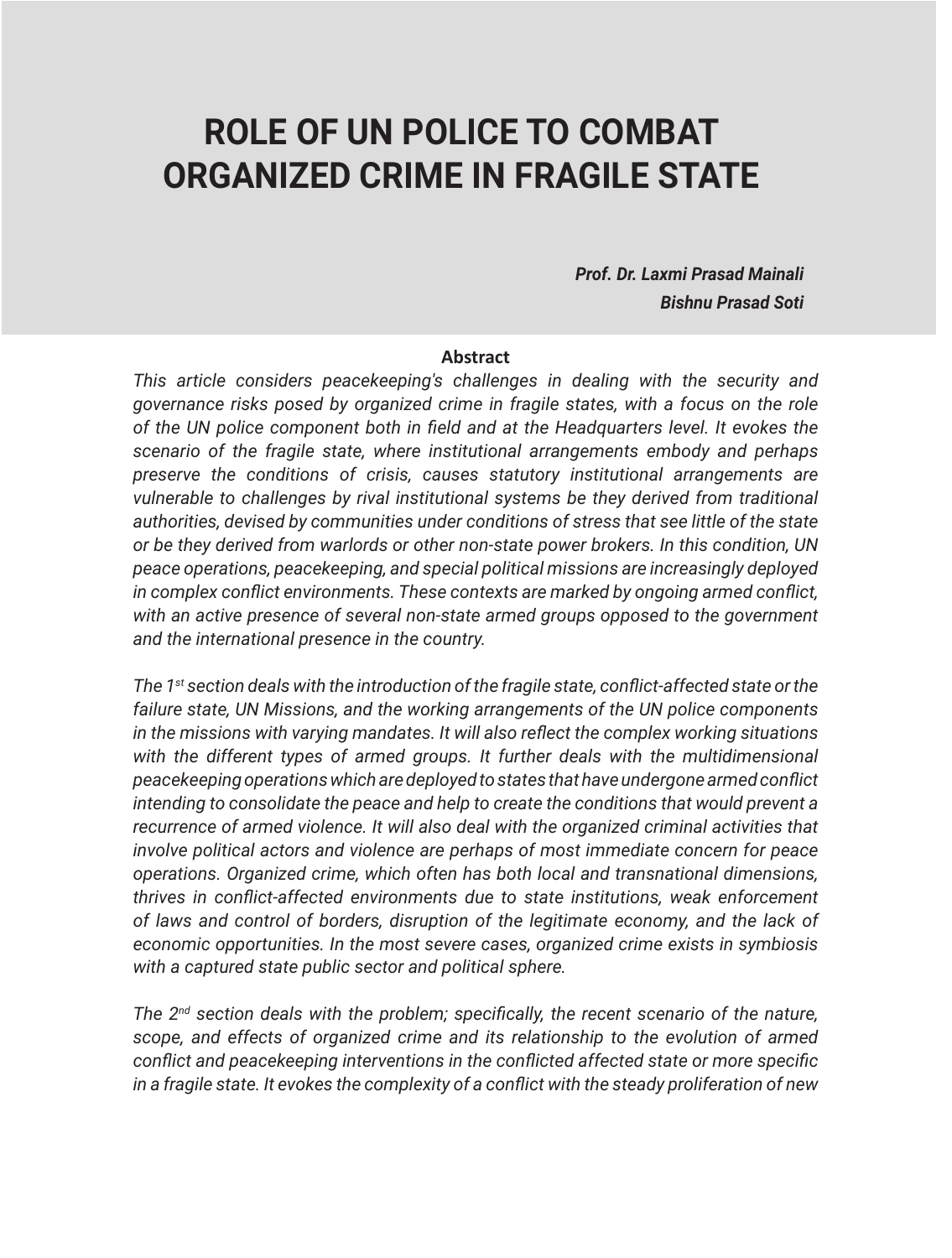# ROLE OF UN POLICE TO COMBAT ORGANIZED CRIME IN FRAGILE STATE

***Prof. Dr. Laxmi Prasad Mainali***
***Bishnu Prasad Soti***

**Abstract**

*This article considers peacekeeping's challenges in dealing with the security and governance risks posed by organized crime in fragile states, with a focus on the role of the UN police component both in field and at the Headquarters level. It evokes the scenario of the fragile state, where institutional arrangements embody and perhaps preserve the conditions of crisis, causes statutory institutional arrangements are vulnerable to challenges by rival institutional systems be they derived from traditional authorities, devised by communities under conditions of stress that see little of the state or be they derived from warlords or other non-state power brokers. In this condition, UN peace operations, peacekeeping, and special political missions are increasingly deployed in complex conflict environments. These contexts are marked by ongoing armed conflict, with an active presence of several non-state armed groups opposed to the government and the international presence in the country.*

*The 1st section deals with the introduction of the fragile state, conflict-affected state or the failure state, UN Missions, and the working arrangements of the UN police components in the missions with varying mandates. It will also reflect the complex working situations with the different types of armed groups. It further deals with the multidimensional peacekeeping operations which are deployed to states that have undergone armed conflict intending to consolidate the peace and help to create the conditions that would prevent a recurrence of armed violence. It will also deal with the organized criminal activities that involve political actors and violence are perhaps of most immediate concern for peace operations. Organized crime, which often has both local and transnational dimensions, thrives in conflict-affected environments due to state institutions, weak enforcement of laws and control of borders, disruption of the legitimate economy, and the lack of economic opportunities. In the most severe cases, organized crime exists in symbiosis with a captured state public sector and political sphere.*

*The 2nd section deals with the problem; specifically, the recent scenario of the nature, scope, and effects of organized crime and its relationship to the evolution of armed conflict and peacekeeping interventions in the conflicted affected state or more specific in a fragile state. It evokes the complexity of a conflict with the steady proliferation of new*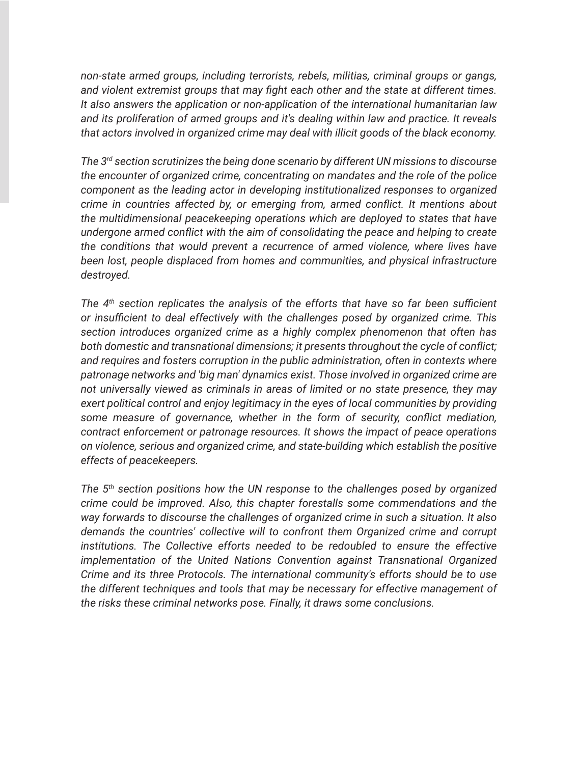*non-state armed groups, including terrorists, rebels, militias, criminal groups or gangs, and violent extremist groups that may fight each other and the state at different times. It also answers the application or non-application of the international humanitarian law and its proliferation of armed groups and it's dealing within law and practice. It reveals that actors involved in organized crime may deal with illicit goods of the black economy.*

*The 3rd section scrutinizes the being done scenario by different UN missions to discourse the encounter of organized crime, concentrating on mandates and the role of the police component as the leading actor in developing institutionalized responses to organized crime in countries affected by, or emerging from, armed conflict. It mentions about the multidimensional peacekeeping operations which are deployed to states that have undergone armed conflict with the aim of consolidating the peace and helping to create the conditions that would prevent a recurrence of armed violence, where lives have been lost, people displaced from homes and communities, and physical infrastructure destroyed.*

*The 4th section replicates the analysis of the efforts that have so far been sufficient or insufficient to deal effectively with the challenges posed by organized crime. This section introduces organized crime as a highly complex phenomenon that often has both domestic and transnational dimensions; it presents throughout the cycle of conflict; and requires and fosters corruption in the public administration, often in contexts where patronage networks and 'big man' dynamics exist. Those involved in organized crime are not universally viewed as criminals in areas of limited or no state presence, they may exert political control and enjoy legitimacy in the eyes of local communities by providing some measure of governance, whether in the form of security, conflict mediation, contract enforcement or patronage resources. It shows the impact of peace operations on violence, serious and organized crime, and state-building which establish the positive effects of peacekeepers.*

*The 5th section positions how the UN response to the challenges posed by organized crime could be improved. Also, this chapter forestalls some commendations and the way forwards to discourse the challenges of organized crime in such a situation. It also demands the countries' collective will to confront them Organized crime and corrupt institutions. The Collective efforts needed to be redoubled to ensure the effective implementation of the United Nations Convention against Transnational Organized Crime and its three Protocols. The international community's efforts should be to use the different techniques and tools that may be necessary for effective management of the risks these criminal networks pose. Finally, it draws some conclusions.*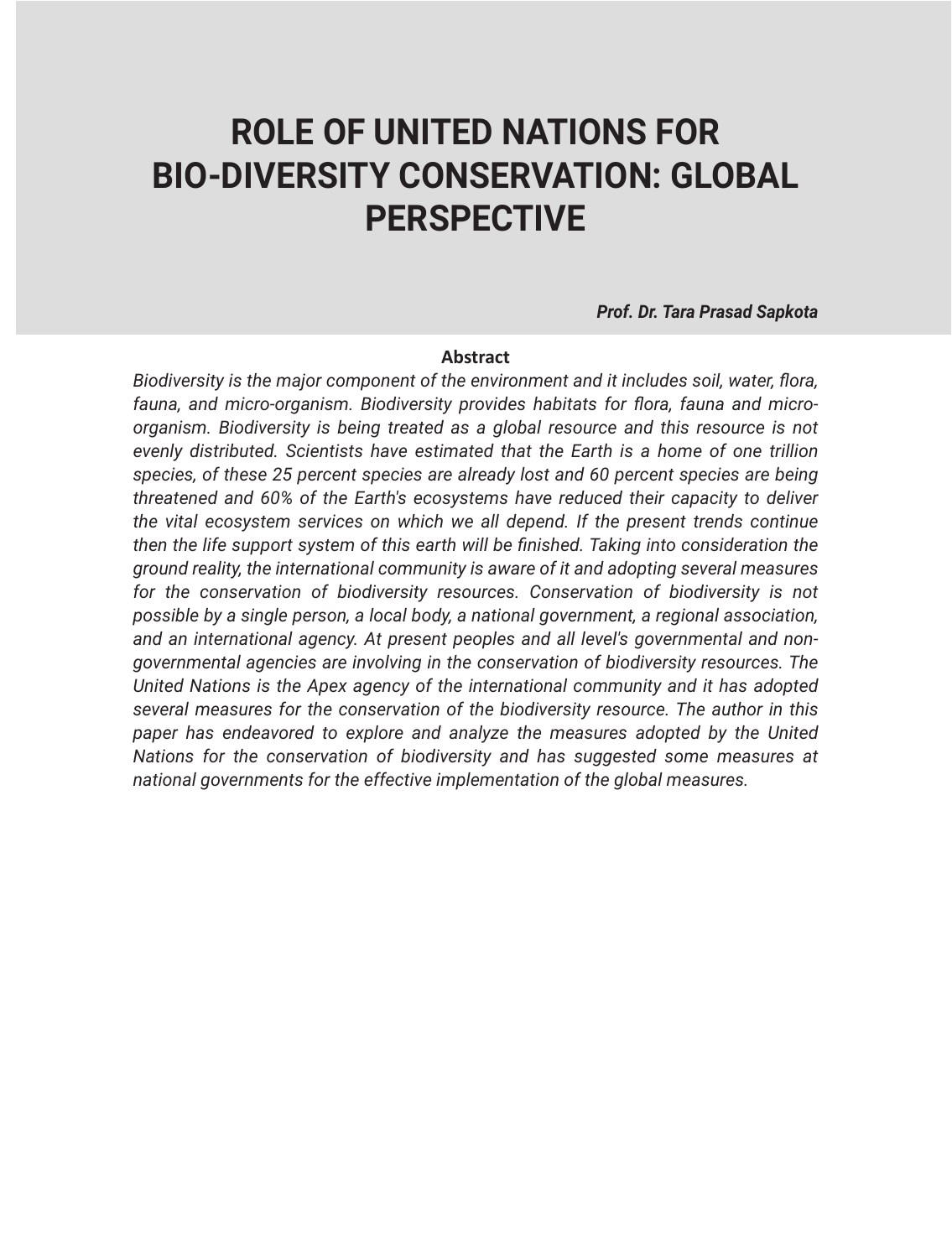# ROLE OF UNITED NATIONS FOR BIO-DIVERSITY CONSERVATION: GLOBAL PERSPECTIVE

***Prof. Dr. Tara Prasad Sapkota***

**Abstract**

*Biodiversity is the major component of the environment and it includes soil, water, flora, fauna, and micro-organism. Biodiversity provides habitats for flora, fauna and micro-organism. Biodiversity is being treated as a global resource and this resource is not evenly distributed. Scientists have estimated that the Earth is a home of one trillion species, of these 25 percent species are already lost and 60 percent species are being threatened and 60% of the Earth's ecosystems have reduced their capacity to deliver the vital ecosystem services on which we all depend. If the present trends continue then the life support system of this earth will be finished. Taking into consideration the ground reality, the international community is aware of it and adopting several measures for the conservation of biodiversity resources. Conservation of biodiversity is not possible by a single person, a local body, a national government, a regional association, and an international agency. At present peoples and all level's governmental and non-governmental agencies are involving in the conservation of biodiversity resources. The United Nations is the Apex agency of the international community and it has adopted several measures for the conservation of the biodiversity resource. The author in this paper has endeavored to explore and analyze the measures adopted by the United Nations for the conservation of biodiversity and has suggested some measures at national governments for the effective implementation of the global measures.*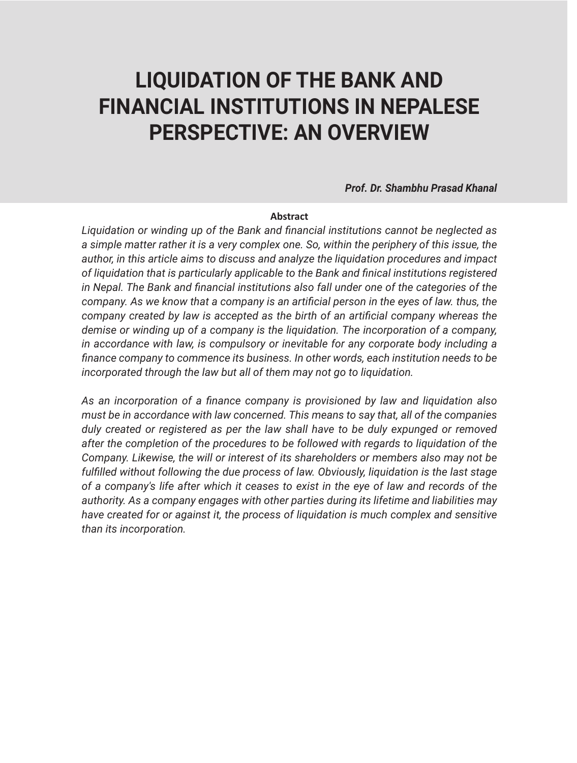# LIQUIDATION OF THE BANK AND FINANCIAL INSTITUTIONS IN NEPALESE PERSPECTIVE: AN OVERVIEW

***Prof. Dr. Shambhu Prasad Khanal***

**Abstract**

*Liquidation or winding up of the Bank and financial institutions cannot be neglected as a simple matter rather it is a very complex one. So, within the periphery of this issue, the author, in this article aims to discuss and analyze the liquidation procedures and impact of liquidation that is particularly applicable to the Bank and finical institutions registered in Nepal. The Bank and financial institutions also fall under one of the categories of the company. As we know that a company is an artificial person in the eyes of law. thus, the company created by law is accepted as the birth of an artificial company whereas the demise or winding up of a company is the liquidation. The incorporation of a company, in accordance with law, is compulsory or inevitable for any corporate body including a finance company to commence its business. In other words, each institution needs to be incorporated through the law but all of them may not go to liquidation.*

*As an incorporation of a finance company is provisioned by law and liquidation also must be in accordance with law concerned. This means to say that, all of the companies duly created or registered as per the law shall have to be duly expunged or removed after the completion of the procedures to be followed with regards to liquidation of the Company. Likewise, the will or interest of its shareholders or members also may not be fulfilled without following the due process of law. Obviously, liquidation is the last stage of a company's life after which it ceases to exist in the eye of law and records of the authority. As a company engages with other parties during its lifetime and liabilities may have created for or against it, the process of liquidation is much complex and sensitive than its incorporation.*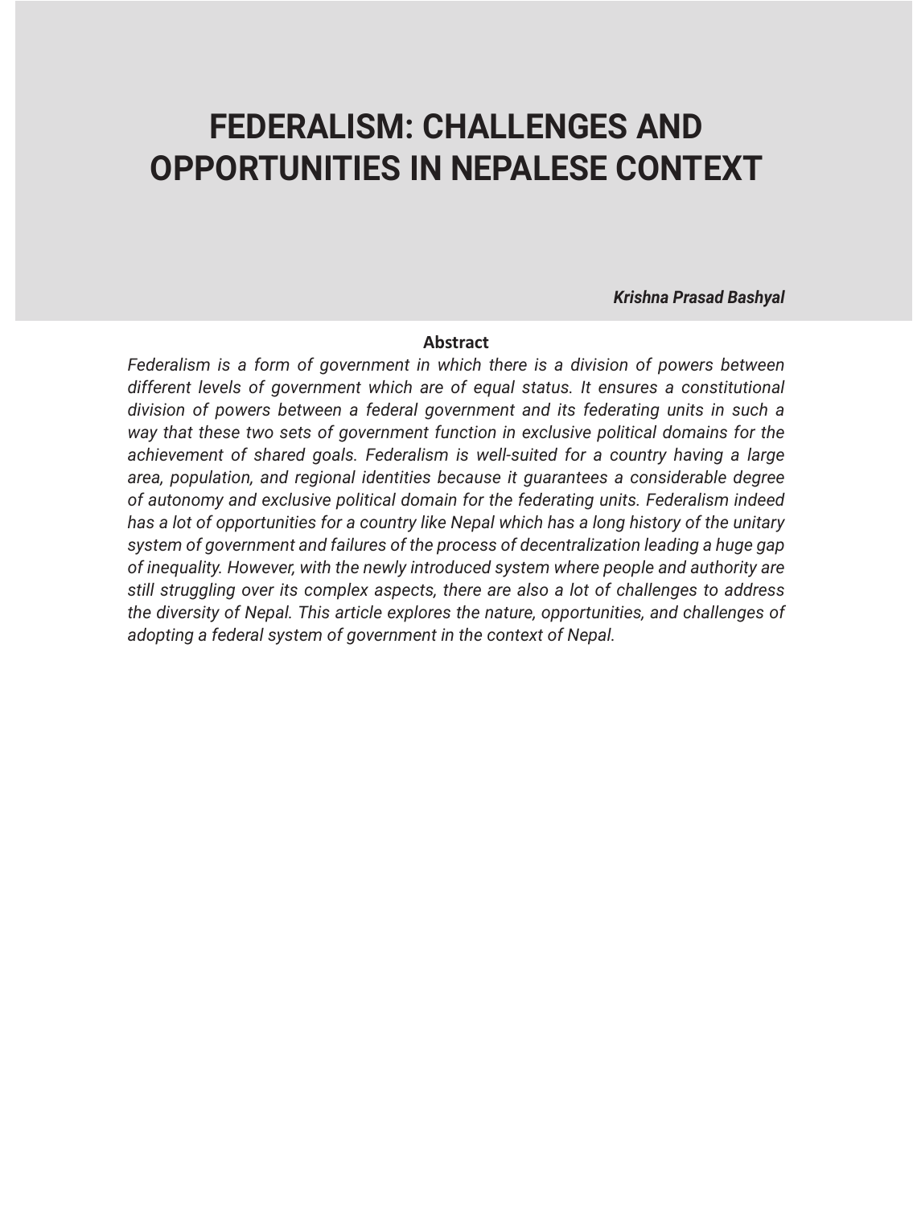# FEDERALISM: CHALLENGES AND OPPORTUNITIES IN NEPALESE CONTEXT

***Krishna Prasad Bashyal***

**Abstract**

*Federalism is a form of government in which there is a division of powers between different levels of government which are of equal status. It ensures a constitutional division of powers between a federal government and its federating units in such a way that these two sets of government function in exclusive political domains for the achievement of shared goals. Federalism is well-suited for a country having a large area, population, and regional identities because it guarantees a considerable degree of autonomy and exclusive political domain for the federating units. Federalism indeed has a lot of opportunities for a country like Nepal which has a long history of the unitary system of government and failures of the process of decentralization leading a huge gap of inequality. However, with the newly introduced system where people and authority are still struggling over its complex aspects, there are also a lot of challenges to address the diversity of Nepal. This article explores the nature, opportunities, and challenges of adopting a federal system of government in the context of Nepal.*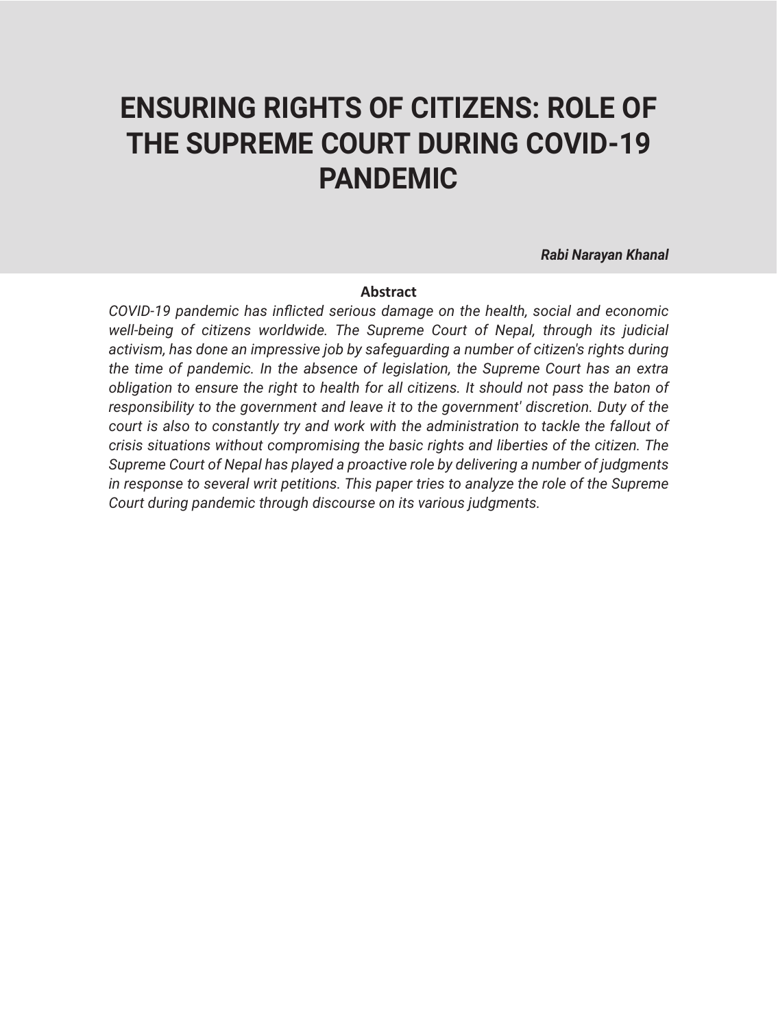# ENSURING RIGHTS OF CITIZENS: ROLE OF THE SUPREME COURT DURING COVID-19 PANDEMIC

***Rabi Narayan Khanal***

**Abstract**

*COVID-19 pandemic has inflicted serious damage on the health, social and economic well-being of citizens worldwide. The Supreme Court of Nepal, through its judicial activism, has done an impressive job by safeguarding a number of citizen's rights during the time of pandemic. In the absence of legislation, the Supreme Court has an extra obligation to ensure the right to health for all citizens. It should not pass the baton of responsibility to the government and leave it to the government' discretion. Duty of the court is also to constantly try and work with the administration to tackle the fallout of crisis situations without compromising the basic rights and liberties of the citizen. The Supreme Court of Nepal has played a proactive role by delivering a number of judgments in response to several writ petitions. This paper tries to analyze the role of the Supreme Court during pandemic through discourse on its various judgments.*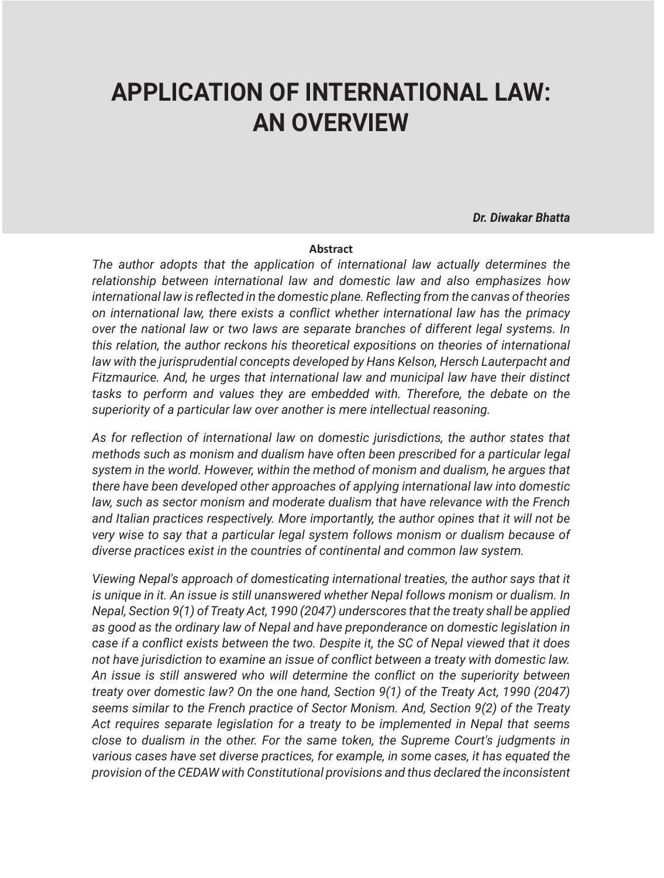# APPLICATION OF INTERNATIONAL LAW: AN OVERVIEW

***Dr. Diwakar Bhatta***

**Abstract**

*The author adopts that the application of international law actually determines the relationship between international law and domestic law and also emphasizes how international law is reflected in the domestic plane. Reflecting from the canvas of theories on international law, there exists a conflict whether international law has the primacy over the national law or two laws are separate branches of different legal systems. In this relation, the author reckons his theoretical expositions on theories of international law with the jurisprudential concepts developed by Hans Kelson, Hersch Lauterpacht and Fitzmaurice. And, he urges that international law and municipal law have their distinct tasks to perform and values they are embedded with. Therefore, the debate on the superiority of a particular law over another is mere intellectual reasoning.*

*As for reflection of international law on domestic jurisdictions, the author states that methods such as monism and dualism have often been prescribed for a particular legal system in the world. However, within the method of monism and dualism, he argues that there have been developed other approaches of applying international law into domestic law, such as sector monism and moderate dualism that have relevance with the French and Italian practices respectively. More importantly, the author opines that it will not be very wise to say that a particular legal system follows monism or dualism because of diverse practices exist in the countries of continental and common law system.*

*Viewing Nepal's approach of domesticating international treaties, the author says that it is unique in it. An issue is still unanswered whether Nepal follows monism or dualism. In Nepal, Section 9(1) of Treaty Act, 1990 (2047) underscores that the treaty shall be applied as good as the ordinary law of Nepal and have preponderance on domestic legislation in case if a conflict exists between the two. Despite it, the SC of Nepal viewed that it does not have jurisdiction to examine an issue of conflict between a treaty with domestic law. An issue is still answered who will determine the conflict on the superiority between treaty over domestic law? On the one hand, Section 9(1) of the Treaty Act, 1990 (2047) seems similar to the French practice of Sector Monism. And, Section 9(2) of the Treaty Act requires separate legislation for a treaty to be implemented in Nepal that seems close to dualism in the other. For the same token, the Supreme Court's judgments in various cases have set diverse practices, for example, in some cases, it has equated the provision of the CEDAW with Constitutional provisions and thus declared the inconsistent*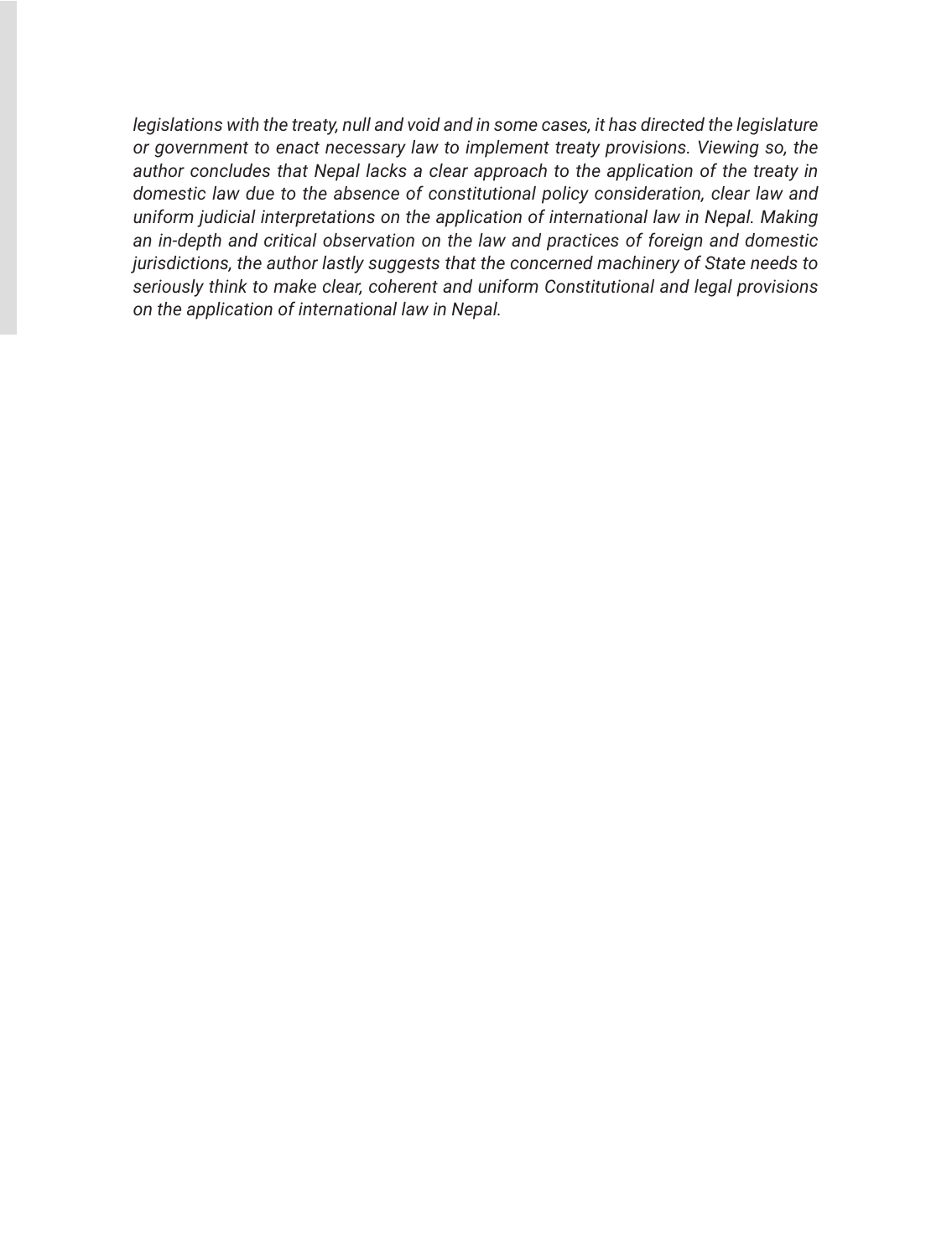*legislations with the treaty, null and void and in some cases, it has directed the legislature or government to enact necessary law to implement treaty provisions. Viewing so, the author concludes that Nepal lacks a clear approach to the application of the treaty in domestic law due to the absence of constitutional policy consideration, clear law and uniform judicial interpretations on the application of international law in Nepal. Making an in-depth and critical observation on the law and practices of foreign and domestic jurisdictions, the author lastly suggests that the concerned machinery of State needs to seriously think to make clear, coherent and uniform Constitutional and legal provisions on the application of international law in Nepal.*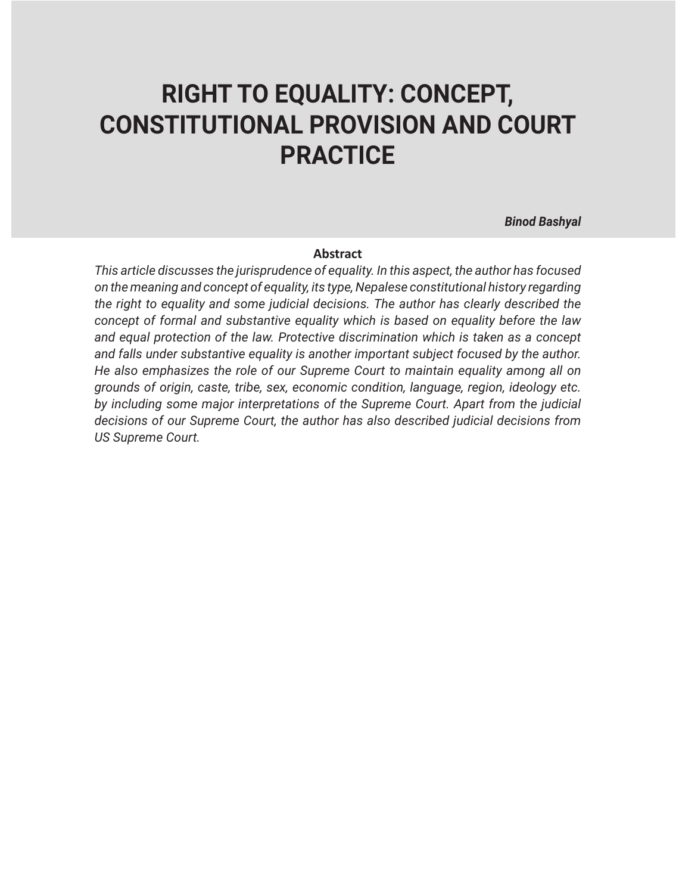# RIGHT TO EQUALITY: CONCEPT, CONSTITUTIONAL PROVISION AND COURT PRACTICE

***Binod Bashyal***

**Abstract**

*This article discusses the jurisprudence of equality. In this aspect, the author has focused on the meaning and concept of equality, its type, Nepalese constitutional history regarding the right to equality and some judicial decisions. The author has clearly described the concept of formal and substantive equality which is based on equality before the law and equal protection of the law. Protective discrimination which is taken as a concept and falls under substantive equality is another important subject focused by the author. He also emphasizes the role of our Supreme Court to maintain equality among all on grounds of origin, caste, tribe, sex, economic condition, language, region, ideology etc. by including some major interpretations of the Supreme Court. Apart from the judicial decisions of our Supreme Court, the author has also described judicial decisions from US Supreme Court.*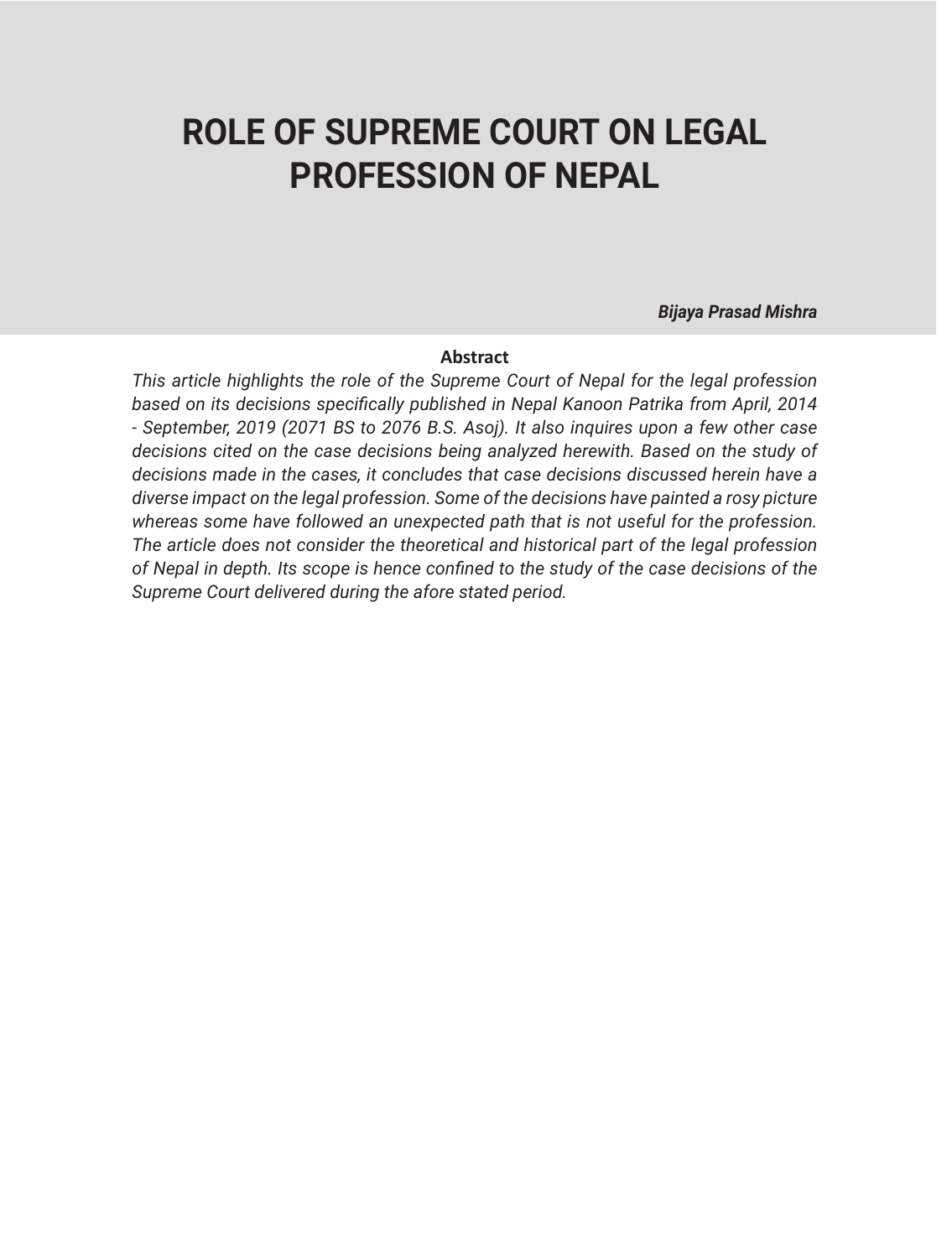# ROLE OF SUPREME COURT ON LEGAL PROFESSION OF NEPAL

***Bijaya Prasad Mishra***

**Abstract**

*This article highlights the role of the Supreme Court of Nepal for the legal profession based on its decisions specifically published in Nepal Kanoon Patrika from April, 2014 - September, 2019 (2071 BS to 2076 B.S. Asoj). It also inquires upon a few other case decisions cited on the case decisions being analyzed herewith. Based on the study of decisions made in the cases, it concludes that case decisions discussed herein have a diverse impact on the legal profession. Some of the decisions have painted a rosy picture whereas some have followed an unexpected path that is not useful for the profession. The article does not consider the theoretical and historical part of the legal profession of Nepal in depth. Its scope is hence confined to the study of the case decisions of the Supreme Court delivered during the afore stated period.*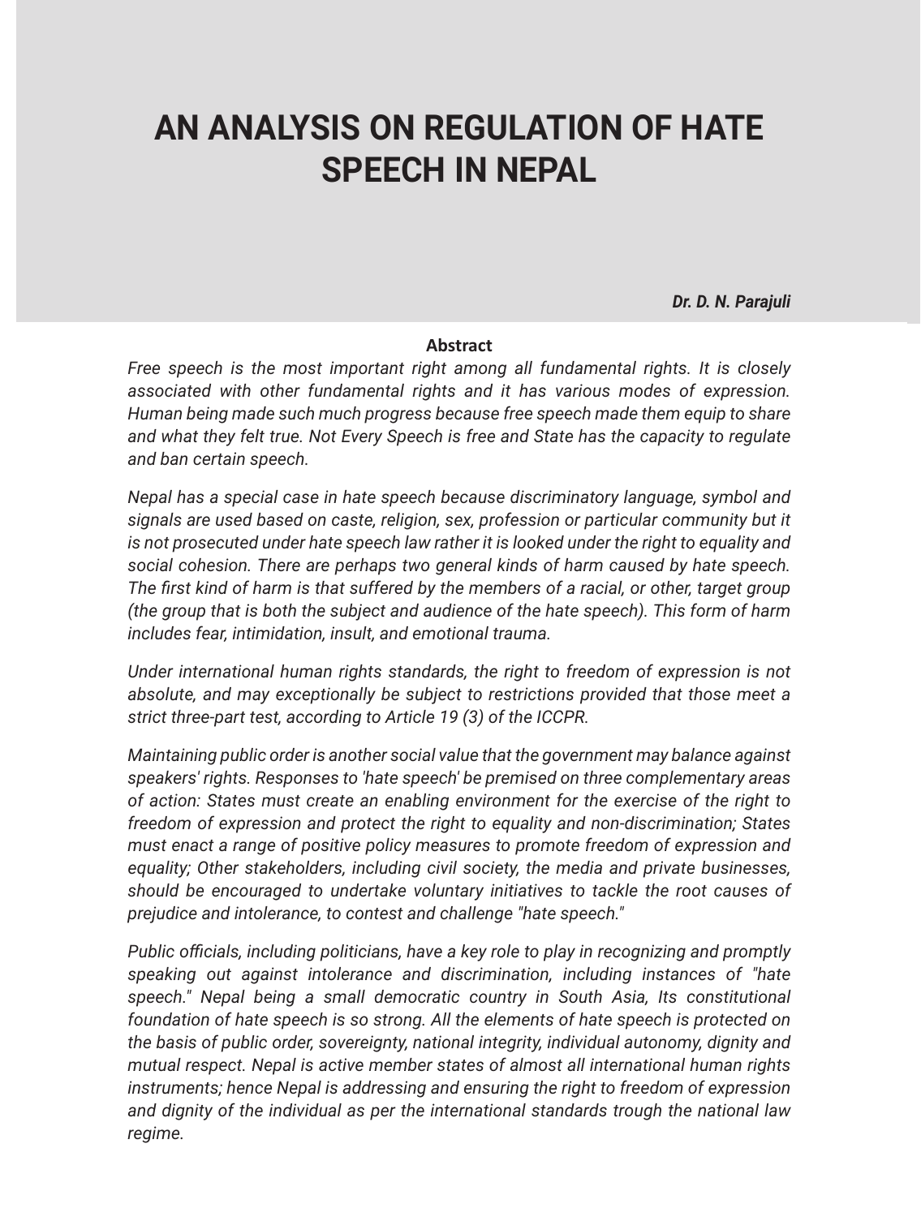# AN ANALYSIS ON REGULATION OF HATE SPEECH IN NEPAL

***Dr. D. N. Parajuli***

**Abstract**

*Free speech is the most important right among all fundamental rights. It is closely associated with other fundamental rights and it has various modes of expression. Human being made such much progress because free speech made them equip to share and what they felt true. Not Every Speech is free and State has the capacity to regulate and ban certain speech.*

*Nepal has a special case in hate speech because discriminatory language, symbol and signals are used based on caste, religion, sex, profession or particular community but it is not prosecuted under hate speech law rather it is looked under the right to equality and social cohesion. There are perhaps two general kinds of harm caused by hate speech. The first kind of harm is that suffered by the members of a racial, or other, target group (the group that is both the subject and audience of the hate speech). This form of harm includes fear, intimidation, insult, and emotional trauma.*

*Under international human rights standards, the right to freedom of expression is not absolute, and may exceptionally be subject to restrictions provided that those meet a strict three-part test, according to Article 19 (3) of the ICCPR.*

*Maintaining public order is another social value that the government may balance against speakers' rights. Responses to 'hate speech' be premised on three complementary areas of action: States must create an enabling environment for the exercise of the right to freedom of expression and protect the right to equality and non-discrimination; States must enact a range of positive policy measures to promote freedom of expression and equality; Other stakeholders, including civil society, the media and private businesses, should be encouraged to undertake voluntary initiatives to tackle the root causes of prejudice and intolerance, to contest and challenge "hate speech."*

*Public officials, including politicians, have a key role to play in recognizing and promptly speaking out against intolerance and discrimination, including instances of "hate speech." Nepal being a small democratic country in South Asia, Its constitutional foundation of hate speech is so strong. All the elements of hate speech is protected on the basis of public order, sovereignty, national integrity, individual autonomy, dignity and mutual respect. Nepal is active member states of almost all international human rights instruments; hence Nepal is addressing and ensuring the right to freedom of expression and dignity of the individual as per the international standards trough the national law regime.*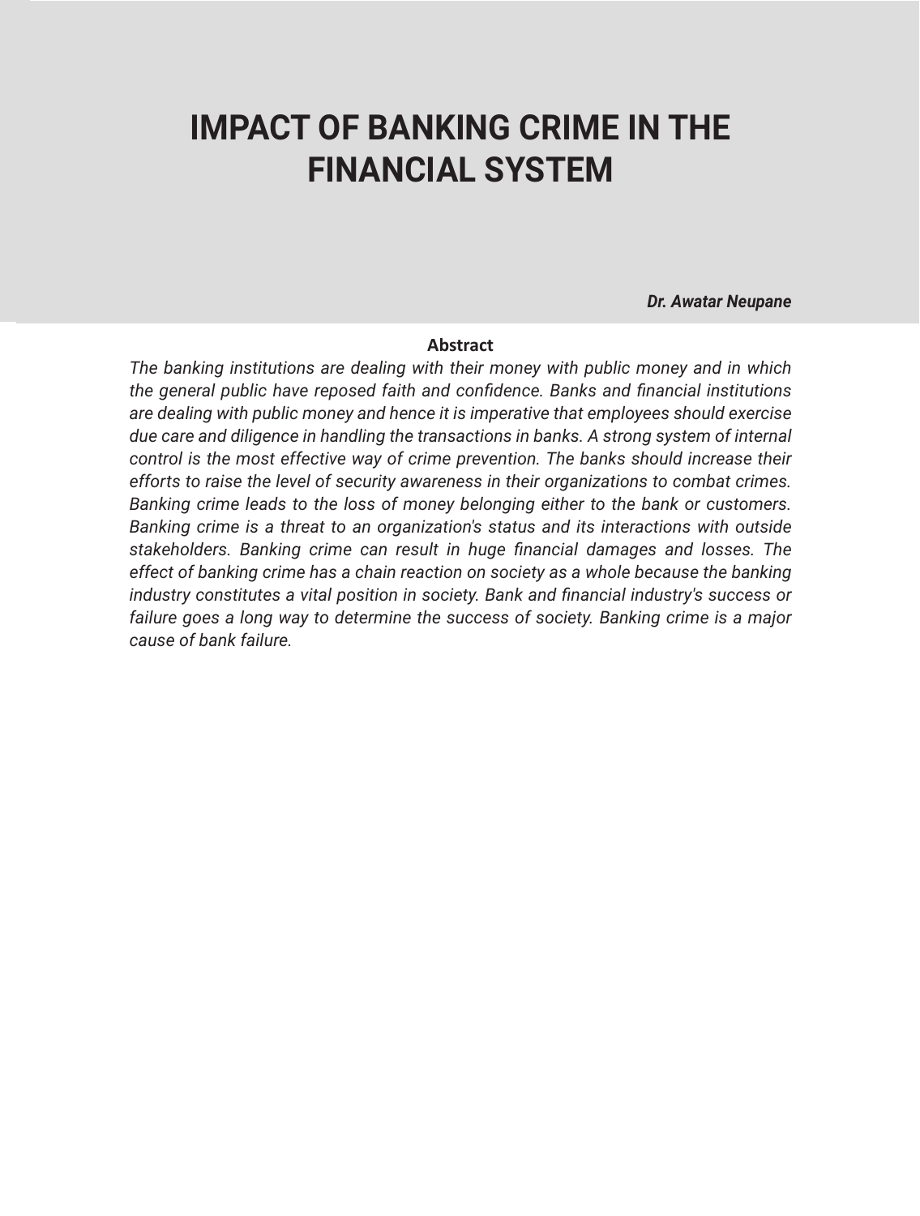# IMPACT OF BANKING CRIME IN THE FINANCIAL SYSTEM

***Dr. Awatar Neupane***

**Abstract**

*The banking institutions are dealing with their money with public money and in which the general public have reposed faith and confidence. Banks and financial institutions are dealing with public money and hence it is imperative that employees should exercise due care and diligence in handling the transactions in banks. A strong system of internal control is the most effective way of crime prevention. The banks should increase their efforts to raise the level of security awareness in their organizations to combat crimes. Banking crime leads to the loss of money belonging either to the bank or customers. Banking crime is a threat to an organization's status and its interactions with outside stakeholders. Banking crime can result in huge financial damages and losses. The effect of banking crime has a chain reaction on society as a whole because the banking industry constitutes a vital position in society. Bank and financial industry's success or failure goes a long way to determine the success of society. Banking crime is a major cause of bank failure.*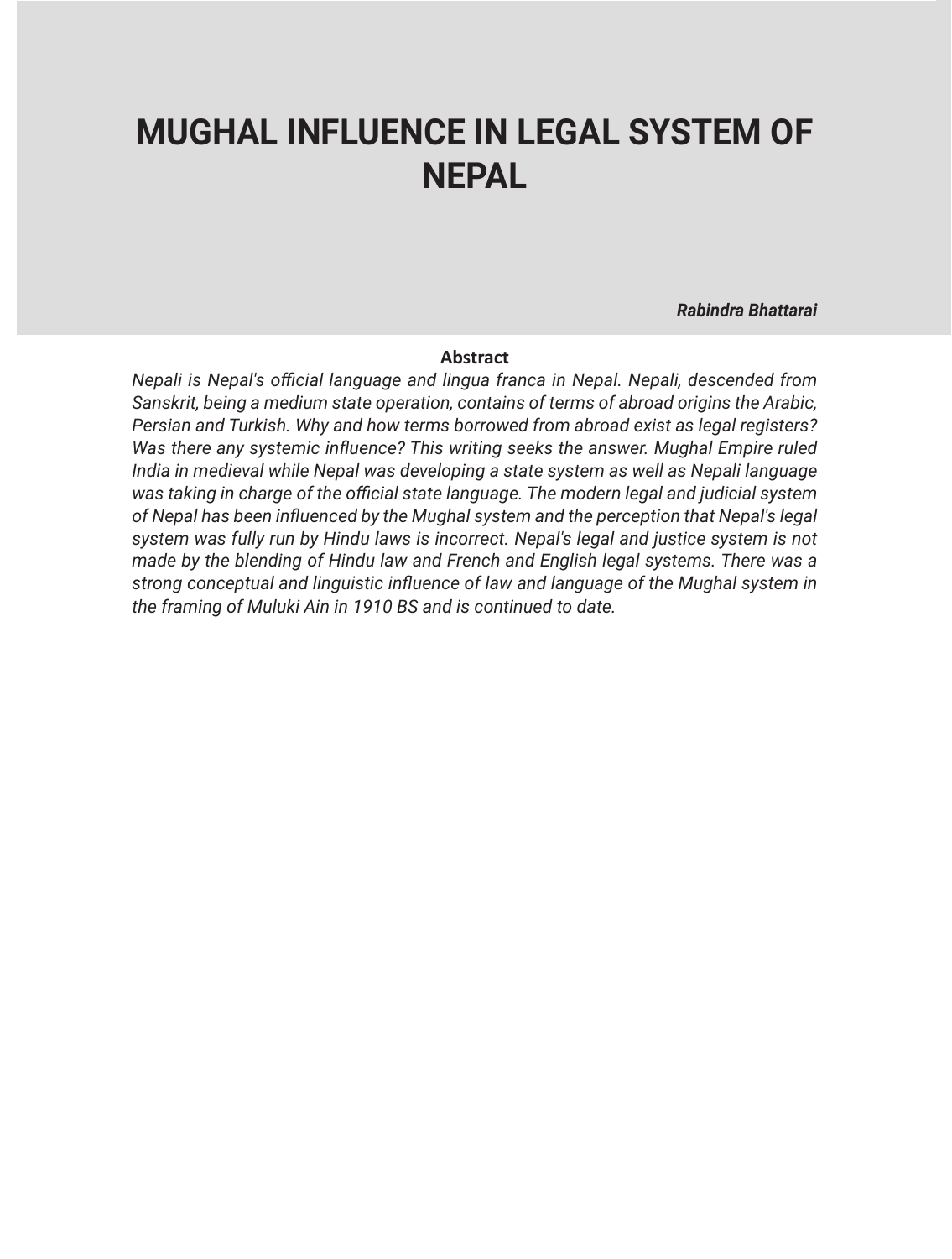# MUGHAL INFLUENCE IN LEGAL SYSTEM OF NEPAL

***Rabindra Bhattarai***

**Abstract**

*Nepali is Nepal's official language and lingua franca in Nepal. Nepali, descended from Sanskrit, being a medium state operation, contains of terms of abroad origins the Arabic, Persian and Turkish. Why and how terms borrowed from abroad exist as legal registers? Was there any systemic influence? This writing seeks the answer. Mughal Empire ruled India in medieval while Nepal was developing a state system as well as Nepali language was taking in charge of the official state language. The modern legal and judicial system of Nepal has been influenced by the Mughal system and the perception that Nepal's legal system was fully run by Hindu laws is incorrect. Nepal's legal and justice system is not made by the blending of Hindu law and French and English legal systems. There was a strong conceptual and linguistic influence of law and language of the Mughal system in the framing of Muluki Ain in 1910 BS and is continued to date.*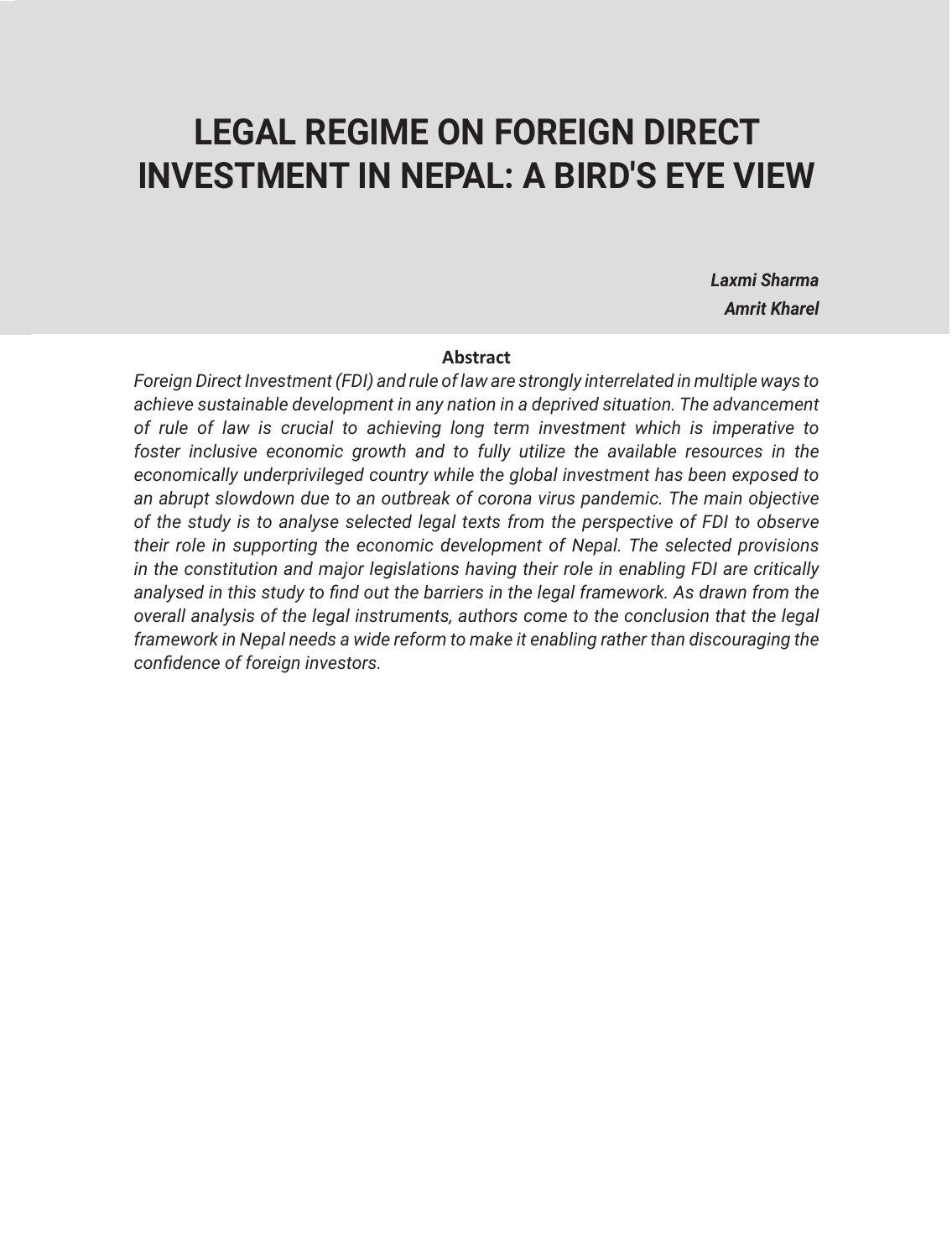# LEGAL REGIME ON FOREIGN DIRECT INVESTMENT IN NEPAL: A BIRD'S EYE VIEW

***Laxmi Sharma***
***Amrit Kharel***

**Abstract**

*Foreign Direct Investment (FDI) and rule of law are strongly interrelated in multiple ways to achieve sustainable development in any nation in a deprived situation. The advancement of rule of law is crucial to achieving long term investment which is imperative to foster inclusive economic growth and to fully utilize the available resources in the economically underprivileged country while the global investment has been exposed to an abrupt slowdown due to an outbreak of corona virus pandemic. The main objective of the study is to analyse selected legal texts from the perspective of FDI to observe their role in supporting the economic development of Nepal. The selected provisions in the constitution and major legislations having their role in enabling FDI are critically analysed in this study to find out the barriers in the legal framework. As drawn from the overall analysis of the legal instruments, authors come to the conclusion that the legal framework in Nepal needs a wide reform to make it enabling rather than discouraging the confidence of foreign investors.*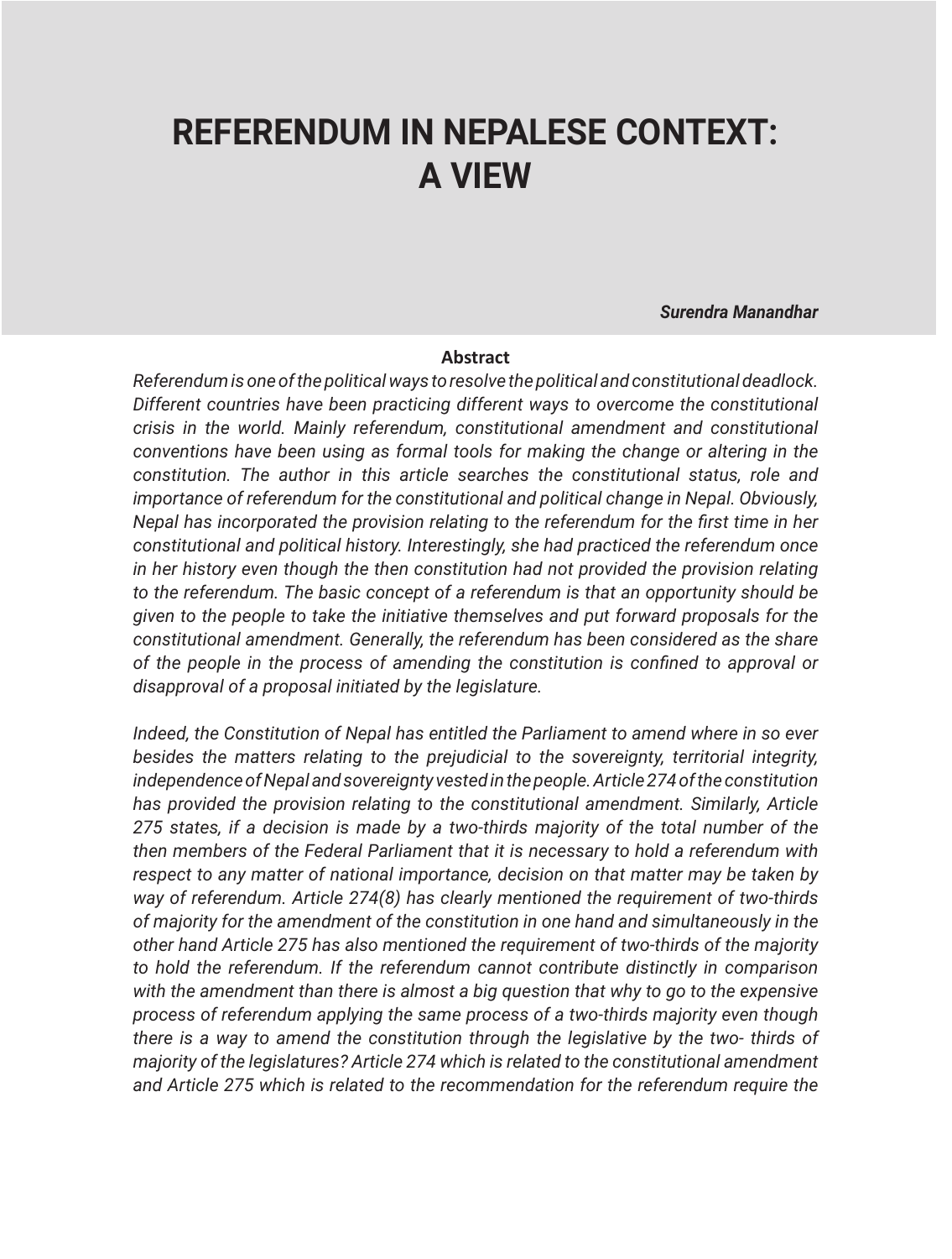# REFERENDUM IN NEPALESE CONTEXT: A VIEW

***Surendra Manandhar***

**Abstract**

*Referendum is one of the political ways to resolve the political and constitutional deadlock. Different countries have been practicing different ways to overcome the constitutional crisis in the world. Mainly referendum, constitutional amendment and constitutional conventions have been using as formal tools for making the change or altering in the constitution. The author in this article searches the constitutional status, role and importance of referendum for the constitutional and political change in Nepal. Obviously, Nepal has incorporated the provision relating to the referendum for the first time in her constitutional and political history. Interestingly, she had practiced the referendum once in her history even though the then constitution had not provided the provision relating to the referendum. The basic concept of a referendum is that an opportunity should be given to the people to take the initiative themselves and put forward proposals for the constitutional amendment. Generally, the referendum has been considered as the share of the people in the process of amending the constitution is confined to approval or disapproval of a proposal initiated by the legislature.*

*Indeed, the Constitution of Nepal has entitled the Parliament to amend where in so ever besides the matters relating to the prejudicial to the sovereignty, territorial integrity, independence of Nepal and sovereignty vested in the people. Article 274 of the constitution has provided the provision relating to the constitutional amendment. Similarly, Article 275 states, if a decision is made by a two-thirds majority of the total number of the then members of the Federal Parliament that it is necessary to hold a referendum with respect to any matter of national importance, decision on that matter may be taken by way of referendum. Article 274(8) has clearly mentioned the requirement of two-thirds of majority for the amendment of the constitution in one hand and simultaneously in the other hand Article 275 has also mentioned the requirement of two-thirds of the majority to hold the referendum. If the referendum cannot contribute distinctly in comparison with the amendment than there is almost a big question that why to go to the expensive process of referendum applying the same process of a two-thirds majority even though there is a way to amend the constitution through the legislative by the two- thirds of majority of the legislatures? Article 274 which is related to the constitutional amendment and Article 275 which is related to the recommendation for the referendum require the*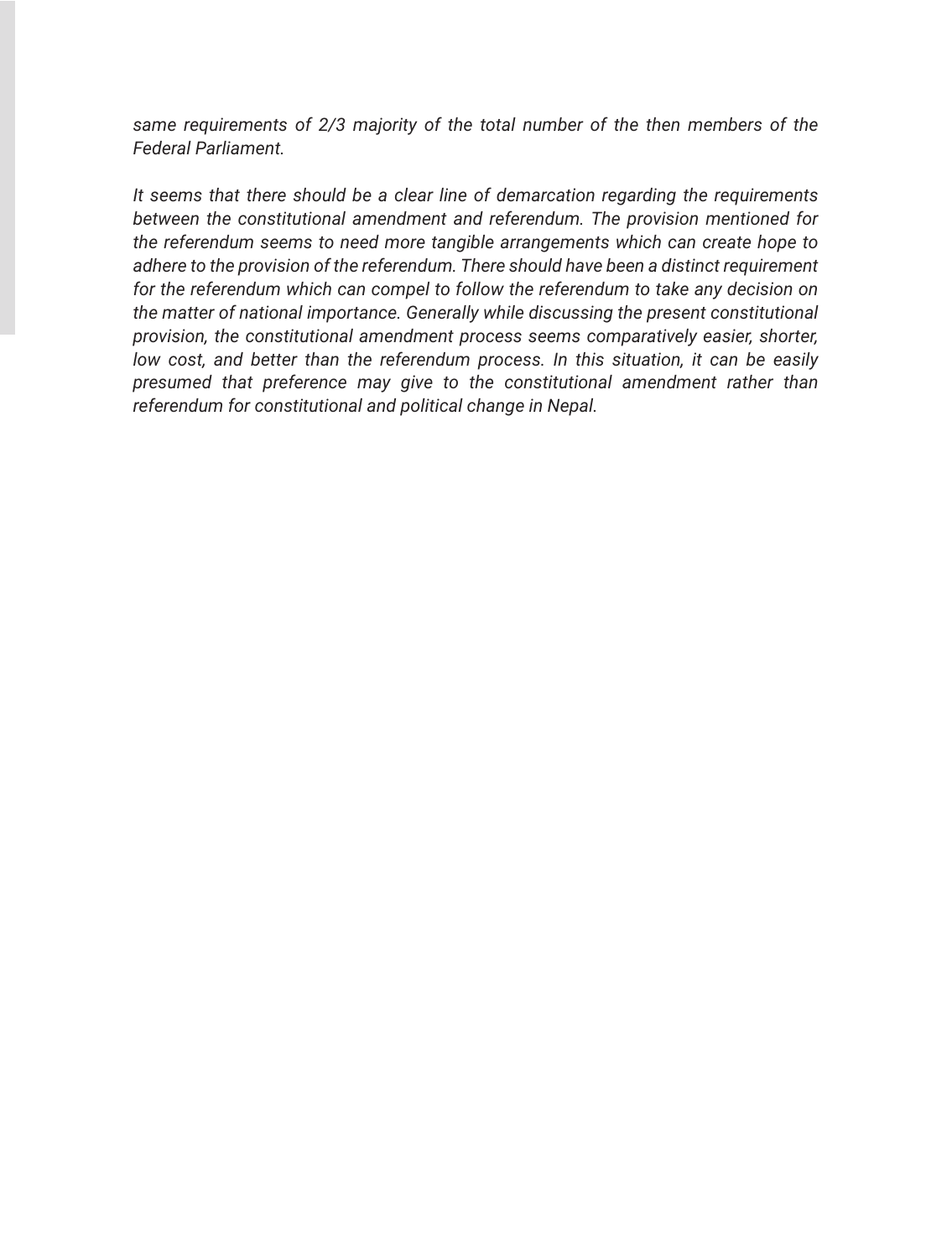*same requirements of 2/3 majority of the total number of the then members of the Federal Parliament.*

*It seems that there should be a clear line of demarcation regarding the requirements between the constitutional amendment and referendum. The provision mentioned for the referendum seems to need more tangible arrangements which can create hope to adhere to the provision of the referendum. There should have been a distinct requirement for the referendum which can compel to follow the referendum to take any decision on the matter of national importance. Generally while discussing the present constitutional provision, the constitutional amendment process seems comparatively easier, shorter, low cost, and better than the referendum process. In this situation, it can be easily presumed that preference may give to the constitutional amendment rather than referendum for constitutional and political change in Nepal.*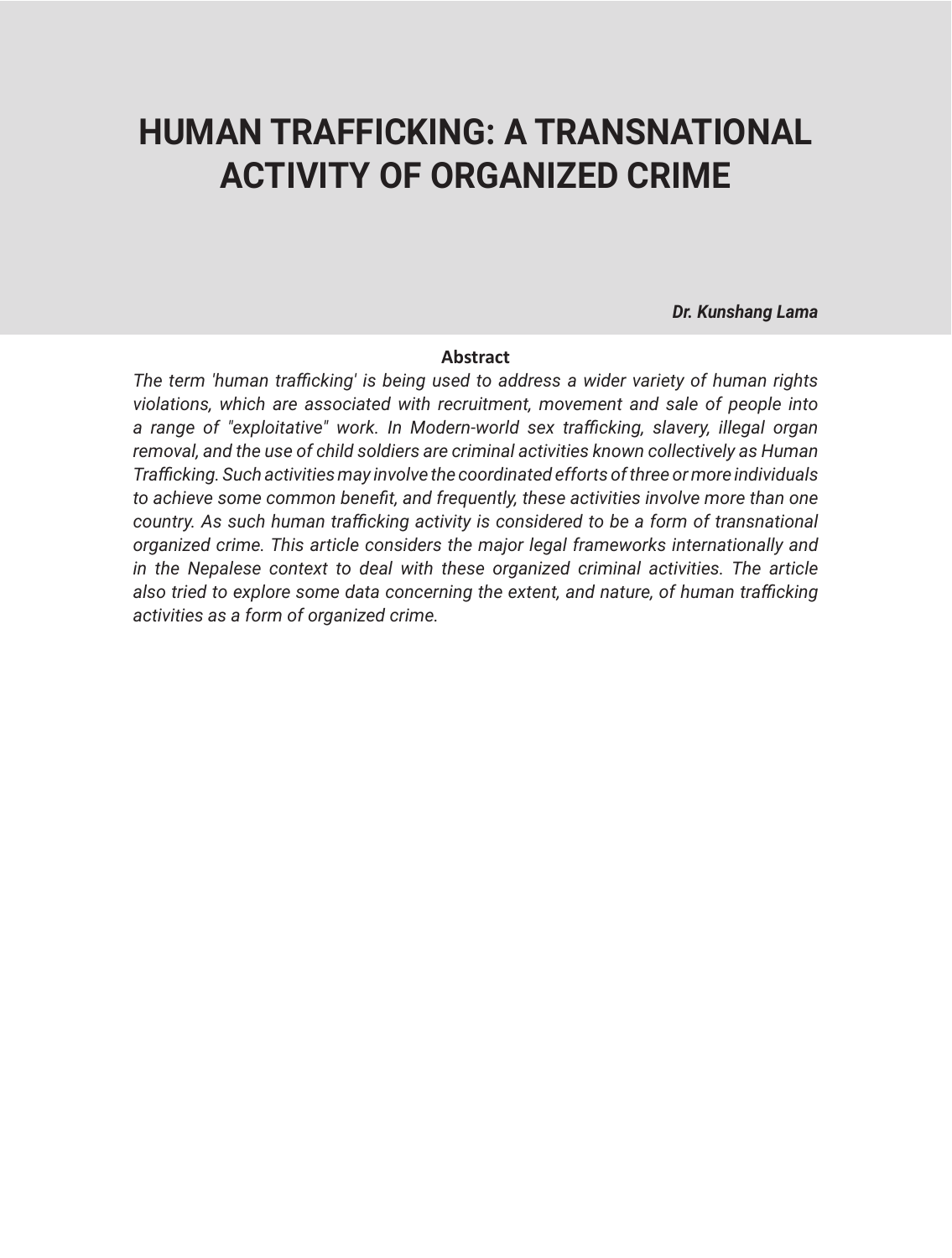# HUMAN TRAFFICKING: A TRANSNATIONAL ACTIVITY OF ORGANIZED CRIME

***Dr. Kunshang Lama***

**Abstract**

*The term 'human trafficking' is being used to address a wider variety of human rights violations, which are associated with recruitment, movement and sale of people into a range of "exploitative" work. In Modern-world sex trafficking, slavery, illegal organ removal, and the use of child soldiers are criminal activities known collectively as Human Trafficking. Such activities may involve the coordinated efforts of three or more individuals to achieve some common benefit, and frequently, these activities involve more than one country. As such human trafficking activity is considered to be a form of transnational organized crime. This article considers the major legal frameworks internationally and in the Nepalese context to deal with these organized criminal activities. The article also tried to explore some data concerning the extent, and nature, of human trafficking activities as a form of organized crime.*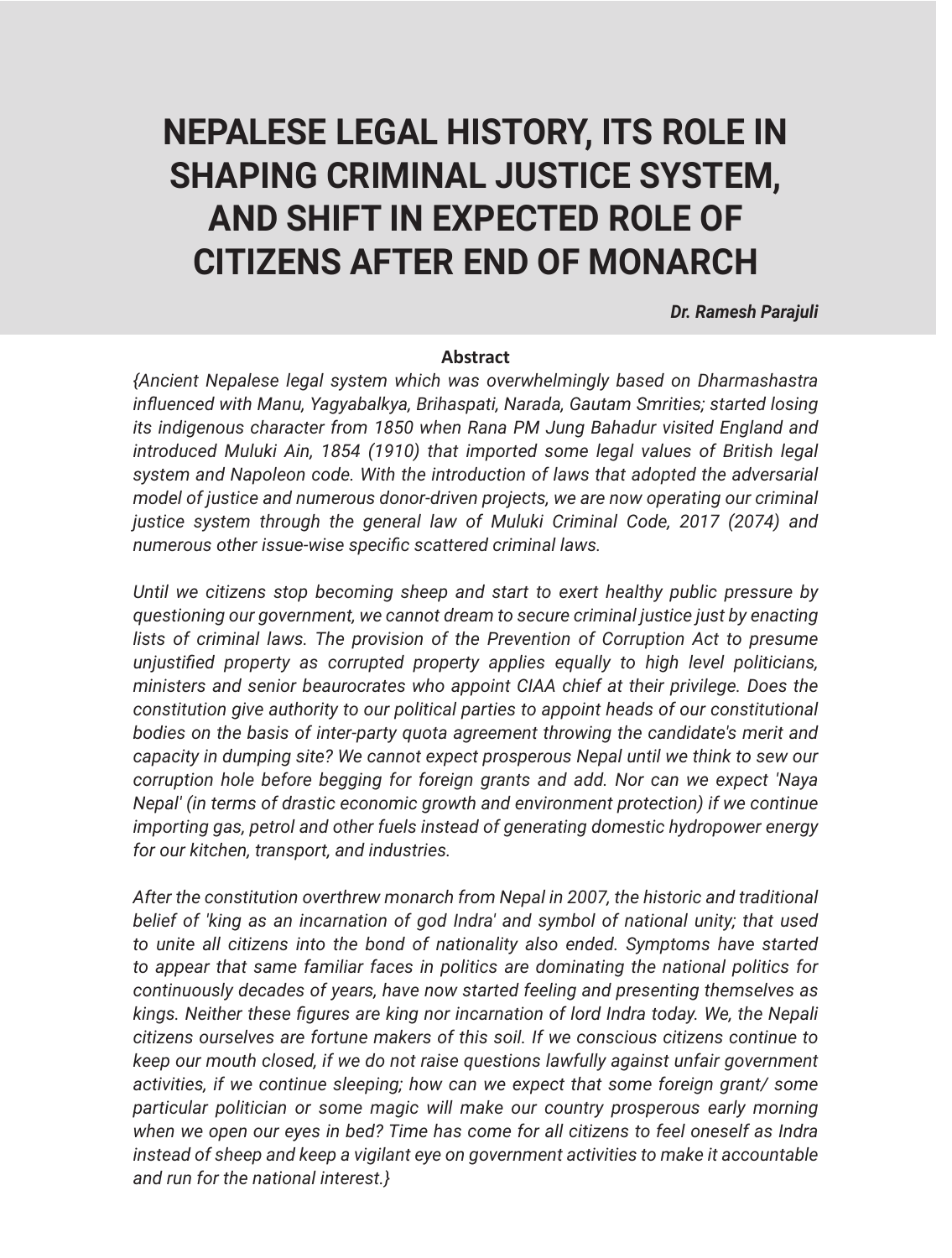# NEPALESE LEGAL HISTORY, ITS ROLE IN SHAPING CRIMINAL JUSTICE SYSTEM, AND SHIFT IN EXPECTED ROLE OF CITIZENS AFTER END OF MONARCH

***Dr. Ramesh Parajuli***

**Abstract**

*{Ancient Nepalese legal system which was overwhelmingly based on Dharmashastra influenced with Manu, Yagyabalkya, Brihaspati, Narada, Gautam Smrities; started losing its indigenous character from 1850 when Rana PM Jung Bahadur visited England and introduced Muluki Ain, 1854 (1910) that imported some legal values of British legal system and Napoleon code. With the introduction of laws that adopted the adversarial model of justice and numerous donor-driven projects, we are now operating our criminal justice system through the general law of Muluki Criminal Code, 2017 (2074) and numerous other issue-wise specific scattered criminal laws.*

*Until we citizens stop becoming sheep and start to exert healthy public pressure by questioning our government, we cannot dream to secure criminal justice just by enacting lists of criminal laws. The provision of the Prevention of Corruption Act to presume unjustified property as corrupted property applies equally to high level politicians, ministers and senior beaurocrates who appoint CIAA chief at their privilege. Does the constitution give authority to our political parties to appoint heads of our constitutional bodies on the basis of inter-party quota agreement throwing the candidate's merit and capacity in dumping site? We cannot expect prosperous Nepal until we think to sew our corruption hole before begging for foreign grants and add. Nor can we expect 'Naya Nepal' (in terms of drastic economic growth and environment protection) if we continue importing gas, petrol and other fuels instead of generating domestic hydropower energy for our kitchen, transport, and industries.*

*After the constitution overthrew monarch from Nepal in 2007, the historic and traditional belief of 'king as an incarnation of god Indra' and symbol of national unity; that used to unite all citizens into the bond of nationality also ended. Symptoms have started to appear that same familiar faces in politics are dominating the national politics for continuously decades of years, have now started feeling and presenting themselves as kings. Neither these figures are king nor incarnation of lord Indra today. We, the Nepali citizens ourselves are fortune makers of this soil. If we conscious citizens continue to keep our mouth closed, if we do not raise questions lawfully against unfair government activities, if we continue sleeping; how can we expect that some foreign grant/ some particular politician or some magic will make our country prosperous early morning when we open our eyes in bed? Time has come for all citizens to feel oneself as Indra instead of sheep and keep a vigilant eye on government activities to make it accountable and run for the national interest.}*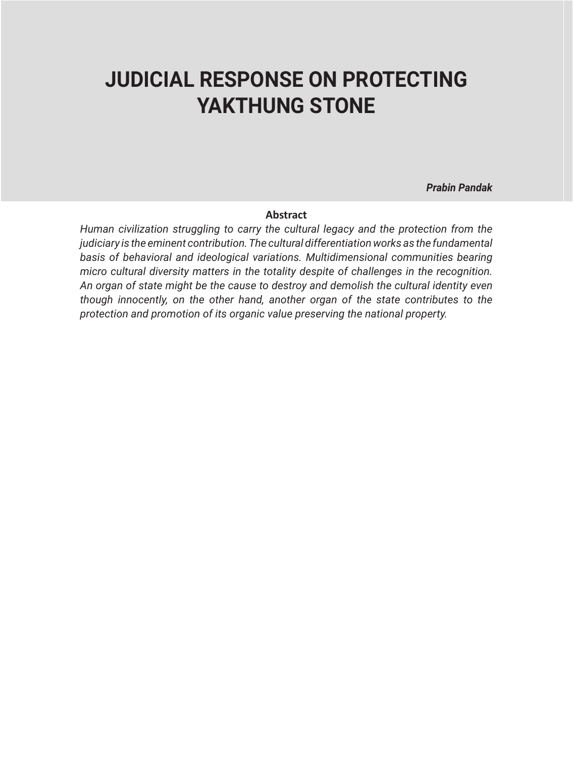# JUDICIAL RESPONSE ON PROTECTING YAKTHUNG STONE

***Prabin Pandak***

**Abstract**

*Human civilization struggling to carry the cultural legacy and the protection from the judiciary is the eminent contribution. The cultural differentiation works as the fundamental basis of behavioral and ideological variations. Multidimensional communities bearing micro cultural diversity matters in the totality despite of challenges in the recognition. An organ of state might be the cause to destroy and demolish the cultural identity even though innocently, on the other hand, another organ of the state contributes to the protection and promotion of its organic value preserving the national property.*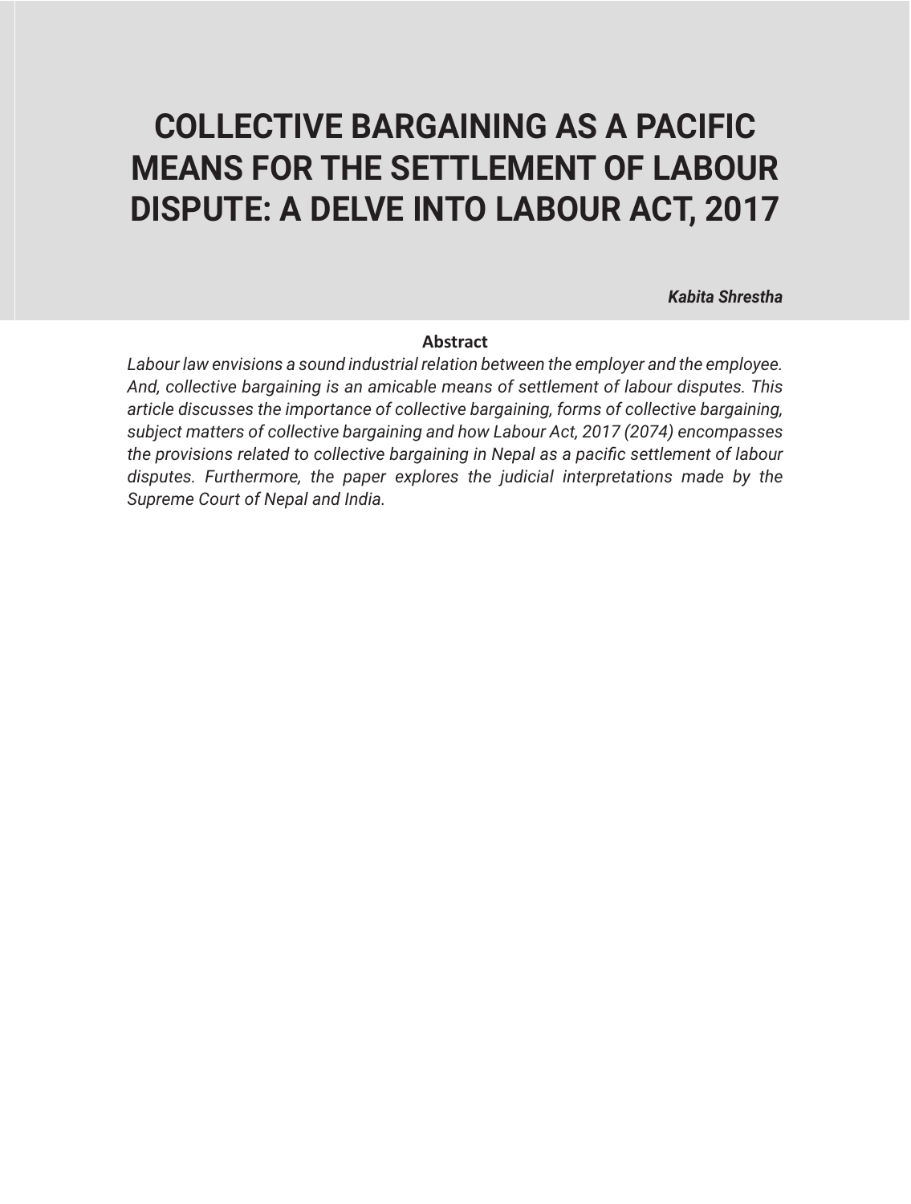# COLLECTIVE BARGAINING AS A PACIFIC MEANS FOR THE SETTLEMENT OF LABOUR DISPUTE: A DELVE INTO LABOUR ACT, 2017

***Kabita Shrestha***

**Abstract**

*Labour law envisions a sound industrial relation between the employer and the employee. And, collective bargaining is an amicable means of settlement of labour disputes. This article discusses the importance of collective bargaining, forms of collective bargaining, subject matters of collective bargaining and how Labour Act, 2017 (2074) encompasses the provisions related to collective bargaining in Nepal as a pacific settlement of labour disputes. Furthermore, the paper explores the judicial interpretations made by the Supreme Court of Nepal and India.*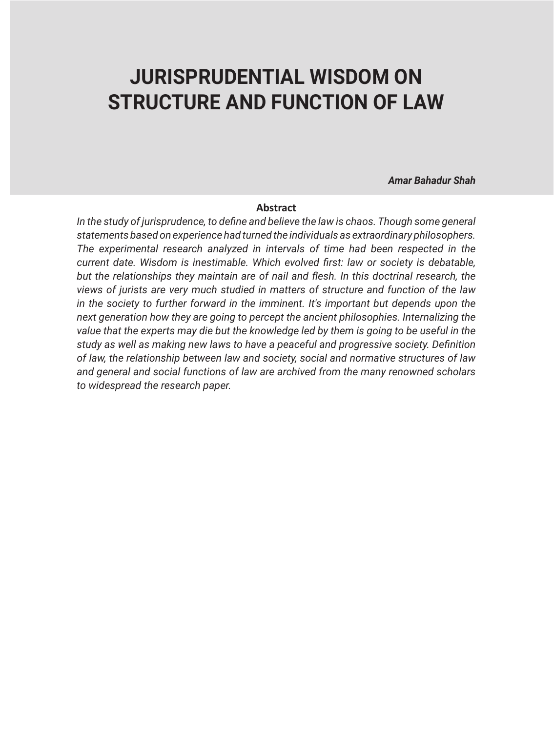# JURISPRUDENTIAL WISDOM ON STRUCTURE AND FUNCTION OF LAW

***Amar Bahadur Shah***

## Abstract

*In the study of jurisprudence, to define and believe the law is chaos. Though some general statements based on experience had turned the individuals as extraordinary philosophers. The experimental research analyzed in intervals of time had been respected in the current date. Wisdom is inestimable. Which evolved first: law or society is debatable, but the relationships they maintain are of nail and flesh. In this doctrinal research, the views of jurists are very much studied in matters of structure and function of the law in the society to further forward in the imminent. It's important but depends upon the next generation how they are going to percept the ancient philosophies. Internalizing the value that the experts may die but the knowledge led by them is going to be useful in the study as well as making new laws to have a peaceful and progressive society. Definition of law, the relationship between law and society, social and normative structures of law and general and social functions of law are archived from the many renowned scholars to widespread the research paper.*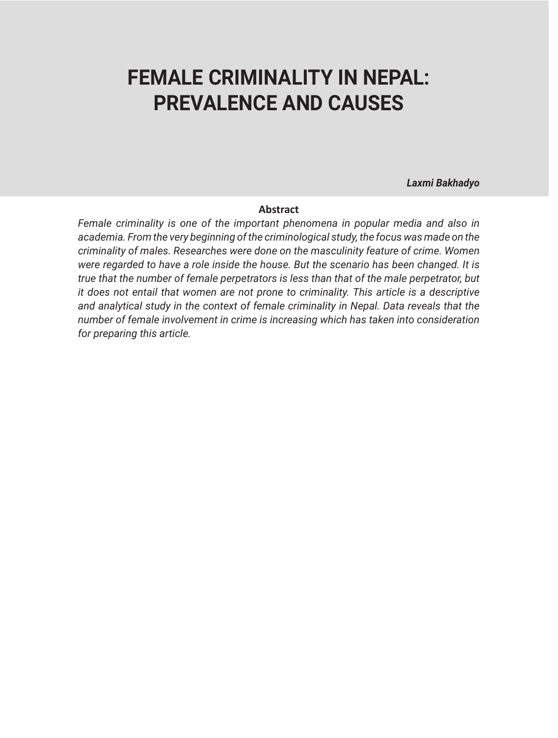# FEMALE CRIMINALITY IN NEPAL: PREVALENCE AND CAUSES

***Laxmi Bakhadyo***

**Abstract**

*Female criminality is one of the important phenomena in popular media and also in academia. From the very beginning of the criminological study, the focus was made on the criminality of males. Researches were done on the masculinity feature of crime. Women were regarded to have a role inside the house. But the scenario has been changed. It is true that the number of female perpetrators is less than that of the male perpetrator, but it does not entail that women are not prone to criminality. This article is a descriptive and analytical study in the context of female criminality in Nepal. Data reveals that the number of female involvement in crime is increasing which has taken into consideration for preparing this article.*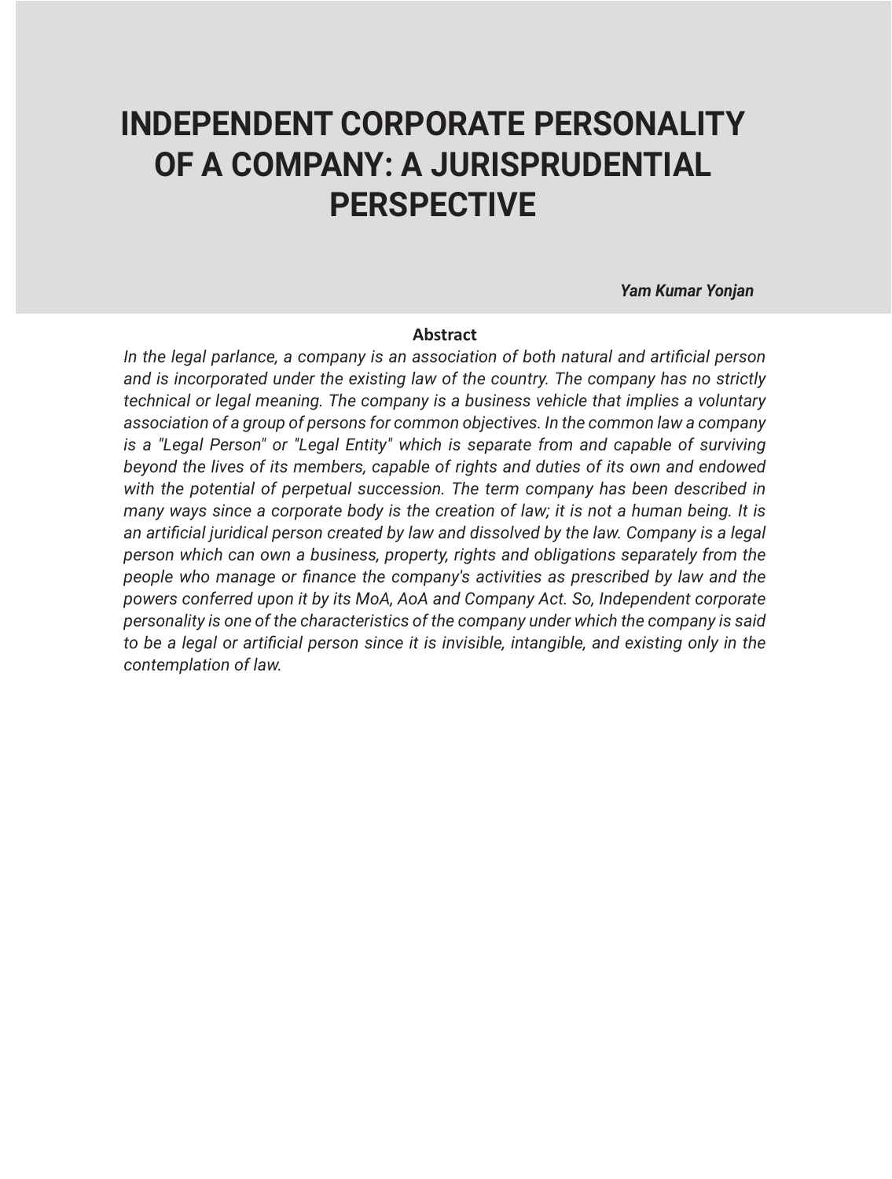# INDEPENDENT CORPORATE PERSONALITY OF A COMPANY: A JURISPRUDENTIAL PERSPECTIVE

***Yam Kumar Yonjan***

**Abstract**

*In the legal parlance, a company is an association of both natural and artificial person and is incorporated under the existing law of the country. The company has no strictly technical or legal meaning. The company is a business vehicle that implies a voluntary association of a group of persons for common objectives. In the common law a company is a "Legal Person" or "Legal Entity" which is separate from and capable of surviving beyond the lives of its members, capable of rights and duties of its own and endowed with the potential of perpetual succession. The term company has been described in many ways since a corporate body is the creation of law; it is not a human being. It is an artificial juridical person created by law and dissolved by the law. Company is a legal person which can own a business, property, rights and obligations separately from the people who manage or finance the company's activities as prescribed by law and the powers conferred upon it by its MoA, AoA and Company Act. So, Independent corporate personality is one of the characteristics of the company under which the company is said to be a legal or artificial person since it is invisible, intangible, and existing only in the contemplation of law.*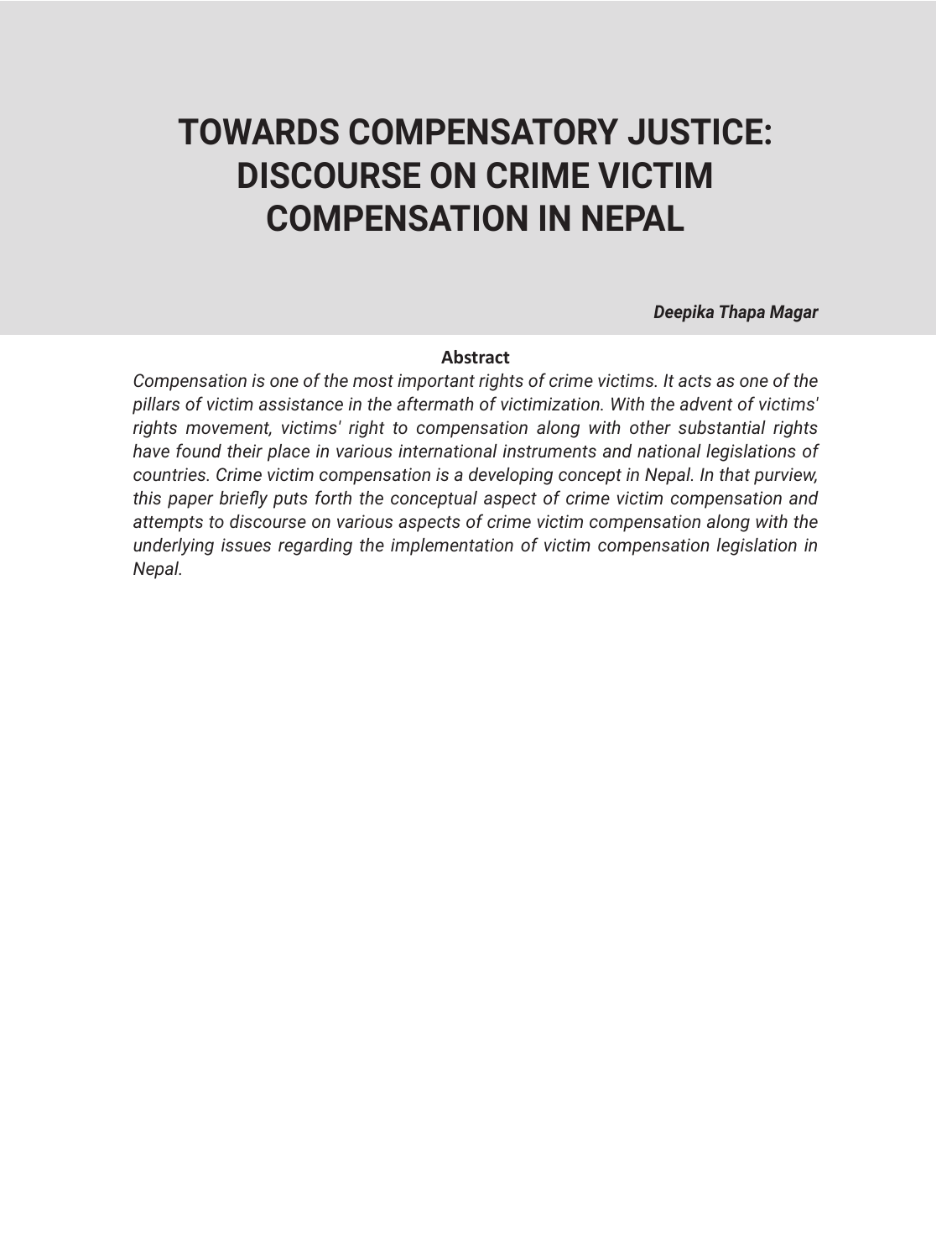# TOWARDS COMPENSATORY JUSTICE: DISCOURSE ON CRIME VICTIM COMPENSATION IN NEPAL

***Deepika Thapa Magar***

**Abstract**

*Compensation is one of the most important rights of crime victims. It acts as one of the pillars of victim assistance in the aftermath of victimization. With the advent of victims' rights movement, victims' right to compensation along with other substantial rights have found their place in various international instruments and national legislations of countries. Crime victim compensation is a developing concept in Nepal. In that purview, this paper briefly puts forth the conceptual aspect of crime victim compensation and attempts to discourse on various aspects of crime victim compensation along with the underlying issues regarding the implementation of victim compensation legislation in Nepal.*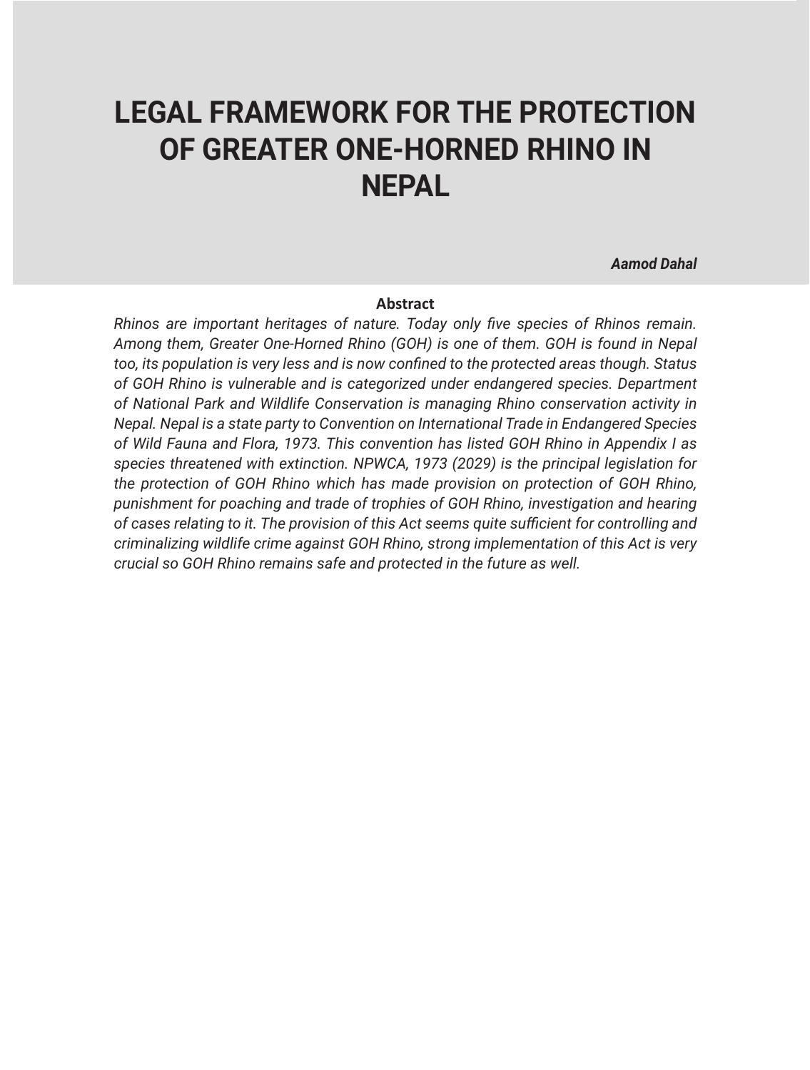# LEGAL FRAMEWORK FOR THE PROTECTION OF GREATER ONE-HORNED RHINO IN NEPAL

***Aamod Dahal***

**Abstract**

*Rhinos are important heritages of nature. Today only five species of Rhinos remain. Among them, Greater One-Horned Rhino (GOH) is one of them. GOH is found in Nepal too, its population is very less and is now confined to the protected areas though. Status of GOH Rhino is vulnerable and is categorized under endangered species. Department of National Park and Wildlife Conservation is managing Rhino conservation activity in Nepal. Nepal is a state party to Convention on International Trade in Endangered Species of Wild Fauna and Flora, 1973. This convention has listed GOH Rhino in Appendix I as species threatened with extinction. NPWCA, 1973 (2029) is the principal legislation for the protection of GOH Rhino which has made provision on protection of GOH Rhino, punishment for poaching and trade of trophies of GOH Rhino, investigation and hearing of cases relating to it. The provision of this Act seems quite sufficient for controlling and criminalizing wildlife crime against GOH Rhino, strong implementation of this Act is very crucial so GOH Rhino remains safe and protected in the future as well.*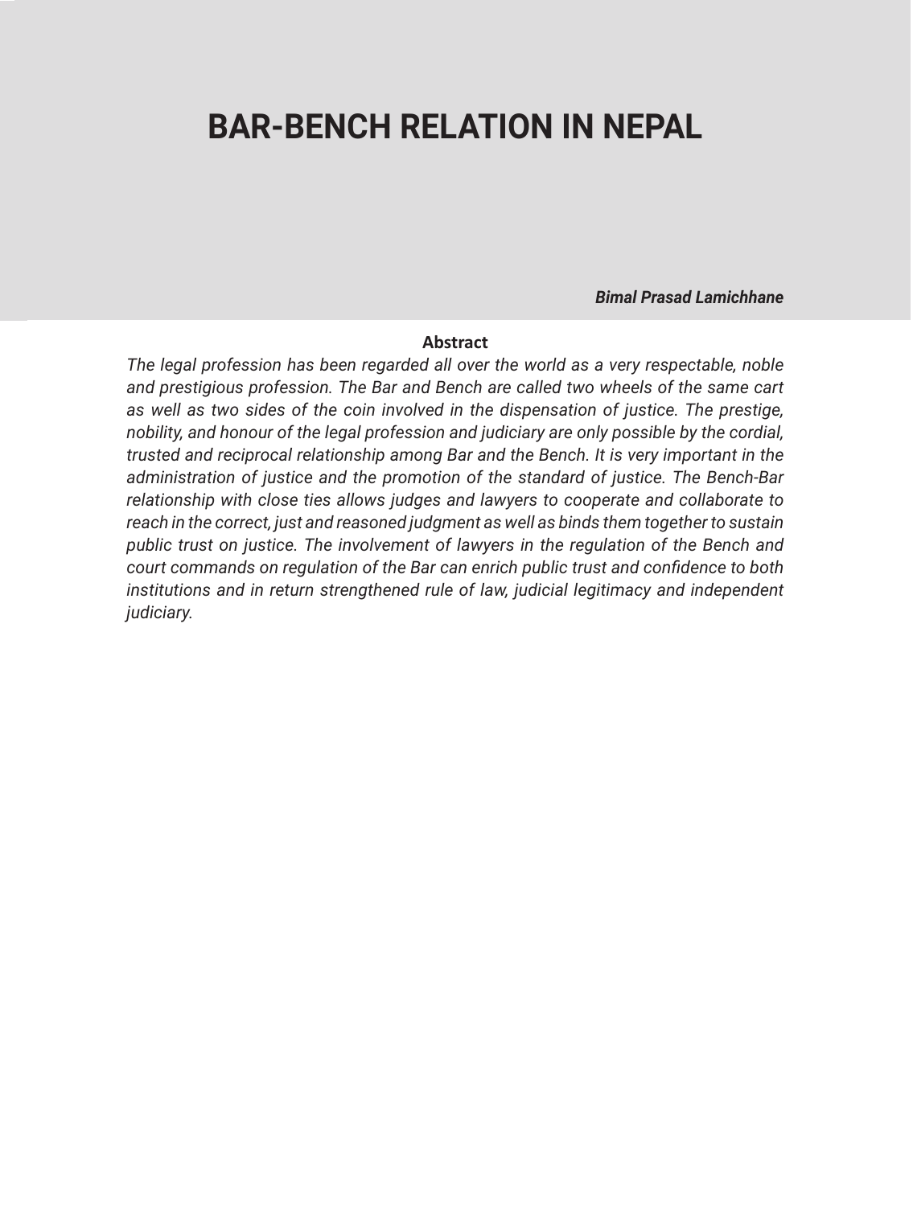# BAR-BENCH RELATION IN NEPAL

***Bimal Prasad Lamichhane***

**Abstract**

*The legal profession has been regarded all over the world as a very respectable, noble and prestigious profession. The Bar and Bench are called two wheels of the same cart as well as two sides of the coin involved in the dispensation of justice. The prestige, nobility, and honour of the legal profession and judiciary are only possible by the cordial, trusted and reciprocal relationship among Bar and the Bench. It is very important in the administration of justice and the promotion of the standard of justice. The Bench-Bar relationship with close ties allows judges and lawyers to cooperate and collaborate to reach in the correct, just and reasoned judgment as well as binds them together to sustain public trust on justice. The involvement of lawyers in the regulation of the Bench and court commands on regulation of the Bar can enrich public trust and confidence to both institutions and in return strengthened rule of law, judicial legitimacy and independent judiciary.*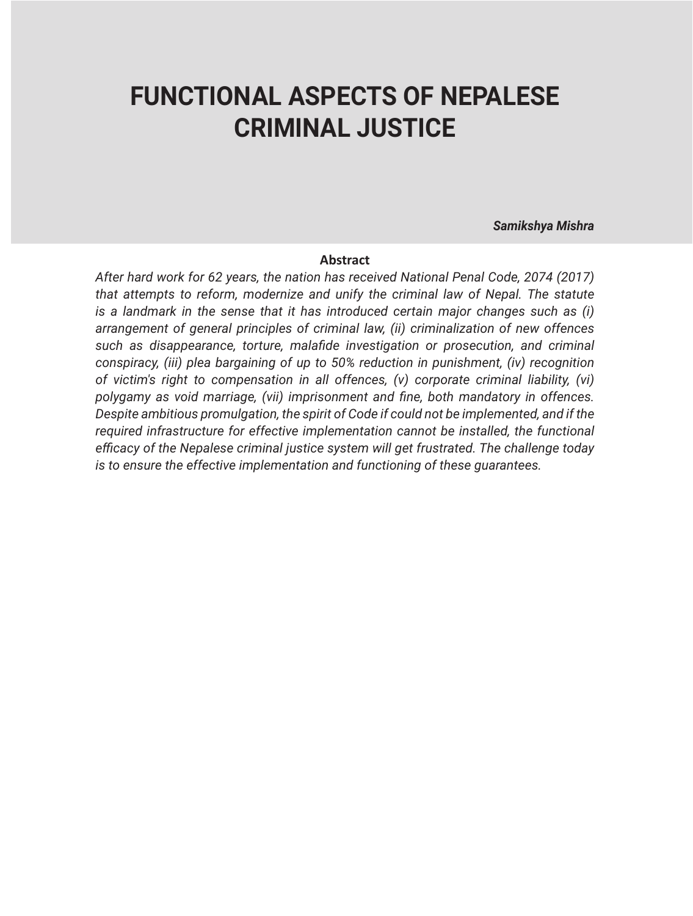# FUNCTIONAL ASPECTS OF NEPALESE CRIMINAL JUSTICE

***Samikshya Mishra***

**Abstract**

*After hard work for 62 years, the nation has received National Penal Code, 2074 (2017) that attempts to reform, modernize and unify the criminal law of Nepal. The statute is a landmark in the sense that it has introduced certain major changes such as (i) arrangement of general principles of criminal law, (ii) criminalization of new offences such as disappearance, torture, malafide investigation or prosecution, and criminal conspiracy, (iii) plea bargaining of up to 50% reduction in punishment, (iv) recognition of victim's right to compensation in all offences, (v) corporate criminal liability, (vi) polygamy as void marriage, (vii) imprisonment and fine, both mandatory in offences. Despite ambitious promulgation, the spirit of Code if could not be implemented, and if the required infrastructure for effective implementation cannot be installed, the functional efficacy of the Nepalese criminal justice system will get frustrated. The challenge today is to ensure the effective implementation and functioning of these guarantees.*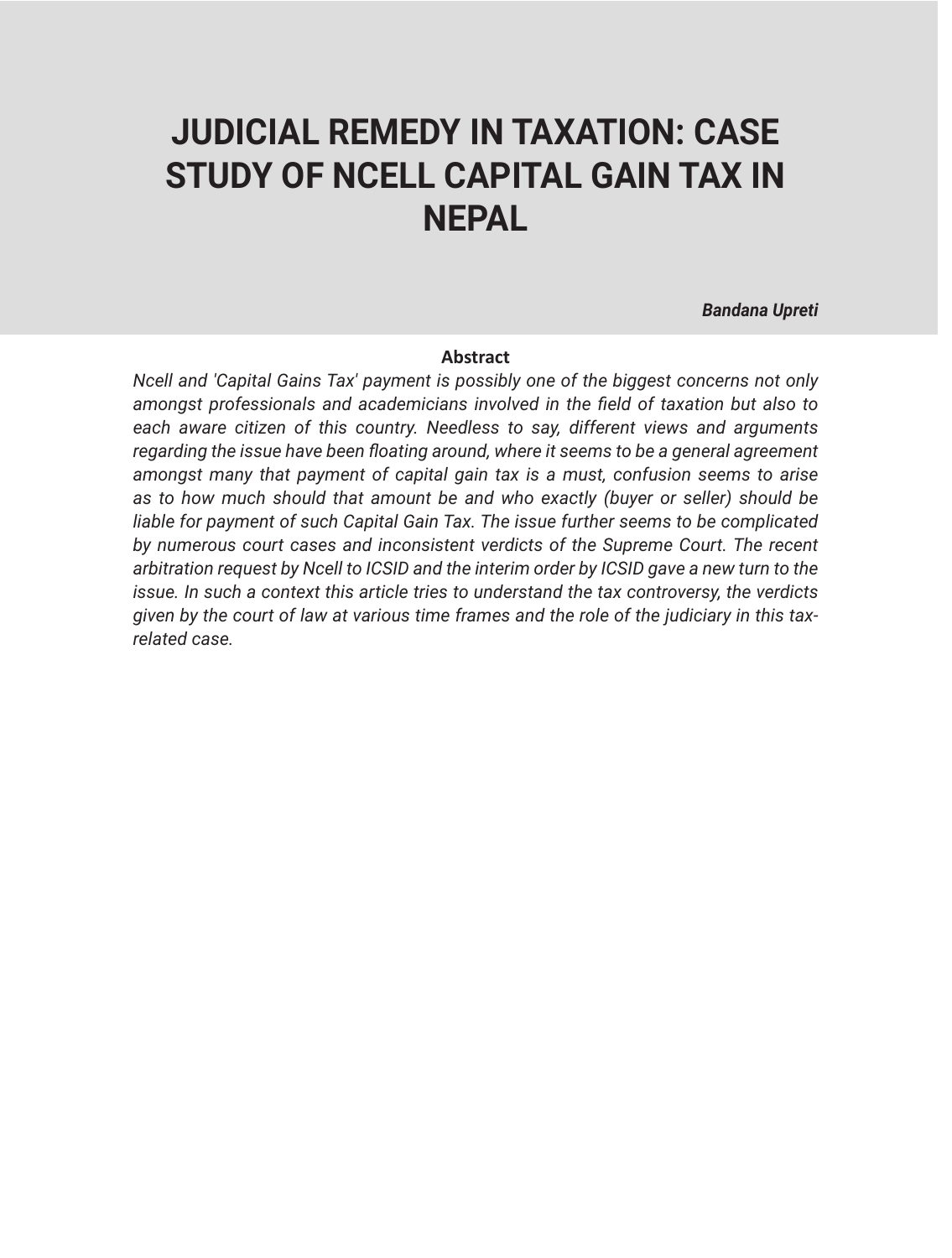# JUDICIAL REMEDY IN TAXATION: CASE STUDY OF NCELL CAPITAL GAIN TAX IN NEPAL

***Bandana Upreti***

**Abstract**

*Ncell and 'Capital Gains Tax' payment is possibly one of the biggest concerns not only amongst professionals and academicians involved in the field of taxation but also to each aware citizen of this country. Needless to say, different views and arguments regarding the issue have been floating around, where it seems to be a general agreement amongst many that payment of capital gain tax is a must, confusion seems to arise as to how much should that amount be and who exactly (buyer or seller) should be liable for payment of such Capital Gain Tax. The issue further seems to be complicated by numerous court cases and inconsistent verdicts of the Supreme Court. The recent arbitration request by Ncell to ICSID and the interim order by ICSID gave a new turn to the issue. In such a context this article tries to understand the tax controversy, the verdicts given by the court of law at various time frames and the role of the judiciary in this tax-related case.*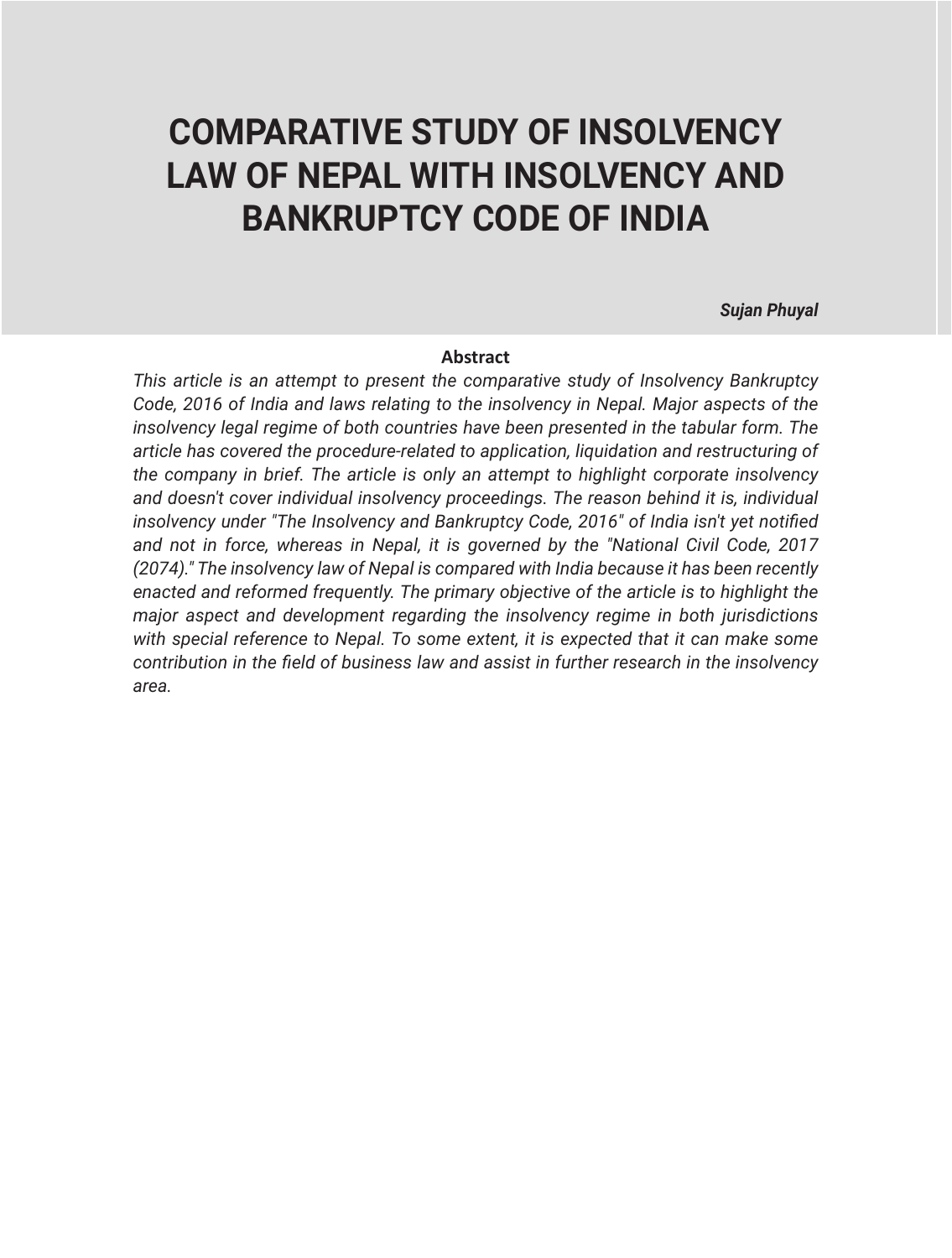# COMPARATIVE STUDY OF INSOLVENCY LAW OF NEPAL WITH INSOLVENCY AND BANKRUPTCY CODE OF INDIA

***Sujan Phuyal***

**Abstract**

*This article is an attempt to present the comparative study of Insolvency Bankruptcy Code, 2016 of India and laws relating to the insolvency in Nepal. Major aspects of the insolvency legal regime of both countries have been presented in the tabular form. The article has covered the procedure-related to application, liquidation and restructuring of the company in brief. The article is only an attempt to highlight corporate insolvency and doesn't cover individual insolvency proceedings. The reason behind it is, individual insolvency under "The Insolvency and Bankruptcy Code, 2016" of India isn't yet notified and not in force, whereas in Nepal, it is governed by the "National Civil Code, 2017 (2074)." The insolvency law of Nepal is compared with India because it has been recently enacted and reformed frequently. The primary objective of the article is to highlight the major aspect and development regarding the insolvency regime in both jurisdictions with special reference to Nepal. To some extent, it is expected that it can make some contribution in the field of business law and assist in further research in the insolvency area.*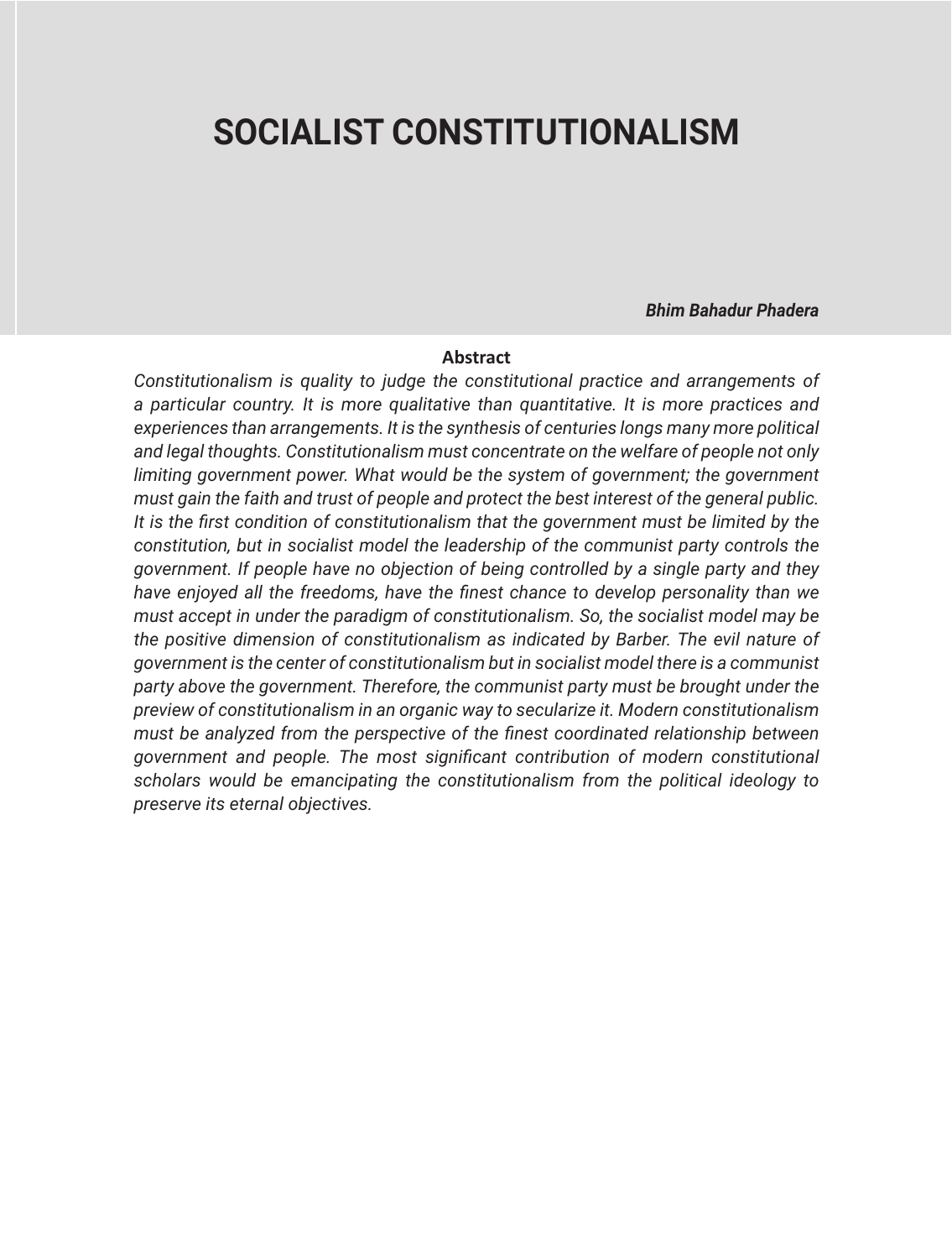# SOCIALIST CONSTITUTIONALISM

***Bhim Bahadur Phadera***

**Abstract**

*Constitutionalism is quality to judge the constitutional practice and arrangements of a particular country. It is more qualitative than quantitative. It is more practices and experiences than arrangements. It is the synthesis of centuries longs many more political and legal thoughts. Constitutionalism must concentrate on the welfare of people not only limiting government power. What would be the system of government; the government must gain the faith and trust of people and protect the best interest of the general public. It is the first condition of constitutionalism that the government must be limited by the constitution, but in socialist model the leadership of the communist party controls the government. If people have no objection of being controlled by a single party and they have enjoyed all the freedoms, have the finest chance to develop personality than we must accept in under the paradigm of constitutionalism. So, the socialist model may be the positive dimension of constitutionalism as indicated by Barber. The evil nature of government is the center of constitutionalism but in socialist model there is a communist party above the government. Therefore, the communist party must be brought under the preview of constitutionalism in an organic way to secularize it. Modern constitutionalism must be analyzed from the perspective of the finest coordinated relationship between government and people. The most significant contribution of modern constitutional scholars would be emancipating the constitutionalism from the political ideology to preserve its eternal objectives.*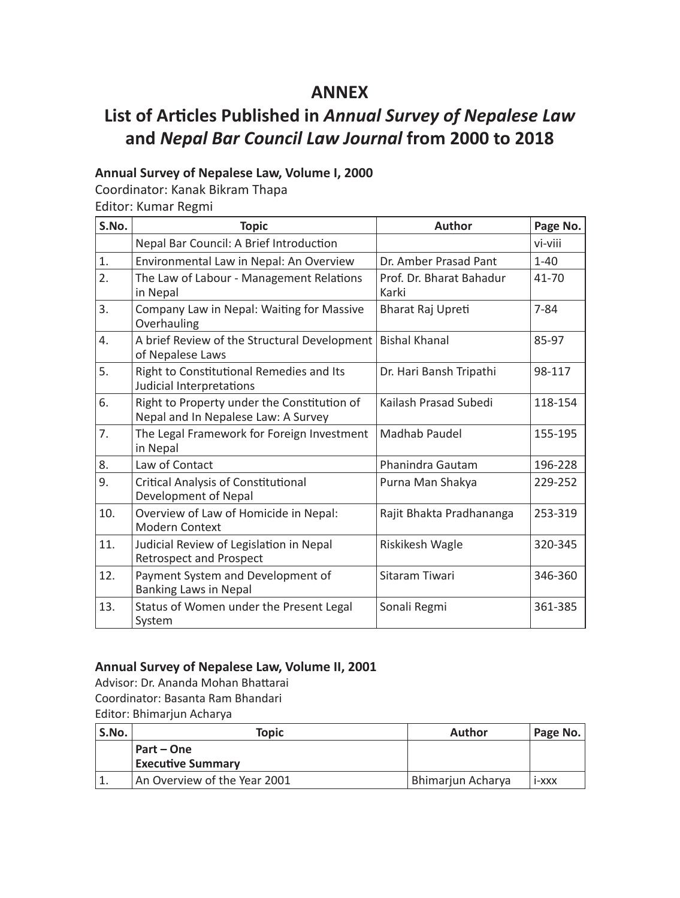# ANNEX

## List of Articles Published in *Annual Survey of Nepalese Law* and *Nepal Bar Council Law Journal* from 2000 to 2018

**Annual Survey of Nepalese Law, Volume I, 2000**

Coordinator: Kanak Bikram Thapa

Editor: Kumar Regmi

| S.No. | Topic | Author | Page No. |
|---|---|---|---|
| | Nepal Bar Council: A Brief Introduction | | vi-viii |
| 1. | Environmental Law in Nepal: An Overview | Dr. Amber Prasad Pant | 1-40 |
| 2. | The Law of Labour - Management Relations in Nepal | Prof. Dr. Bharat Bahadur Karki | 41-70 |
| 3. | Company Law in Nepal: Waiting for Massive Overhauling | Bharat Raj Upreti | 7-84 |
| 4. | A brief Review of the Structural Development of Nepalese Laws | Bishal Khanal | 85-97 |
| 5. | Right to Constitutional Remedies and Its Judicial Interpretations | Dr. Hari Bansh Tripathi | 98-117 |
| 6. | Right to Property under the Constitution of Nepal and In Nepalese Law: A Survey | Kailash Prasad Subedi | 118-154 |
| 7. | The Legal Framework for Foreign Investment in Nepal | Madhab Paudel | 155-195 |
| 8. | Law of Contact | Phanindra Gautam | 196-228 |
| 9. | Critical Analysis of Constitutional Development of Nepal | Purna Man Shakya | 229-252 |
| 10. | Overview of Law of Homicide in Nepal: Modern Context | Rajit Bhakta Pradhananga | 253-319 |
| 11. | Judicial Review of Legislation in Nepal Retrospect and Prospect | Riskikesh Wagle | 320-345 |
| 12. | Payment System and Development of Banking Laws in Nepal | Sitaram Tiwari | 346-360 |
| 13. | Status of Women under the Present Legal System | Sonali Regmi | 361-385 |

**Annual Survey of Nepalese Law, Volume II, 2001**

Advisor: Dr. Ananda Mohan Bhattarai

Coordinator: Basanta Ram Bhandari

Editor: Bhimarjun Acharya

| S.No. | Topic | Author | Page No. |
|---|---|---|---|
| | **Part – One** **Executive Summary** | | |
| 1. | An Overview of the Year 2001 | Bhimarjun Acharya | i-xxx |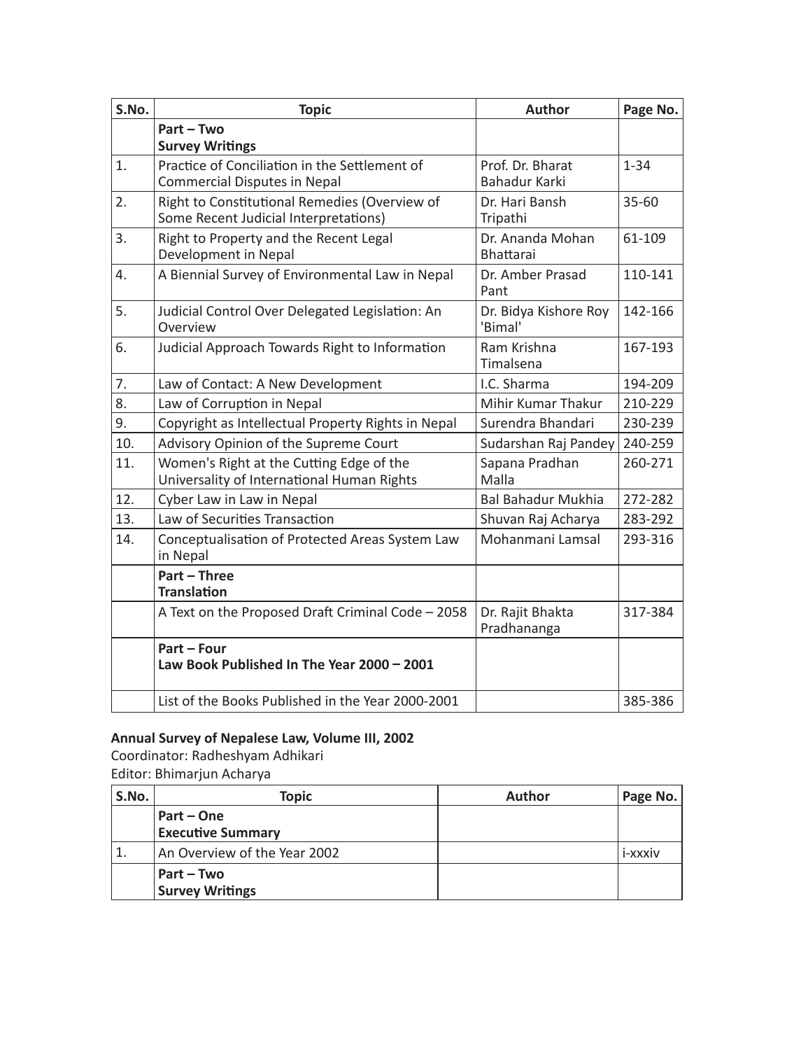| S.No. | Topic | Author | Page No. |
|---|---|---|---|
| | **Part – Two**<br>**Survey Writings** | | |
| 1. | Practice of Conciliation in the Settlement of Commercial Disputes in Nepal | Prof. Dr. Bharat Bahadur Karki | 1-34 |
| 2. | Right to Constitutional Remedies (Overview of Some Recent Judicial Interpretations) | Dr. Hari Bansh Tripathi | 35-60 |
| 3. | Right to Property and the Recent Legal Development in Nepal | Dr. Ananda Mohan Bhattarai | 61-109 |
| 4. | A Biennial Survey of Environmental Law in Nepal | Dr. Amber Prasad Pant | 110-141 |
| 5. | Judicial Control Over Delegated Legislation: An Overview | Dr. Bidya Kishore Roy 'Bimal' | 142-166 |
| 6. | Judicial Approach Towards Right to Information | Ram Krishna Timalsena | 167-193 |
| 7. | Law of Contact: A New Development | I.C. Sharma | 194-209 |
| 8. | Law of Corruption in Nepal | Mihir Kumar Thakur | 210-229 |
| 9. | Copyright as Intellectual Property Rights in Nepal | Surendra Bhandari | 230-239 |
| 10. | Advisory Opinion of the Supreme Court | Sudarshan Raj Pandey | 240-259 |
| 11. | Women's Right at the Cutting Edge of the Universality of International Human Rights | Sapana Pradhan Malla | 260-271 |
| 12. | Cyber Law in Law in Nepal | Bal Bahadur Mukhia | 272-282 |
| 13. | Law of Securities Transaction | Shuvan Raj Acharya | 283-292 |
| 14. | Conceptualisation of Protected Areas System Law in Nepal | Mohanmani Lamsal | 293-316 |
| | **Part – Three**<br>**Translation** | | |
| | A Text on the Proposed Draft Criminal Code – 2058 | Dr. Rajit Bhakta Pradhananga | 317-384 |
| | **Part – Four**<br>**Law Book Published In The Year 2000 – 2001** | | |
| | List of the Books Published in the Year 2000-2001 | | 385-386 |

**Annual Survey of Nepalese Law, Volume III, 2002**

Coordinator: Radheshyam Adhikari

Editor: Bhimarjun Acharya

| S.No. | Topic | Author | Page No. |
|---|---|---|---|
| | **Part – One**<br>**Executive Summary** | | |
| 1. | An Overview of the Year 2002 | | i-xxxiv |
| | **Part – Two**<br>**Survey Writings** | | |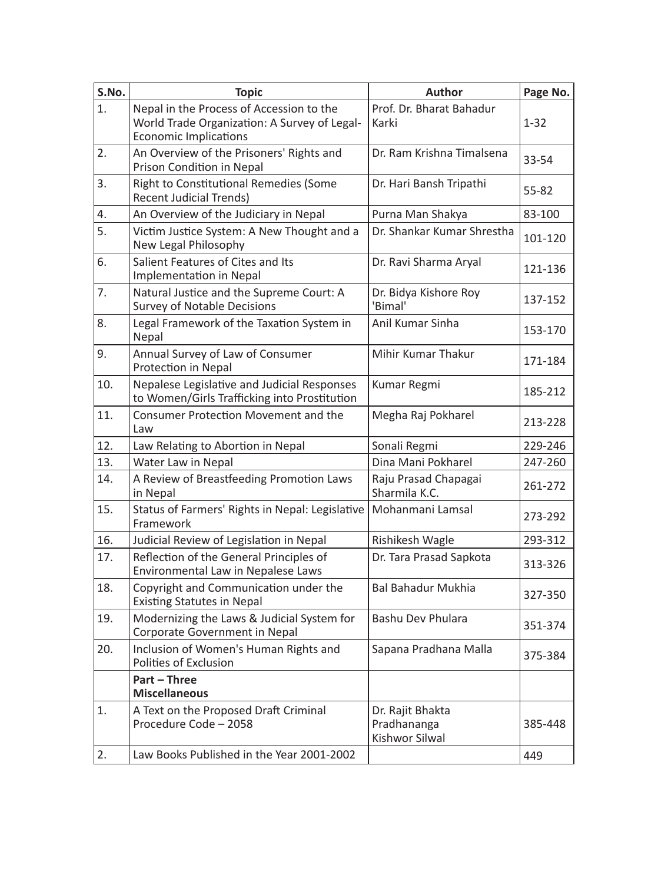| S.No. | Topic | Author | Page No. |
|---|---|---|---|
| 1. | Nepal in the Process of Accession to the World Trade Organization: A Survey of Legal-Economic Implications | Prof. Dr. Bharat Bahadur Karki | 1-32 |
| 2. | An Overview of the Prisoners' Rights and Prison Condition in Nepal | Dr. Ram Krishna Timalsena | 33-54 |
| 3. | Right to Constitutional Remedies (Some Recent Judicial Trends) | Dr. Hari Bansh Tripathi | 55-82 |
| 4. | An Overview of the Judiciary in Nepal | Purna Man Shakya | 83-100 |
| 5. | Victim Justice System: A New Thought and a New Legal Philosophy | Dr. Shankar Kumar Shrestha | 101-120 |
| 6. | Salient Features of Cites and Its Implementation in Nepal | Dr. Ravi Sharma Aryal | 121-136 |
| 7. | Natural Justice and the Supreme Court: A Survey of Notable Decisions | Dr. Bidya Kishore Roy 'Bimal' | 137-152 |
| 8. | Legal Framework of the Taxation System in Nepal | Anil Kumar Sinha | 153-170 |
| 9. | Annual Survey of Law of Consumer Protection in Nepal | Mihir Kumar Thakur | 171-184 |
| 10. | Nepalese Legislative and Judicial Responses to Women/Girls Trafficking into Prostitution | Kumar Regmi | 185-212 |
| 11. | Consumer Protection Movement and the Law | Megha Raj Pokharel | 213-228 |
| 12. | Law Relating to Abortion in Nepal | Sonali Regmi | 229-246 |
| 13. | Water Law in Nepal | Dina Mani Pokharel | 247-260 |
| 14. | A Review of Breastfeeding Promotion Laws in Nepal | Raju Prasad Chapagai<br>Sharmila K.C. | 261-272 |
| 15. | Status of Farmers' Rights in Nepal: Legislative Framework | Mohanmani Lamsal | 273-292 |
| 16. | Judicial Review of Legislation in Nepal | Rishikesh Wagle | 293-312 |
| 17. | Reflection of the General Principles of Environmental Law in Nepalese Laws | Dr. Tara Prasad Sapkota | 313-326 |
| 18. | Copyright and Communication under the Existing Statutes in Nepal | Bal Bahadur Mukhia | 327-350 |
| 19. | Modernizing the Laws & Judicial System for Corporate Government in Nepal | Bashu Dev Phulara | 351-374 |
| 20. | Inclusion of Women's Human Rights and Polities of Exclusion | Sapana Pradhana Malla | 375-384 |
| | **Part – Three**<br>**Miscellaneous** | | |
| 1. | A Text on the Proposed Draft Criminal Procedure Code – 2058 | Dr. Rajit Bhakta Pradhananga<br>Kishwor Silwal | 385-448 |
| 2. | Law Books Published in the Year 2001-2002 | | 449 |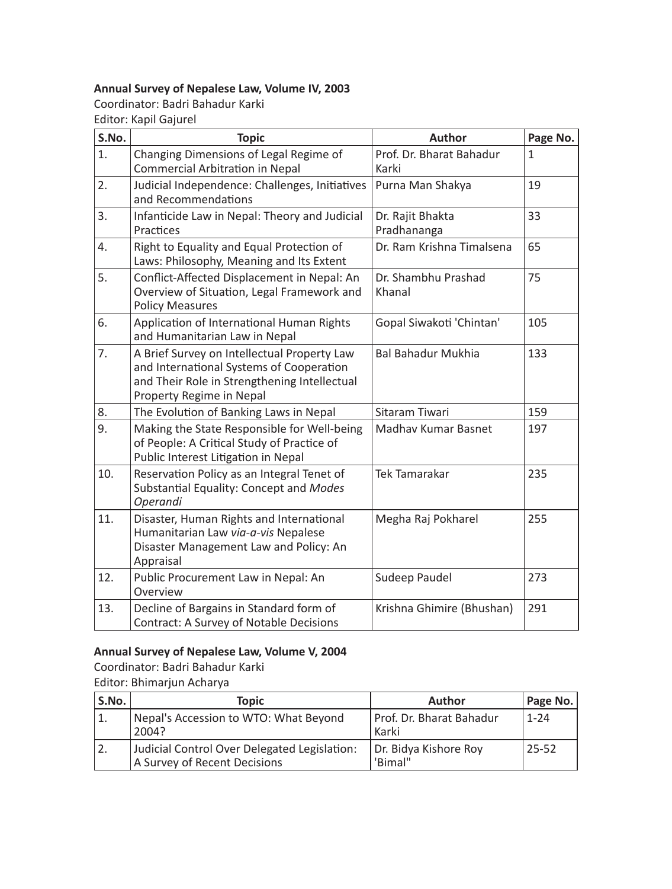**Annual Survey of Nepalese Law, Volume IV, 2003**

Coordinator: Badri Bahadur Karki

Editor: Kapil Gajurel

| S.No. | Topic | Author | Page No. |
|---|---|---|---|
| 1. | Changing Dimensions of Legal Regime of Commercial Arbitration in Nepal | Prof. Dr. Bharat Bahadur Karki | 1 |
| 2. | Judicial Independence: Challenges, Initiatives and Recommendations | Purna Man Shakya | 19 |
| 3. | Infanticide Law in Nepal: Theory and Judicial Practices | Dr. Rajit Bhakta Pradhananga | 33 |
| 4. | Right to Equality and Equal Protection of Laws: Philosophy, Meaning and Its Extent | Dr. Ram Krishna Timalsena | 65 |
| 5. | Conflict-Affected Displacement in Nepal: An Overview of Situation, Legal Framework and Policy Measures | Dr. Shambhu Prashad Khanal | 75 |
| 6. | Application of International Human Rights and Humanitarian Law in Nepal | Gopal Siwakoti 'Chintan' | 105 |
| 7. | A Brief Survey on Intellectual Property Law and International Systems of Cooperation and Their Role in Strengthening Intellectual Property Regime in Nepal | Bal Bahadur Mukhia | 133 |
| 8. | The Evolution of Banking Laws in Nepal | Sitaram Tiwari | 159 |
| 9. | Making the State Responsible for Well-being of People: A Critical Study of Practice of Public Interest Litigation in Nepal | Madhav Kumar Basnet | 197 |
| 10. | Reservation Policy as an Integral Tenet of Substantial Equality: Concept and *Modes Operandi* | Tek Tamarakar | 235 |
| 11. | Disaster, Human Rights and International Humanitarian Law *via-a-vis* Nepalese Disaster Management Law and Policy: An Appraisal | Megha Raj Pokharel | 255 |
| 12. | Public Procurement Law in Nepal: An Overview | Sudeep Paudel | 273 |
| 13. | Decline of Bargains in Standard form of Contract: A Survey of Notable Decisions | Krishna Ghimire (Bhushan) | 291 |

**Annual Survey of Nepalese Law, Volume V, 2004**

Coordinator: Badri Bahadur Karki

Editor: Bhimarjun Acharya

| S.No. | Topic | Author | Page No. |
|---|---|---|---|
| 1. | Nepal's Accession to WTO: What Beyond 2004? | Prof. Dr. Bharat Bahadur Karki | 1-24 |
| 2. | Judicial Control Over Delegated Legislation: A Survey of Recent Decisions | Dr. Bidya Kishore Roy 'Bimal" | 25-52 |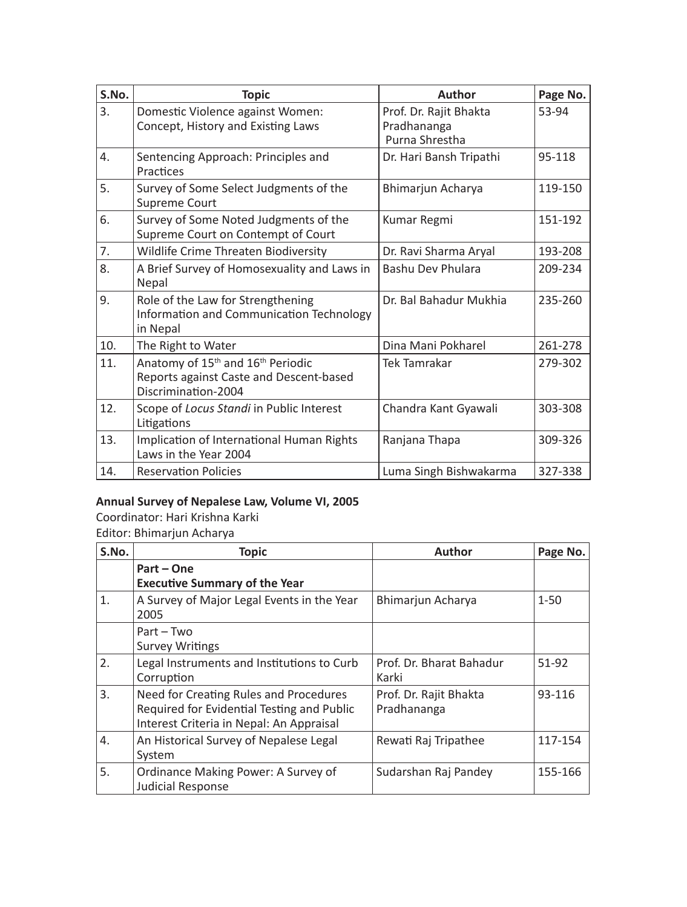| S.No. | Topic | Author | Page No. |
|---|---|---|---|
| 3. | Domestic Violence against Women: Concept, History and Existing Laws | Prof. Dr. Rajit Bhakta Pradhananga Purna Shrestha | 53-94 |
| 4. | Sentencing Approach: Principles and Practices | Dr. Hari Bansh Tripathi | 95-118 |
| 5. | Survey of Some Select Judgments of the Supreme Court | Bhimarjun Acharya | 119-150 |
| 6. | Survey of Some Noted Judgments of the Supreme Court on Contempt of Court | Kumar Regmi | 151-192 |
| 7. | Wildlife Crime Threaten Biodiversity | Dr. Ravi Sharma Aryal | 193-208 |
| 8. | A Brief Survey of Homosexuality and Laws in Nepal | Bashu Dev Phulara | 209-234 |
| 9. | Role of the Law for Strengthening Information and Communication Technology in Nepal | Dr. Bal Bahadur Mukhia | 235-260 |
| 10. | The Right to Water | Dina Mani Pokharel | 261-278 |
| 11. | Anatomy of 15th and 16th Periodic Reports against Caste and Descent-based Discrimination-2004 | Tek Tamrakar | 279-302 |
| 12. | Scope of *Locus Standi* in Public Interest Litigations | Chandra Kant Gyawali | 303-308 |
| 13. | Implication of International Human Rights Laws in the Year 2004 | Ranjana Thapa | 309-326 |
| 14. | Reservation Policies | Luma Singh Bishwakarma | 327-338 |

**Annual Survey of Nepalese Law, Volume VI, 2005**

Coordinator: Hari Krishna Karki

Editor: Bhimarjun Acharya

| S.No. | Topic | Author | Page No. |
|---|---|---|---|
| | **Part – One Executive Summary of the Year** | | |
| 1. | A Survey of Major Legal Events in the Year 2005 | Bhimarjun Acharya | 1-50 |
| | Part – Two Survey Writings | | |
| 2. | Legal Instruments and Institutions to Curb Corruption | Prof. Dr. Bharat Bahadur Karki | 51-92 |
| 3. | Need for Creating Rules and Procedures Required for Evidential Testing and Public Interest Criteria in Nepal: An Appraisal | Prof. Dr. Rajit Bhakta Pradhananga | 93-116 |
| 4. | An Historical Survey of Nepalese Legal System | Rewati Raj Tripathee | 117-154 |
| 5. | Ordinance Making Power: A Survey of Judicial Response | Sudarshan Raj Pandey | 155-166 |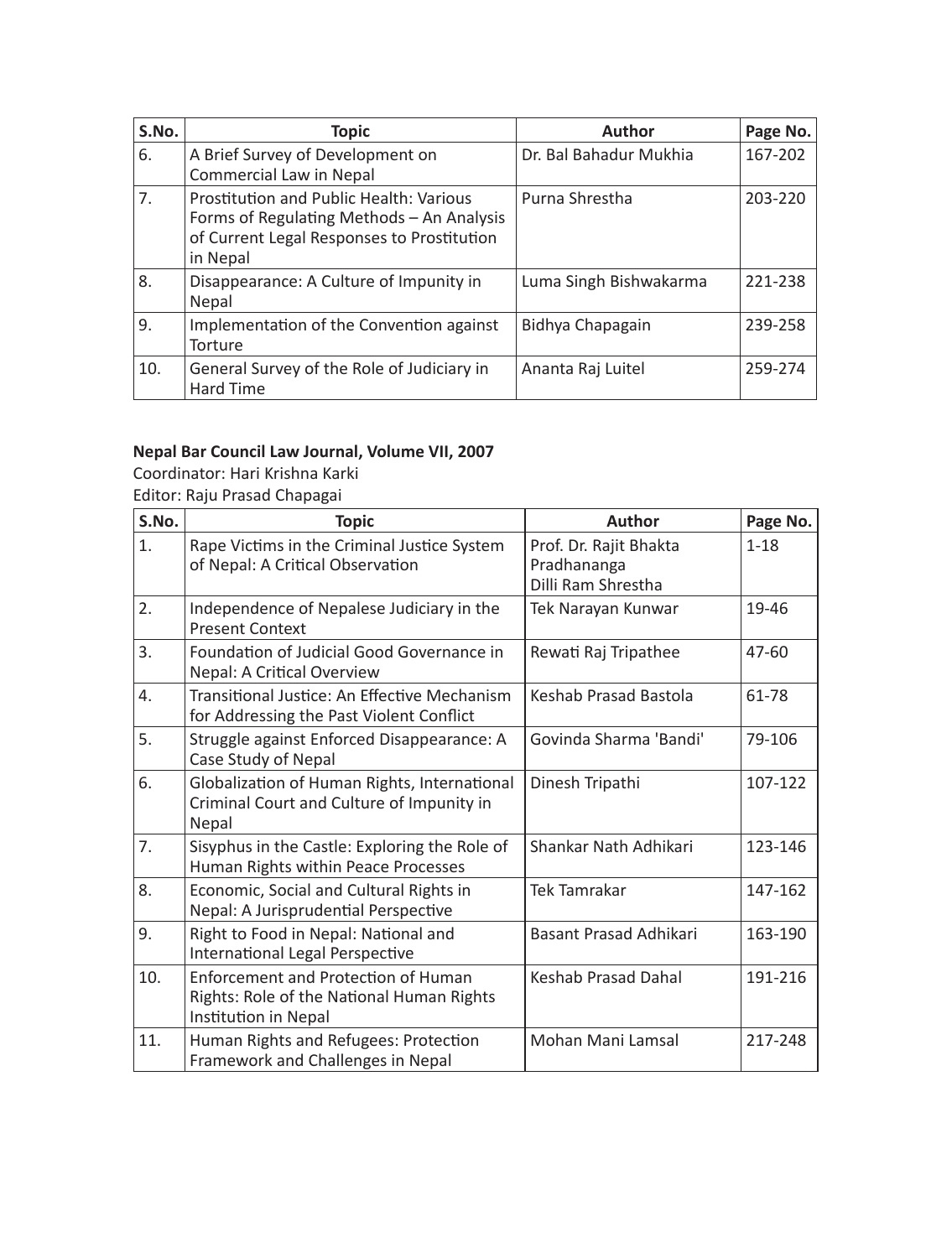| S.No. | Topic | Author | Page No. |
|---|---|---|---|
| 6. | A Brief Survey of Development on Commercial Law in Nepal | Dr. Bal Bahadur Mukhia | 167-202 |
| 7. | Prostitution and Public Health: Various Forms of Regulating Methods – An Analysis of Current Legal Responses to Prostitution in Nepal | Purna Shrestha | 203-220 |
| 8. | Disappearance: A Culture of Impunity in Nepal | Luma Singh Bishwakarma | 221-238 |
| 9. | Implementation of the Convention against Torture | Bidhya Chapagain | 239-258 |
| 10. | General Survey of the Role of Judiciary in Hard Time | Ananta Raj Luitel | 259-274 |

**Nepal Bar Council Law Journal, Volume VII, 2007**

Coordinator: Hari Krishna Karki

Editor: Raju Prasad Chapagai

| S.No. | Topic | Author | Page No. |
|---|---|---|---|
| 1. | Rape Victims in the Criminal Justice System of Nepal: A Critical Observation | Prof. Dr. Rajit Bhakta Pradhananga<br>Dilli Ram Shrestha | 1-18 |
| 2. | Independence of Nepalese Judiciary in the Present Context | Tek Narayan Kunwar | 19-46 |
| 3. | Foundation of Judicial Good Governance in Nepal: A Critical Overview | Rewati Raj Tripathee | 47-60 |
| 4. | Transitional Justice: An Effective Mechanism for Addressing the Past Violent Conflict | Keshab Prasad Bastola | 61-78 |
| 5. | Struggle against Enforced Disappearance: A Case Study of Nepal | Govinda Sharma 'Bandi' | 79-106 |
| 6. | Globalization of Human Rights, International Criminal Court and Culture of Impunity in Nepal | Dinesh Tripathi | 107-122 |
| 7. | Sisyphus in the Castle: Exploring the Role of Human Rights within Peace Processes | Shankar Nath Adhikari | 123-146 |
| 8. | Economic, Social and Cultural Rights in Nepal: A Jurisprudential Perspective | Tek Tamrakar | 147-162 |
| 9. | Right to Food in Nepal: National and International Legal Perspective | Basant Prasad Adhikari | 163-190 |
| 10. | Enforcement and Protection of Human Rights: Role of the National Human Rights Institution in Nepal | Keshab Prasad Dahal | 191-216 |
| 11. | Human Rights and Refugees: Protection Framework and Challenges in Nepal | Mohan Mani Lamsal | 217-248 |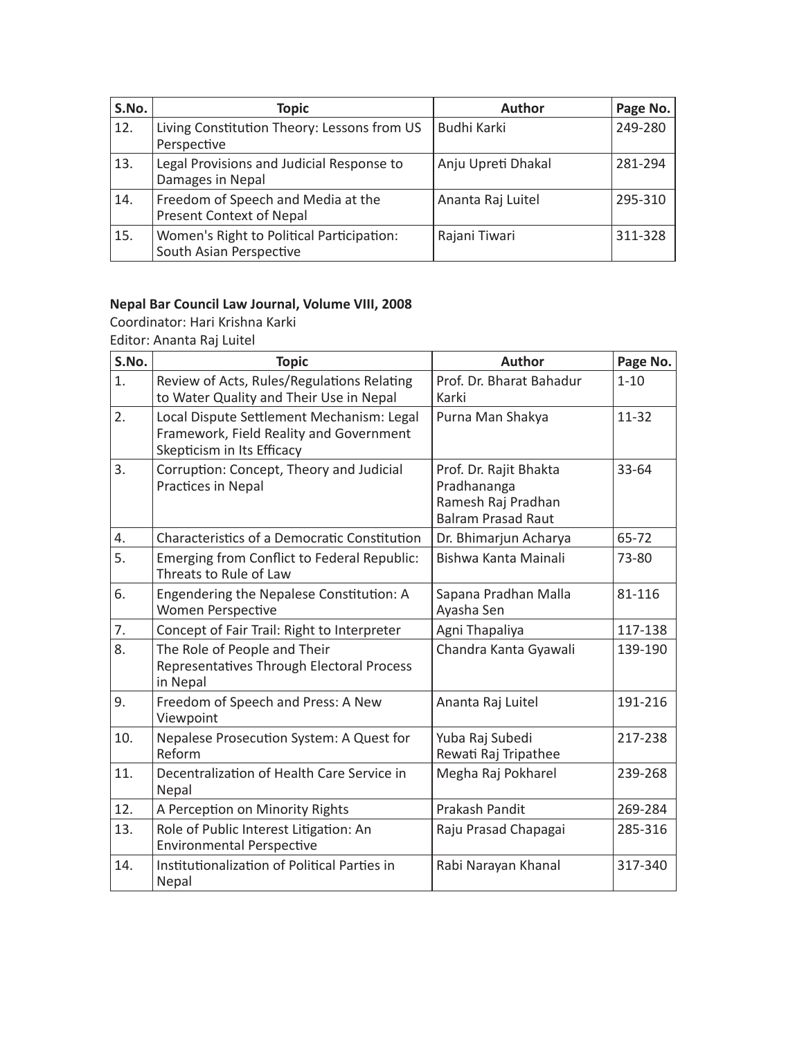| S.No. | Topic | Author | Page No. |
|---|---|---|---|
| 12. | Living Constitution Theory: Lessons from US Perspective | Budhi Karki | 249-280 |
| 13. | Legal Provisions and Judicial Response to Damages in Nepal | Anju Upreti Dhakal | 281-294 |
| 14. | Freedom of Speech and Media at the Present Context of Nepal | Ananta Raj Luitel | 295-310 |
| 15. | Women's Right to Political Participation: South Asian Perspective | Rajani Tiwari | 311-328 |

**Nepal Bar Council Law Journal, Volume VIII, 2008**

Coordinator: Hari Krishna Karki

Editor: Ananta Raj Luitel

| S.No. | Topic | Author | Page No. |
|---|---|---|---|
| 1. | Review of Acts, Rules/Regulations Relating to Water Quality and Their Use in Nepal | Prof. Dr. Bharat Bahadur Karki | 1-10 |
| 2. | Local Dispute Settlement Mechanism: Legal Framework, Field Reality and Government Skepticism in Its Efficacy | Purna Man Shakya | 11-32 |
| 3. | Corruption: Concept, Theory and Judicial Practices in Nepal | Prof. Dr. Rajit Bhakta Pradhananga<br>Ramesh Raj Pradhan<br>Balram Prasad Raut | 33-64 |
| 4. | Characteristics of a Democratic Constitution | Dr. Bhimarjun Acharya | 65-72 |
| 5. | Emerging from Conflict to Federal Republic: Threats to Rule of Law | Bishwa Kanta Mainali | 73-80 |
| 6. | Engendering the Nepalese Constitution: A Women Perspective | Sapana Pradhan Malla<br>Ayasha Sen | 81-116 |
| 7. | Concept of Fair Trail: Right to Interpreter | Agni Thapaliya | 117-138 |
| 8. | The Role of People and Their Representatives Through Electoral Process in Nepal | Chandra Kanta Gyawali | 139-190 |
| 9. | Freedom of Speech and Press: A New Viewpoint | Ananta Raj Luitel | 191-216 |
| 10. | Nepalese Prosecution System: A Quest for Reform | Yuba Raj Subedi<br>Rewati Raj Tripathee | 217-238 |
| 11. | Decentralization of Health Care Service in Nepal | Megha Raj Pokharel | 239-268 |
| 12. | A Perception on Minority Rights | Prakash Pandit | 269-284 |
| 13. | Role of Public Interest Litigation: An Environmental Perspective | Raju Prasad Chapagai | 285-316 |
| 14. | Institutionalization of Political Parties in Nepal | Rabi Narayan Khanal | 317-340 |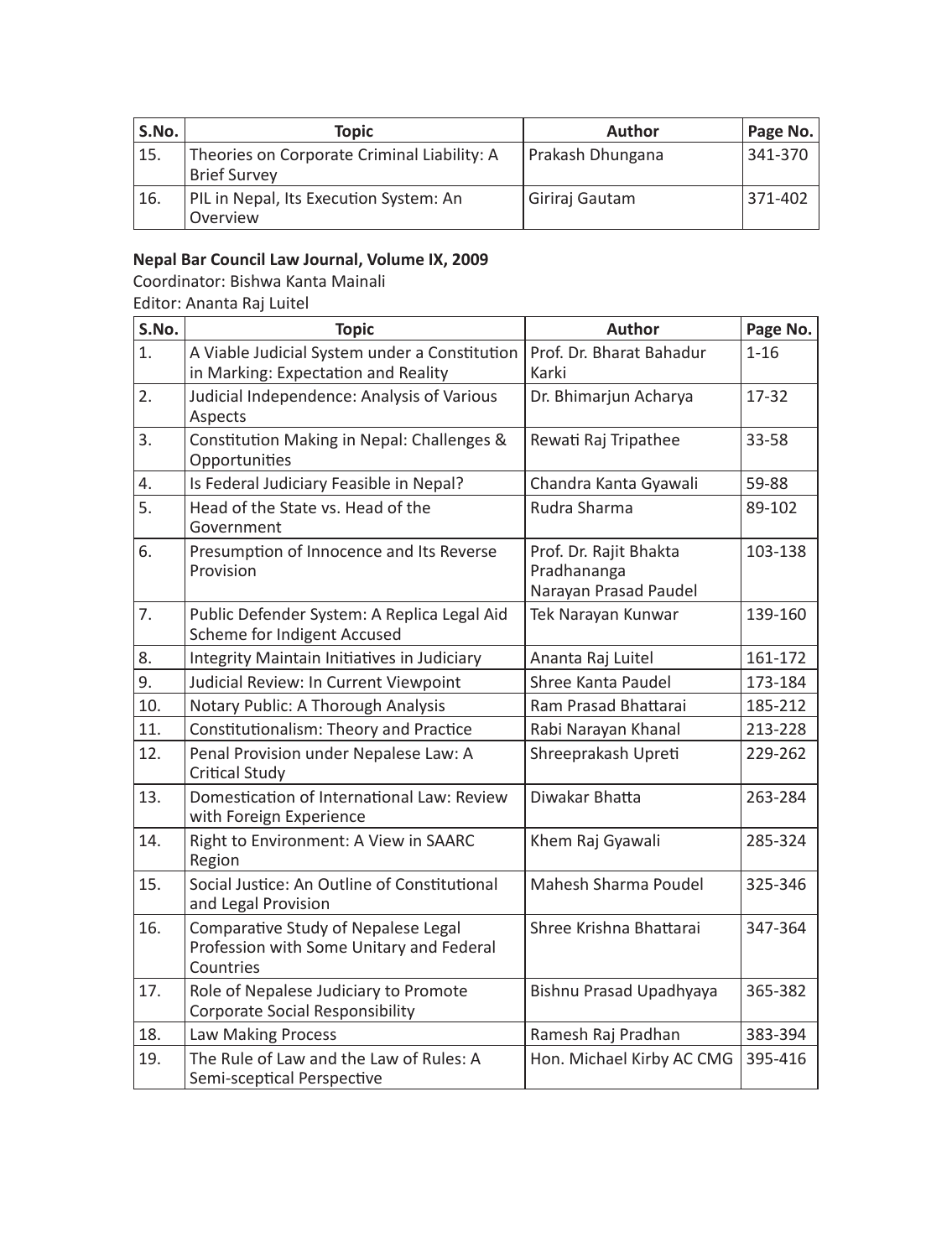| S.No. | Topic | Author | Page No. |
|---|---|---|---|
| 15. | Theories on Corporate Criminal Liability: A Brief Survey | Prakash Dhungana | 341-370 |
| 16. | PIL in Nepal, Its Execution System: An Overview | Giriraj Gautam | 371-402 |

**Nepal Bar Council Law Journal, Volume IX, 2009**

Coordinator: Bishwa Kanta Mainali

Editor: Ananta Raj Luitel

| S.No. | Topic | Author | Page No. |
|---|---|---|---|
| 1. | A Viable Judicial System under a Constitution in Marking: Expectation and Reality | Prof. Dr. Bharat Bahadur Karki | 1-16 |
| 2. | Judicial Independence: Analysis of Various Aspects | Dr. Bhimarjun Acharya | 17-32 |
| 3. | Constitution Making in Nepal: Challenges & Opportunities | Rewati Raj Tripathee | 33-58 |
| 4. | Is Federal Judiciary Feasible in Nepal? | Chandra Kanta Gyawali | 59-88 |
| 5. | Head of the State vs. Head of the Government | Rudra Sharma | 89-102 |
| 6. | Presumption of Innocence and Its Reverse Provision | Prof. Dr. Rajit Bhakta Pradhananga<br>Narayan Prasad Paudel | 103-138 |
| 7. | Public Defender System: A Replica Legal Aid Scheme for Indigent Accused | Tek Narayan Kunwar | 139-160 |
| 8. | Integrity Maintain Initiatives in Judiciary | Ananta Raj Luitel | 161-172 |
| 9. | Judicial Review: In Current Viewpoint | Shree Kanta Paudel | 173-184 |
| 10. | Notary Public: A Thorough Analysis | Ram Prasad Bhattarai | 185-212 |
| 11. | Constitutionalism: Theory and Practice | Rabi Narayan Khanal | 213-228 |
| 12. | Penal Provision under Nepalese Law: A Critical Study | Shreeprakash Upreti | 229-262 |
| 13. | Domestication of International Law: Review with Foreign Experience | Diwakar Bhatta | 263-284 |
| 14. | Right to Environment: A View in SAARC Region | Khem Raj Gyawali | 285-324 |
| 15. | Social Justice: An Outline of Constitutional and Legal Provision | Mahesh Sharma Poudel | 325-346 |
| 16. | Comparative Study of Nepalese Legal Profession with Some Unitary and Federal Countries | Shree Krishna Bhattarai | 347-364 |
| 17. | Role of Nepalese Judiciary to Promote Corporate Social Responsibility | Bishnu Prasad Upadhyaya | 365-382 |
| 18. | Law Making Process | Ramesh Raj Pradhan | 383-394 |
| 19. | The Rule of Law and the Law of Rules: A Semi-sceptical Perspective | Hon. Michael Kirby AC CMG | 395-416 |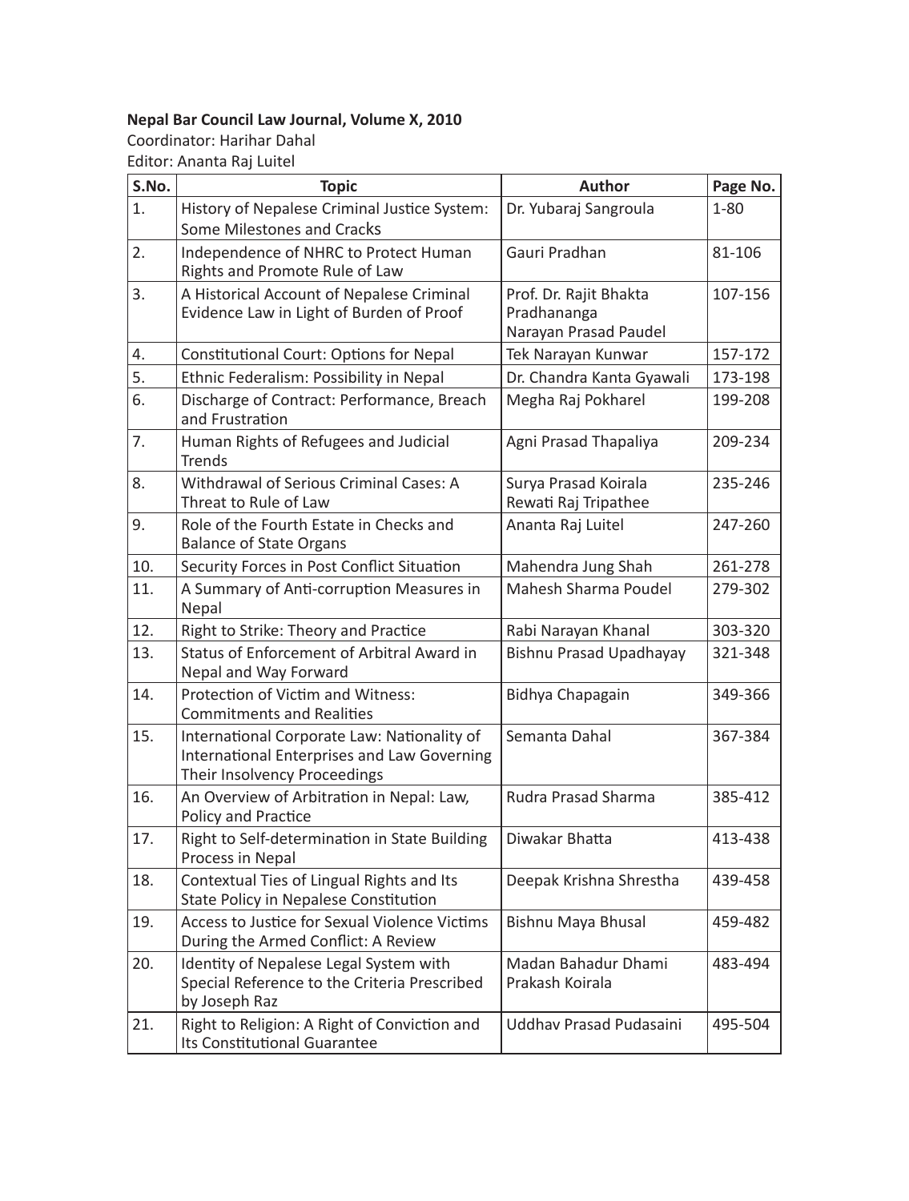**Nepal Bar Council Law Journal, Volume X, 2010**

Coordinator: Harihar Dahal

Editor: Ananta Raj Luitel

| S.No. | Topic | Author | Page No. |
|---|---|---|---|
| 1. | History of Nepalese Criminal Justice System: Some Milestones and Cracks | Dr. Yubaraj Sangroula | 1-80 |
| 2. | Independence of NHRC to Protect Human Rights and Promote Rule of Law | Gauri Pradhan | 81-106 |
| 3. | A Historical Account of Nepalese Criminal Evidence Law in Light of Burden of Proof | Prof. Dr. Rajit Bhakta Pradhananga<br>Narayan Prasad Paudel | 107-156 |
| 4. | Constitutional Court: Options for Nepal | Tek Narayan Kunwar | 157-172 |
| 5. | Ethnic Federalism: Possibility in Nepal | Dr. Chandra Kanta Gyawali | 173-198 |
| 6. | Discharge of Contract: Performance, Breach and Frustration | Megha Raj Pokharel | 199-208 |
| 7. | Human Rights of Refugees and Judicial Trends | Agni Prasad Thapaliya | 209-234 |
| 8. | Withdrawal of Serious Criminal Cases: A Threat to Rule of Law | Surya Prasad Koirala<br>Rewati Raj Tripathee | 235-246 |
| 9. | Role of the Fourth Estate in Checks and Balance of State Organs | Ananta Raj Luitel | 247-260 |
| 10. | Security Forces in Post Conflict Situation | Mahendra Jung Shah | 261-278 |
| 11. | A Summary of Anti-corruption Measures in Nepal | Mahesh Sharma Poudel | 279-302 |
| 12. | Right to Strike: Theory and Practice | Rabi Narayan Khanal | 303-320 |
| 13. | Status of Enforcement of Arbitral Award in Nepal and Way Forward | Bishnu Prasad Upadhayay | 321-348 |
| 14. | Protection of Victim and Witness: Commitments and Realities | Bidhya Chapagain | 349-366 |
| 15. | International Corporate Law: Nationality of International Enterprises and Law Governing Their Insolvency Proceedings | Semanta Dahal | 367-384 |
| 16. | An Overview of Arbitration in Nepal: Law, Policy and Practice | Rudra Prasad Sharma | 385-412 |
| 17. | Right to Self-determination in State Building Process in Nepal | Diwakar Bhatta | 413-438 |
| 18. | Contextual Ties of Lingual Rights and Its State Policy in Nepalese Constitution | Deepak Krishna Shrestha | 439-458 |
| 19. | Access to Justice for Sexual Violence Victims During the Armed Conflict: A Review | Bishnu Maya Bhusal | 459-482 |
| 20. | Identity of Nepalese Legal System with Special Reference to the Criteria Prescribed by Joseph Raz | Madan Bahadur Dhami<br>Prakash Koirala | 483-494 |
| 21. | Right to Religion: A Right of Conviction and Its Constitutional Guarantee | Uddhav Prasad Pudasaini | 495-504 |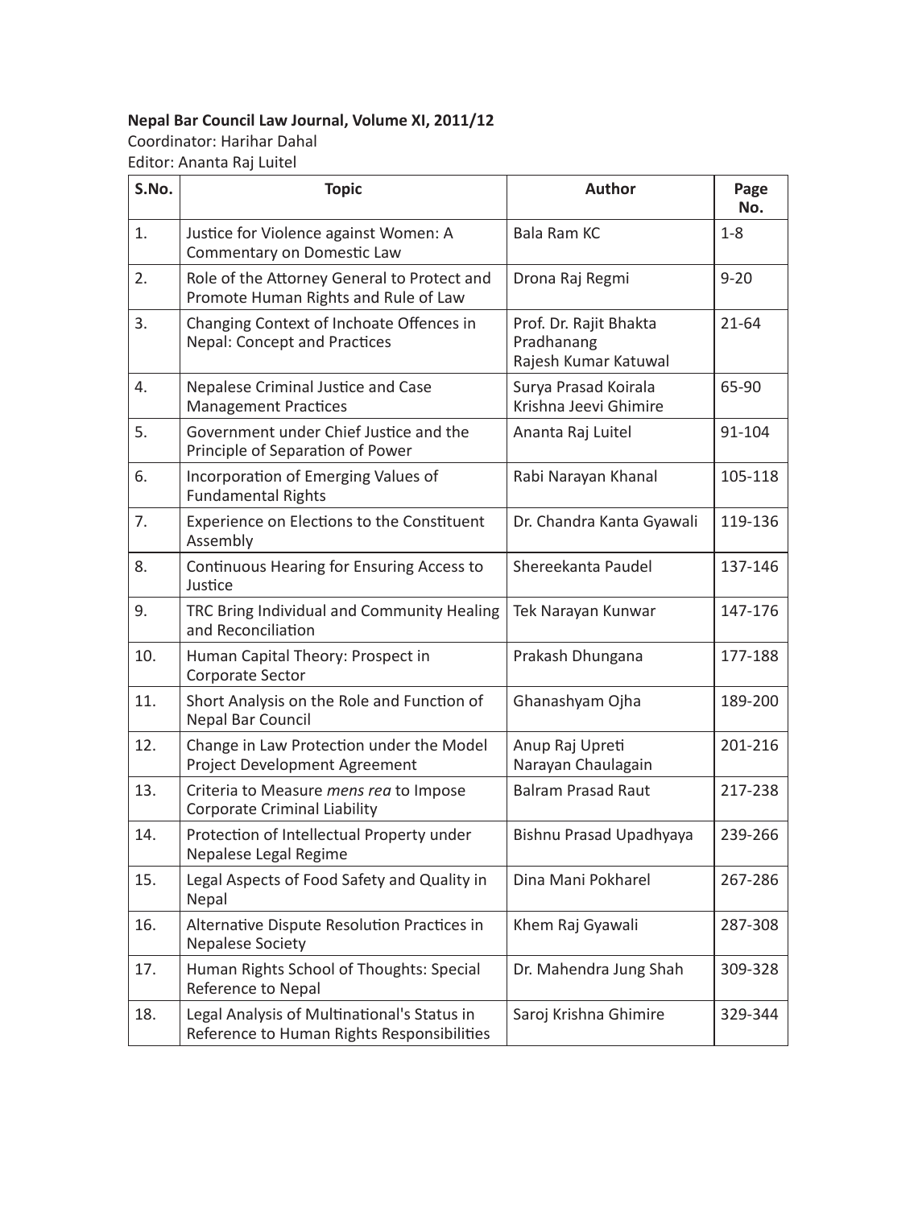**Nepal Bar Council Law Journal, Volume XI, 2011/12**

Coordinator: Harihar Dahal

Editor: Ananta Raj Luitel

| S.No. | Topic | Author | Page No. |
|---|---|---|---|
| 1. | Justice for Violence against Women: A Commentary on Domestic Law | Bala Ram KC | 1-8 |
| 2. | Role of the Attorney General to Protect and Promote Human Rights and Rule of Law | Drona Raj Regmi | 9-20 |
| 3. | Changing Context of Inchoate Offences in Nepal: Concept and Practices | Prof. Dr. Rajit Bhakta Pradhanang<br>Rajesh Kumar Katuwal | 21-64 |
| 4. | Nepalese Criminal Justice and Case Management Practices | Surya Prasad Koirala<br>Krishna Jeevi Ghimire | 65-90 |
| 5. | Government under Chief Justice and the Principle of Separation of Power | Ananta Raj Luitel | 91-104 |
| 6. | Incorporation of Emerging Values of Fundamental Rights | Rabi Narayan Khanal | 105-118 |
| 7. | Experience on Elections to the Constituent Assembly | Dr. Chandra Kanta Gyawali | 119-136 |
| 8. | Continuous Hearing for Ensuring Access to Justice | Shereekanta Paudel | 137-146 |
| 9. | TRC Bring Individual and Community Healing and Reconciliation | Tek Narayan Kunwar | 147-176 |
| 10. | Human Capital Theory: Prospect in Corporate Sector | Prakash Dhungana | 177-188 |
| 11. | Short Analysis on the Role and Function of Nepal Bar Council | Ghanashyam Ojha | 189-200 |
| 12. | Change in Law Protection under the Model Project Development Agreement | Anup Raj Upreti<br>Narayan Chaulagain | 201-216 |
| 13. | Criteria to Measure *mens rea* to Impose Corporate Criminal Liability | Balram Prasad Raut | 217-238 |
| 14. | Protection of Intellectual Property under Nepalese Legal Regime | Bishnu Prasad Upadhyaya | 239-266 |
| 15. | Legal Aspects of Food Safety and Quality in Nepal | Dina Mani Pokharel | 267-286 |
| 16. | Alternative Dispute Resolution Practices in Nepalese Society | Khem Raj Gyawali | 287-308 |
| 17. | Human Rights School of Thoughts: Special Reference to Nepal | Dr. Mahendra Jung Shah | 309-328 |
| 18. | Legal Analysis of Multinational's Status in Reference to Human Rights Responsibilities | Saroj Krishna Ghimire | 329-344 |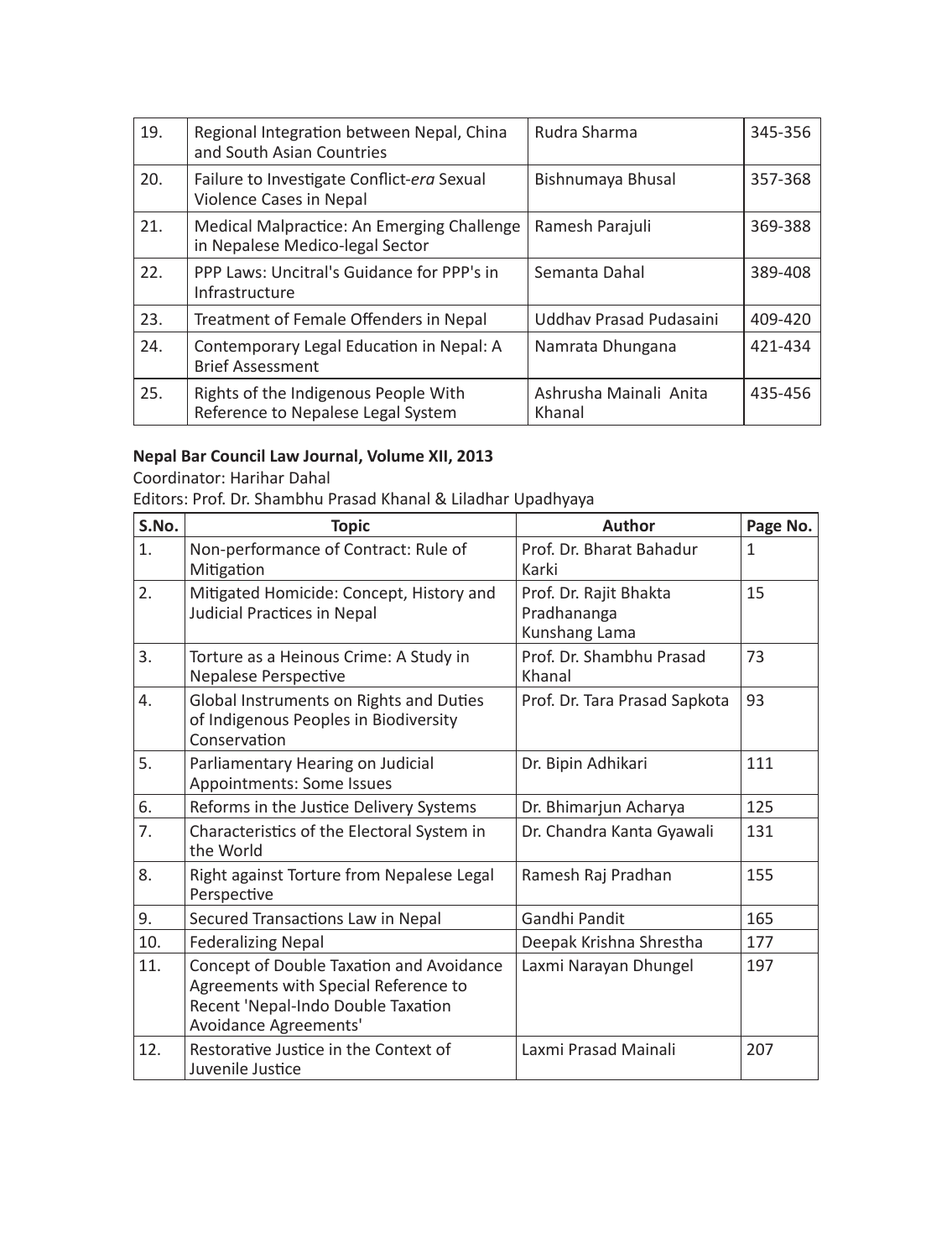| | | | |
|---|---|---|---|
| 19. | Regional Integration between Nepal, China and South Asian Countries | Rudra Sharma | 345-356 |
| 20. | Failure to Investigate Conflict-*era* Sexual Violence Cases in Nepal | Bishnumaya Bhusal | 357-368 |
| 21. | Medical Malpractice: An Emerging Challenge in Nepalese Medico-legal Sector | Ramesh Parajuli | 369-388 |
| 22. | PPP Laws: Uncitral's Guidance for PPP's in Infrastructure | Semanta Dahal | 389-408 |
| 23. | Treatment of Female Offenders in Nepal | Uddhav Prasad Pudasaini | 409-420 |
| 24. | Contemporary Legal Education in Nepal: A Brief Assessment | Namrata Dhungana | 421-434 |
| 25. | Rights of the Indigenous People With Reference to Nepalese Legal System | Ashrusha Mainali Anita Khanal | 435-456 |

**Nepal Bar Council Law Journal, Volume XII, 2013**

Coordinator: Harihar Dahal

Editors: Prof. Dr. Shambhu Prasad Khanal & Liladhar Upadhyaya

| S.No. | Topic | Author | Page No. |
|---|---|---|---|
| 1. | Non-performance of Contract: Rule of Mitigation | Prof. Dr. Bharat Bahadur Karki | 1 |
| 2. | Mitigated Homicide: Concept, History and Judicial Practices in Nepal | Prof. Dr. Rajit Bhakta Pradhananga Kunshang Lama | 15 |
| 3. | Torture as a Heinous Crime: A Study in Nepalese Perspective | Prof. Dr. Shambhu Prasad Khanal | 73 |
| 4. | Global Instruments on Rights and Duties of Indigenous Peoples in Biodiversity Conservation | Prof. Dr. Tara Prasad Sapkota | 93 |
| 5. | Parliamentary Hearing on Judicial Appointments: Some Issues | Dr. Bipin Adhikari | 111 |
| 6. | Reforms in the Justice Delivery Systems | Dr. Bhimarjun Acharya | 125 |
| 7. | Characteristics of the Electoral System in the World | Dr. Chandra Kanta Gyawali | 131 |
| 8. | Right against Torture from Nepalese Legal Perspective | Ramesh Raj Pradhan | 155 |
| 9. | Secured Transactions Law in Nepal | Gandhi Pandit | 165 |
| 10. | Federalizing Nepal | Deepak Krishna Shrestha | 177 |
| 11. | Concept of Double Taxation and Avoidance Agreements with Special Reference to Recent 'Nepal-Indo Double Taxation Avoidance Agreements' | Laxmi Narayan Dhungel | 197 |
| 12. | Restorative Justice in the Context of Juvenile Justice | Laxmi Prasad Mainali | 207 |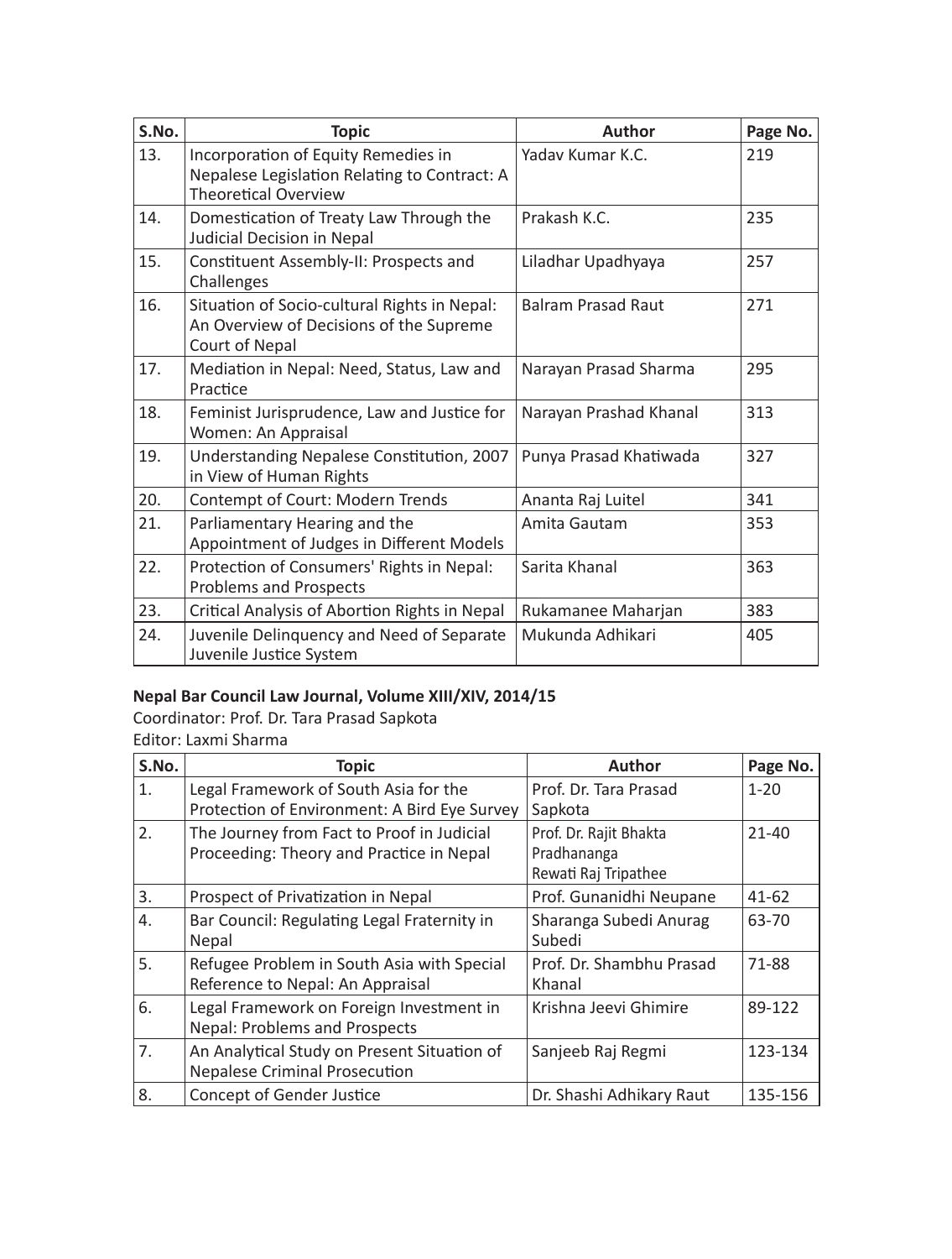| S.No. | Topic | Author | Page No. |
|---|---|---|---|
| 13. | Incorporation of Equity Remedies in Nepalese Legislation Relating to Contract: A Theoretical Overview | Yadav Kumar K.C. | 219 |
| 14. | Domestication of Treaty Law Through the Judicial Decision in Nepal | Prakash K.C. | 235 |
| 15. | Constituent Assembly-II: Prospects and Challenges | Liladhar Upadhyaya | 257 |
| 16. | Situation of Socio-cultural Rights in Nepal: An Overview of Decisions of the Supreme Court of Nepal | Balram Prasad Raut | 271 |
| 17. | Mediation in Nepal: Need, Status, Law and Practice | Narayan Prasad Sharma | 295 |
| 18. | Feminist Jurisprudence, Law and Justice for Women: An Appraisal | Narayan Prashad Khanal | 313 |
| 19. | Understanding Nepalese Constitution, 2007 in View of Human Rights | Punya Prasad Khatiwada | 327 |
| 20. | Contempt of Court: Modern Trends | Ananta Raj Luitel | 341 |
| 21. | Parliamentary Hearing and the Appointment of Judges in Different Models | Amita Gautam | 353 |
| 22. | Protection of Consumers' Rights in Nepal: Problems and Prospects | Sarita Khanal | 363 |
| 23. | Critical Analysis of Abortion Rights in Nepal | Rukamanee Maharjan | 383 |
| 24. | Juvenile Delinquency and Need of Separate Juvenile Justice System | Mukunda Adhikari | 405 |

**Nepal Bar Council Law Journal, Volume XIII/XIV, 2014/15**

Coordinator: Prof. Dr. Tara Prasad Sapkota

Editor: Laxmi Sharma

| S.No. | Topic | Author | Page No. |
|---|---|---|---|
| 1. | Legal Framework of South Asia for the Protection of Environment: A Bird Eye Survey | Prof. Dr. Tara Prasad Sapkota | 1-20 |
| 2. | The Journey from Fact to Proof in Judicial Proceeding: Theory and Practice in Nepal | Prof. Dr. Rajit Bhakta Pradhananga Rewati Raj Tripathee | 21-40 |
| 3. | Prospect of Privatization in Nepal | Prof. Gunanidhi Neupane | 41-62 |
| 4. | Bar Council: Regulating Legal Fraternity in Nepal | Sharanga Subedi Anurag Subedi | 63-70 |
| 5. | Refugee Problem in South Asia with Special Reference to Nepal: An Appraisal | Prof. Dr. Shambhu Prasad Khanal | 71-88 |
| 6. | Legal Framework on Foreign Investment in Nepal: Problems and Prospects | Krishna Jeevi Ghimire | 89-122 |
| 7. | An Analytical Study on Present Situation of Nepalese Criminal Prosecution | Sanjeeb Raj Regmi | 123-134 |
| 8. | Concept of Gender Justice | Dr. Shashi Adhikary Raut | 135-156 |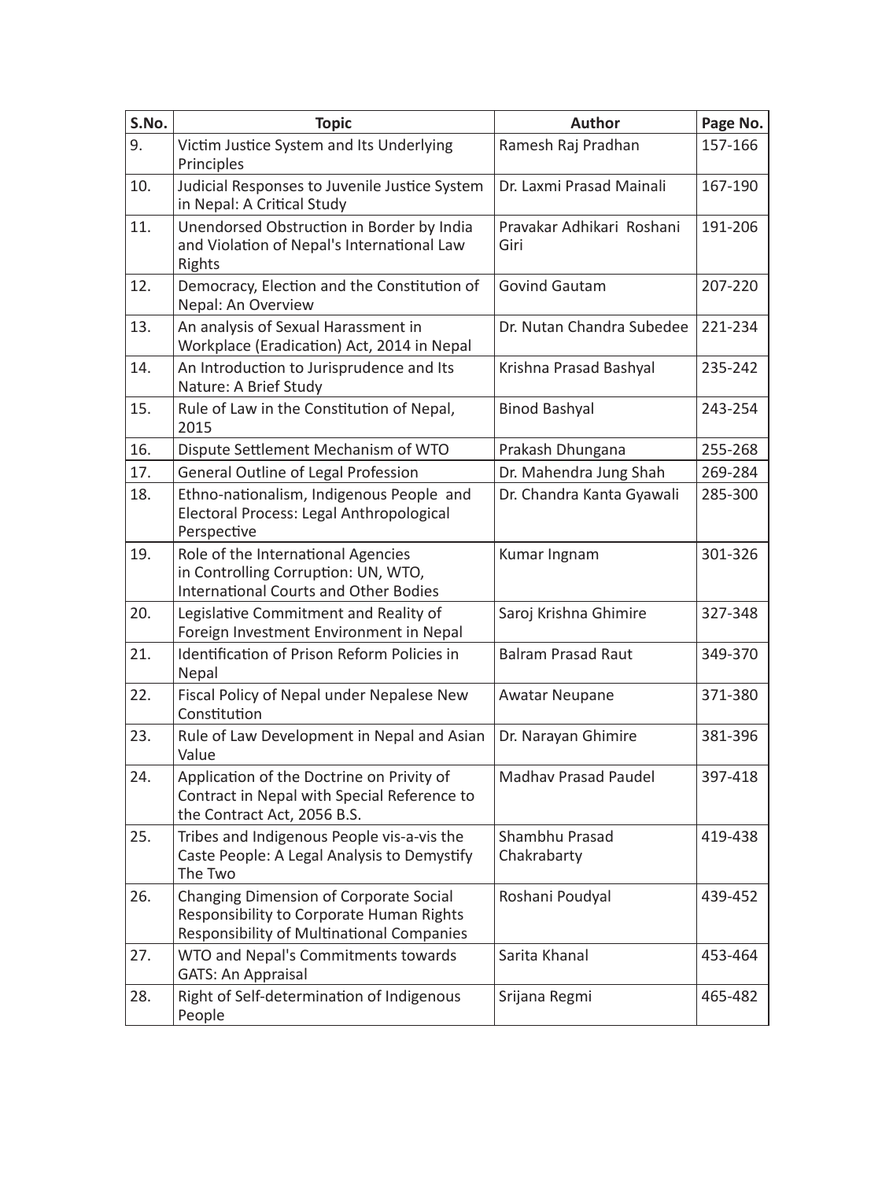| S.No. | Topic | Author | Page No. |
|---|---|---|---|
| 9. | Victim Justice System and Its Underlying Principles | Ramesh Raj Pradhan | 157-166 |
| 10. | Judicial Responses to Juvenile Justice System in Nepal: A Critical Study | Dr. Laxmi Prasad Mainali | 167-190 |
| 11. | Unendorsed Obstruction in Border by India and Violation of Nepal's International Law Rights | Pravakar Adhikari Roshani Giri | 191-206 |
| 12. | Democracy, Election and the Constitution of Nepal: An Overview | Govind Gautam | 207-220 |
| 13. | An analysis of Sexual Harassment in Workplace (Eradication) Act, 2014 in Nepal | Dr. Nutan Chandra Subedee | 221-234 |
| 14. | An Introduction to Jurisprudence and Its Nature: A Brief Study | Krishna Prasad Bashyal | 235-242 |
| 15. | Rule of Law in the Constitution of Nepal, 2015 | Binod Bashyal | 243-254 |
| 16. | Dispute Settlement Mechanism of WTO | Prakash Dhungana | 255-268 |
| 17. | General Outline of Legal Profession | Dr. Mahendra Jung Shah | 269-284 |
| 18. | Ethno-nationalism, Indigenous People and Electoral Process: Legal Anthropological Perspective | Dr. Chandra Kanta Gyawali | 285-300 |
| 19. | Role of the International Agencies in Controlling Corruption: UN, WTO, International Courts and Other Bodies | Kumar Ingnam | 301-326 |
| 20. | Legislative Commitment and Reality of Foreign Investment Environment in Nepal | Saroj Krishna Ghimire | 327-348 |
| 21. | Identification of Prison Reform Policies in Nepal | Balram Prasad Raut | 349-370 |
| 22. | Fiscal Policy of Nepal under Nepalese New Constitution | Awatar Neupane | 371-380 |
| 23. | Rule of Law Development in Nepal and Asian Value | Dr. Narayan Ghimire | 381-396 |
| 24. | Application of the Doctrine on Privity of Contract in Nepal with Special Reference to the Contract Act, 2056 B.S. | Madhav Prasad Paudel | 397-418 |
| 25. | Tribes and Indigenous People vis-a-vis the Caste People: A Legal Analysis to Demystify The Two | Shambhu Prasad Chakrabarty | 419-438 |
| 26. | Changing Dimension of Corporate Social Responsibility to Corporate Human Rights Responsibility of Multinational Companies | Roshani Poudyal | 439-452 |
| 27. | WTO and Nepal's Commitments towards GATS: An Appraisal | Sarita Khanal | 453-464 |
| 28. | Right of Self-determination of Indigenous People | Srijana Regmi | 465-482 |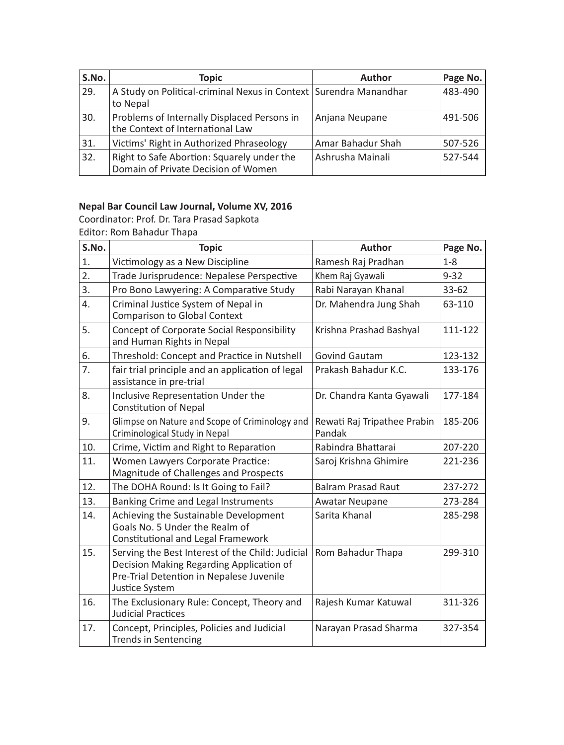| S.No. | Topic | Author | Page No. |
|---|---|---|---|
| 29. | A Study on Political-criminal Nexus in Context to Nepal | Surendra Manandhar | 483-490 |
| 30. | Problems of Internally Displaced Persons in the Context of International Law | Anjana Neupane | 491-506 |
| 31. | Victims' Right in Authorized Phraseology | Amar Bahadur Shah | 507-526 |
| 32. | Right to Safe Abortion: Squarely under the Domain of Private Decision of Women | Ashrusha Mainali | 527-544 |

**Nepal Bar Council Law Journal, Volume XV, 2016**

Coordinator: Prof. Dr. Tara Prasad Sapkota

Editor: Rom Bahadur Thapa

| S.No. | Topic | Author | Page No. |
|---|---|---|---|
| 1. | Victimology as a New Discipline | Ramesh Raj Pradhan | 1-8 |
| 2. | Trade Jurisprudence: Nepalese Perspective | Khem Raj Gyawali | 9-32 |
| 3. | Pro Bono Lawyering: A Comparative Study | Rabi Narayan Khanal | 33-62 |
| 4. | Criminal Justice System of Nepal in Comparison to Global Context | Dr. Mahendra Jung Shah | 63-110 |
| 5. | Concept of Corporate Social Responsibility and Human Rights in Nepal | Krishna Prashad Bashyal | 111-122 |
| 6. | Threshold: Concept and Practice in Nutshell | Govind Gautam | 123-132 |
| 7. | fair trial principle and an application of legal assistance in pre-trial | Prakash Bahadur K.C. | 133-176 |
| 8. | Inclusive Representation Under the Constitution of Nepal | Dr. Chandra Kanta Gyawali | 177-184 |
| 9. | Glimpse on Nature and Scope of Criminology and Criminological Study in Nepal | Rewati Raj Tripathee Prabin Pandak | 185-206 |
| 10. | Crime, Victim and Right to Reparation | Rabindra Bhattarai | 207-220 |
| 11. | Women Lawyers Corporate Practice: Magnitude of Challenges and Prospects | Saroj Krishna Ghimire | 221-236 |
| 12. | The DOHA Round: Is It Going to Fail? | Balram Prasad Raut | 237-272 |
| 13. | Banking Crime and Legal Instruments | Awatar Neupane | 273-284 |
| 14. | Achieving the Sustainable Development Goals No. 5 Under the Realm of Constitutional and Legal Framework | Sarita Khanal | 285-298 |
| 15. | Serving the Best Interest of the Child: Judicial Decision Making Regarding Application of Pre-Trial Detention in Nepalese Juvenile Justice System | Rom Bahadur Thapa | 299-310 |
| 16. | The Exclusionary Rule: Concept, Theory and Judicial Practices | Rajesh Kumar Katuwal | 311-326 |
| 17. | Concept, Principles, Policies and Judicial Trends in Sentencing | Narayan Prasad Sharma | 327-354 |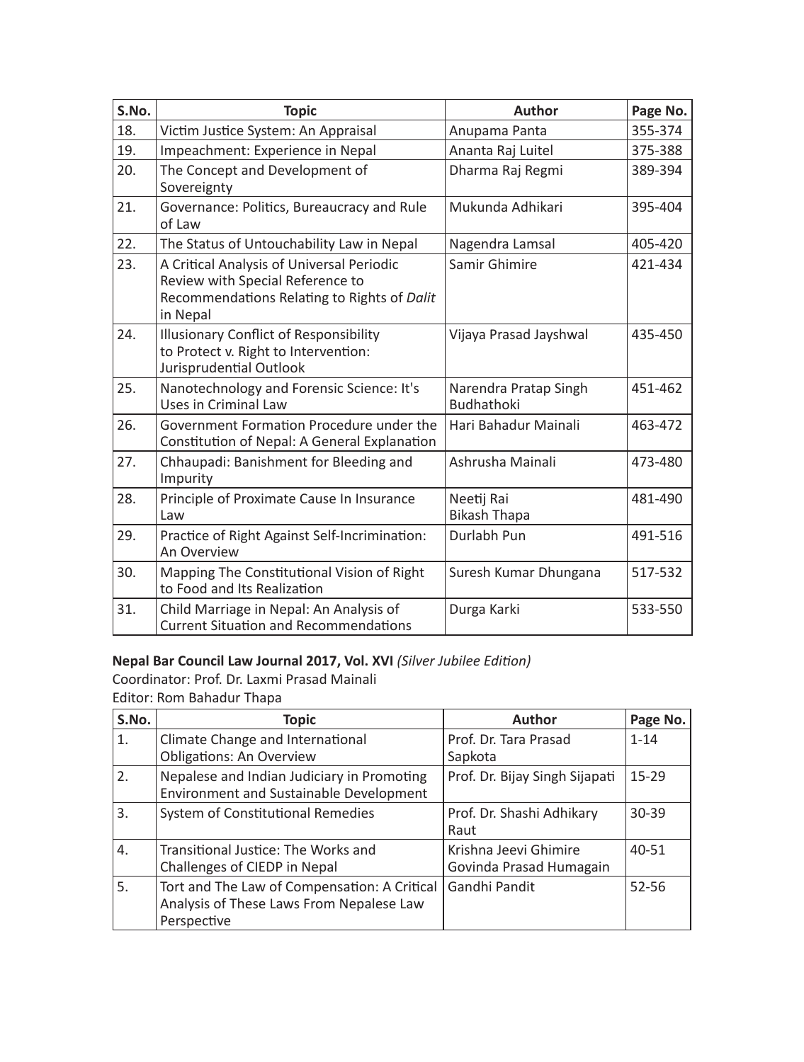| S.No. | Topic | Author | Page No. |
|---|---|---|---|
| 18. | Victim Justice System: An Appraisal | Anupama Panta | 355-374 |
| 19. | Impeachment: Experience in Nepal | Ananta Raj Luitel | 375-388 |
| 20. | The Concept and Development of Sovereignty | Dharma Raj Regmi | 389-394 |
| 21. | Governance: Politics, Bureaucracy and Rule of Law | Mukunda Adhikari | 395-404 |
| 22. | The Status of Untouchability Law in Nepal | Nagendra Lamsal | 405-420 |
| 23. | A Critical Analysis of Universal Periodic Review with Special Reference to Recommendations Relating to Rights of *Dalit* in Nepal | Samir Ghimire | 421-434 |
| 24. | Illusionary Conflict of Responsibility to Protect v. Right to Intervention: Jurisprudential Outlook | Vijaya Prasad Jayshwal | 435-450 |
| 25. | Nanotechnology and Forensic Science: It's Uses in Criminal Law | Narendra Pratap Singh Budhathoki | 451-462 |
| 26. | Government Formation Procedure under the Constitution of Nepal: A General Explanation | Hari Bahadur Mainali | 463-472 |
| 27. | Chhaupadi: Banishment for Bleeding and Impurity | Ashrusha Mainali | 473-480 |
| 28. | Principle of Proximate Cause In Insurance Law | Neetij Rai<br>Bikash Thapa | 481-490 |
| 29. | Practice of Right Against Self-Incrimination: An Overview | Durlabh Pun | 491-516 |
| 30. | Mapping The Constitutional Vision of Right to Food and Its Realization | Suresh Kumar Dhungana | 517-532 |
| 31. | Child Marriage in Nepal: An Analysis of Current Situation and Recommendations | Durga Karki | 533-550 |

**Nepal Bar Council Law Journal 2017, Vol. XVI** *(Silver Jubilee Edition)*
Coordinator: Prof. Dr. Laxmi Prasad Mainali
Editor: Rom Bahadur Thapa

| S.No. | Topic | Author | Page No. |
|---|---|---|---|
| 1. | Climate Change and International Obligations: An Overview | Prof. Dr. Tara Prasad Sapkota | 1-14 |
| 2. | Nepalese and Indian Judiciary in Promoting Environment and Sustainable Development | Prof. Dr. Bijay Singh Sijapati | 15-29 |
| 3. | System of Constitutional Remedies | Prof. Dr. Shashi Adhikary Raut | 30-39 |
| 4. | Transitional Justice: The Works and Challenges of CIEDP in Nepal | Krishna Jeevi Ghimire<br>Govinda Prasad Humagain | 40-51 |
| 5. | Tort and The Law of Compensation: A Critical Analysis of These Laws From Nepalese Law Perspective | Gandhi Pandit | 52-56 |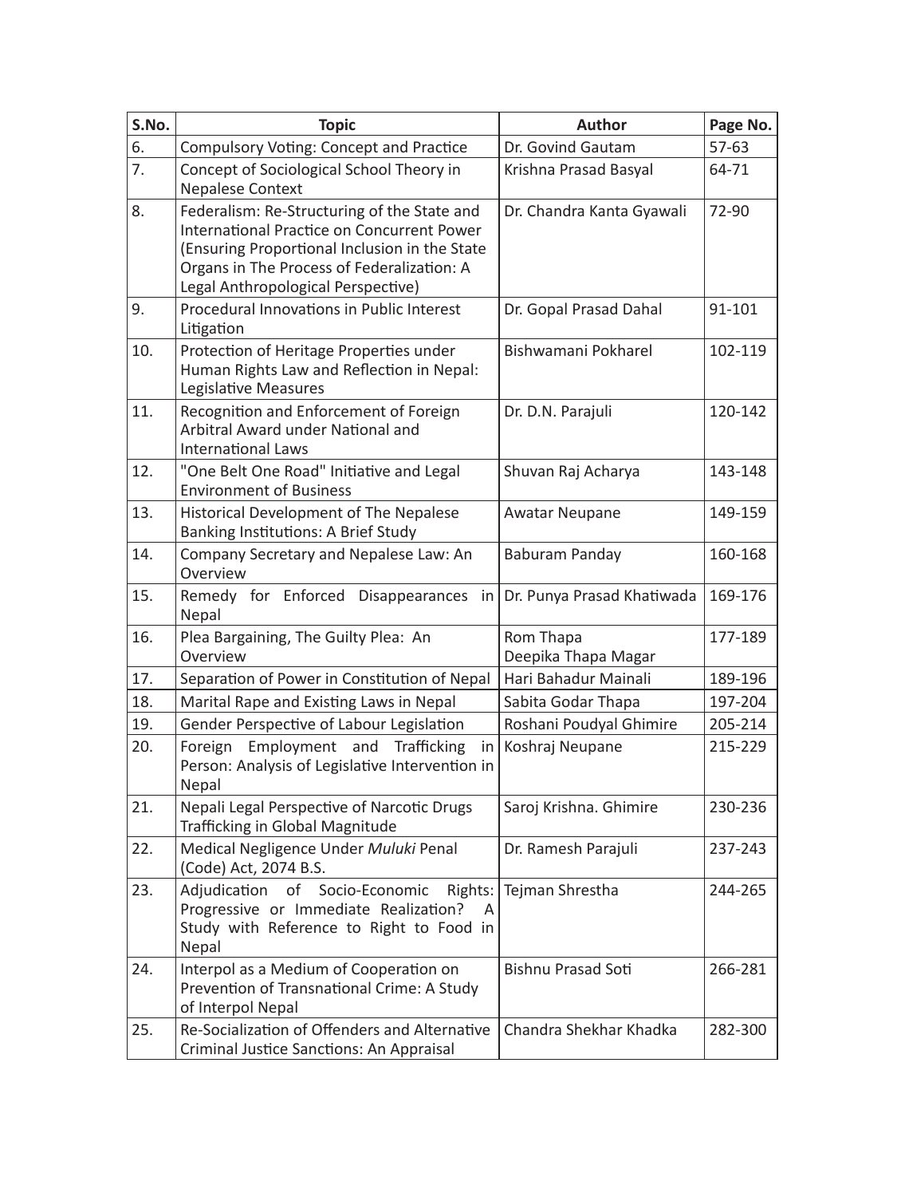| S.No. | Topic | Author | Page No. |
|---|---|---|---|
| 6. | Compulsory Voting: Concept and Practice | Dr. Govind Gautam | 57-63 |
| 7. | Concept of Sociological School Theory in Nepalese Context | Krishna Prasad Basyal | 64-71 |
| 8. | Federalism: Re-Structuring of the State and International Practice on Concurrent Power (Ensuring Proportional Inclusion in the State Organs in The Process of Federalization: A Legal Anthropological Perspective) | Dr. Chandra Kanta Gyawali | 72-90 |
| 9. | Procedural Innovations in Public Interest Litigation | Dr. Gopal Prasad Dahal | 91-101 |
| 10. | Protection of Heritage Properties under Human Rights Law and Reflection in Nepal: Legislative Measures | Bishwamani Pokharel | 102-119 |
| 11. | Recognition and Enforcement of Foreign Arbitral Award under National and International Laws | Dr. D.N. Parajuli | 120-142 |
| 12. | "One Belt One Road" Initiative and Legal Environment of Business | Shuvan Raj Acharya | 143-148 |
| 13. | Historical Development of The Nepalese Banking Institutions: A Brief Study | Awatar Neupane | 149-159 |
| 14. | Company Secretary and Nepalese Law: An Overview | Baburam Panday | 160-168 |
| 15. | Remedy for Enforced Disappearances in Nepal | Dr. Punya Prasad Khatiwada | 169-176 |
| 16. | Plea Bargaining, The Guilty Plea: An Overview | Rom Thapa<br>Deepika Thapa Magar | 177-189 |
| 17. | Separation of Power in Constitution of Nepal | Hari Bahadur Mainali | 189-196 |
| 18. | Marital Rape and Existing Laws in Nepal | Sabita Godar Thapa | 197-204 |
| 19. | Gender Perspective of Labour Legislation | Roshani Poudyal Ghimire | 205-214 |
| 20. | Foreign Employment and Trafficking in Person: Analysis of Legislative Intervention in Nepal | Koshraj Neupane | 215-229 |
| 21. | Nepali Legal Perspective of Narcotic Drugs Trafficking in Global Magnitude | Saroj Krishna. Ghimire | 230-236 |
| 22. | Medical Negligence Under *Muluki* Penal (Code) Act, 2074 B.S. | Dr. Ramesh Parajuli | 237-243 |
| 23. | Adjudication of Socio-Economic Rights: Progressive or Immediate Realization? A Study with Reference to Right to Food in Nepal | Tejman Shrestha | 244-265 |
| 24. | Interpol as a Medium of Cooperation on Prevention of Transnational Crime: A Study of Interpol Nepal | Bishnu Prasad Soti | 266-281 |
| 25. | Re-Socialization of Offenders and Alternative Criminal Justice Sanctions: An Appraisal | Chandra Shekhar Khadka | 282-300 |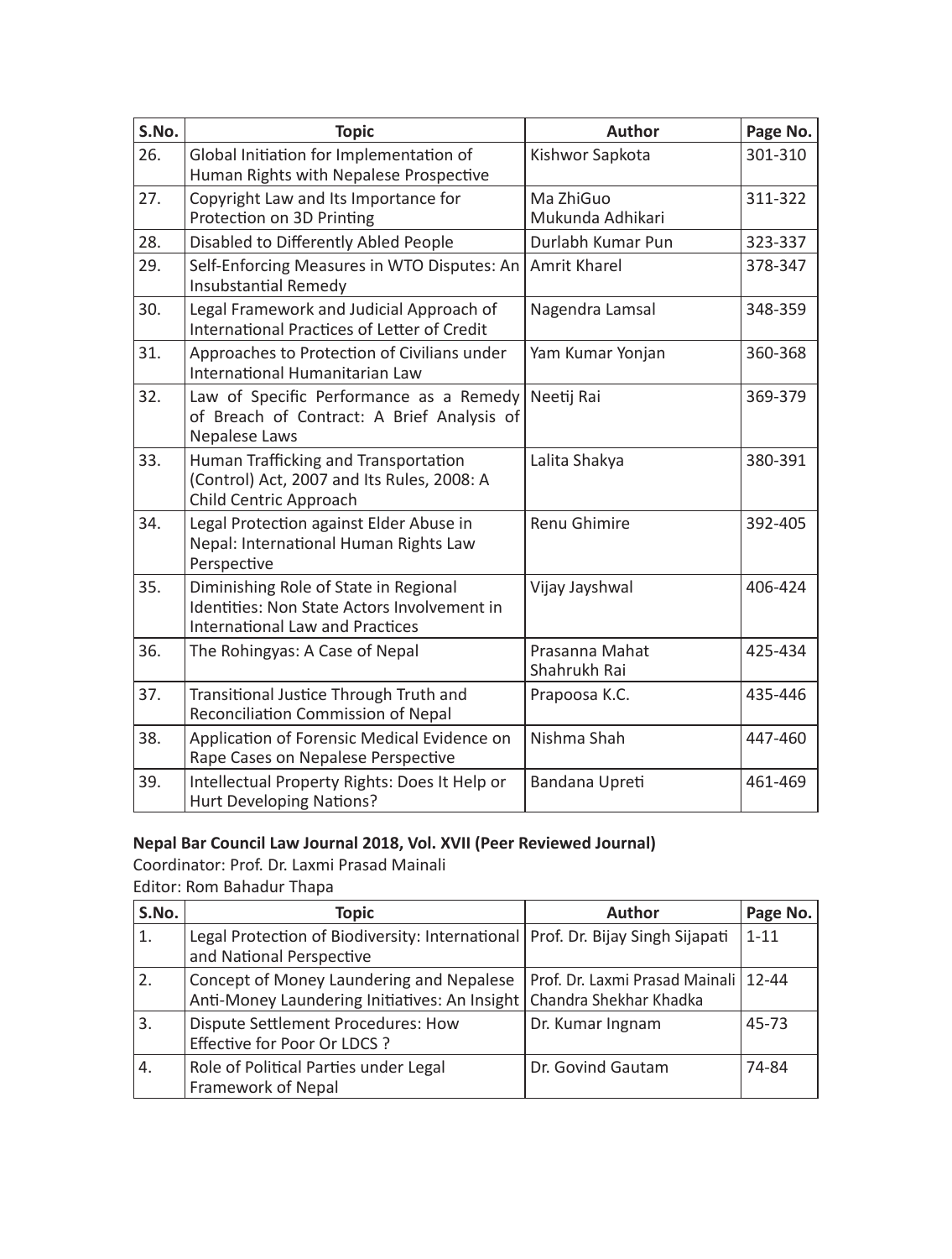| S.No. | Topic | Author | Page No. |
|---|---|---|---|
| 26. | Global Initiation for Implementation of Human Rights with Nepalese Prospective | Kishwor Sapkota | 301-310 |
| 27. | Copyright Law and Its Importance for Protection on 3D Printing | Ma ZhiGuo<br>Mukunda Adhikari | 311-322 |
| 28. | Disabled to Differently Abled People | Durlabh Kumar Pun | 323-337 |
| 29. | Self-Enforcing Measures in WTO Disputes: An Insubstantial Remedy | Amrit Kharel | 378-347 |
| 30. | Legal Framework and Judicial Approach of International Practices of Letter of Credit | Nagendra Lamsal | 348-359 |
| 31. | Approaches to Protection of Civilians under International Humanitarian Law | Yam Kumar Yonjan | 360-368 |
| 32. | Law of Specific Performance as a Remedy of Breach of Contract: A Brief Analysis of Nepalese Laws | Neetij Rai | 369-379 |
| 33. | Human Trafficking and Transportation (Control) Act, 2007 and Its Rules, 2008: A Child Centric Approach | Lalita Shakya | 380-391 |
| 34. | Legal Protection against Elder Abuse in Nepal: International Human Rights Law Perspective | Renu Ghimire | 392-405 |
| 35. | Diminishing Role of State in Regional Identities: Non State Actors Involvement in International Law and Practices | Vijay Jayshwal | 406-424 |
| 36. | The Rohingyas: A Case of Nepal | Prasanna Mahat<br>Shahrukh Rai | 425-434 |
| 37. | Transitional Justice Through Truth and Reconciliation Commission of Nepal | Prapoosa K.C. | 435-446 |
| 38. | Application of Forensic Medical Evidence on Rape Cases on Nepalese Perspective | Nishma Shah | 447-460 |
| 39. | Intellectual Property Rights: Does It Help or Hurt Developing Nations? | Bandana Upreti | 461-469 |

**Nepal Bar Council Law Journal 2018, Vol. XVII (Peer Reviewed Journal)**

Coordinator: Prof. Dr. Laxmi Prasad Mainali

Editor: Rom Bahadur Thapa

| S.No. | Topic | Author | Page No. |
|---|---|---|---|
| 1. | Legal Protection of Biodiversity: International and National Perspective | Prof. Dr. Bijay Singh Sijapati | 1-11 |
| 2. | Concept of Money Laundering and Nepalese Anti-Money Laundering Initiatives: An Insight | Prof. Dr. Laxmi Prasad Mainali<br>Chandra Shekhar Khadka | 12-44 |
| 3. | Dispute Settlement Procedures: How Effective for Poor Or LDCS ? | Dr. Kumar Ingnam | 45-73 |
| 4. | Role of Political Parties under Legal Framework of Nepal | Dr. Govind Gautam | 74-84 |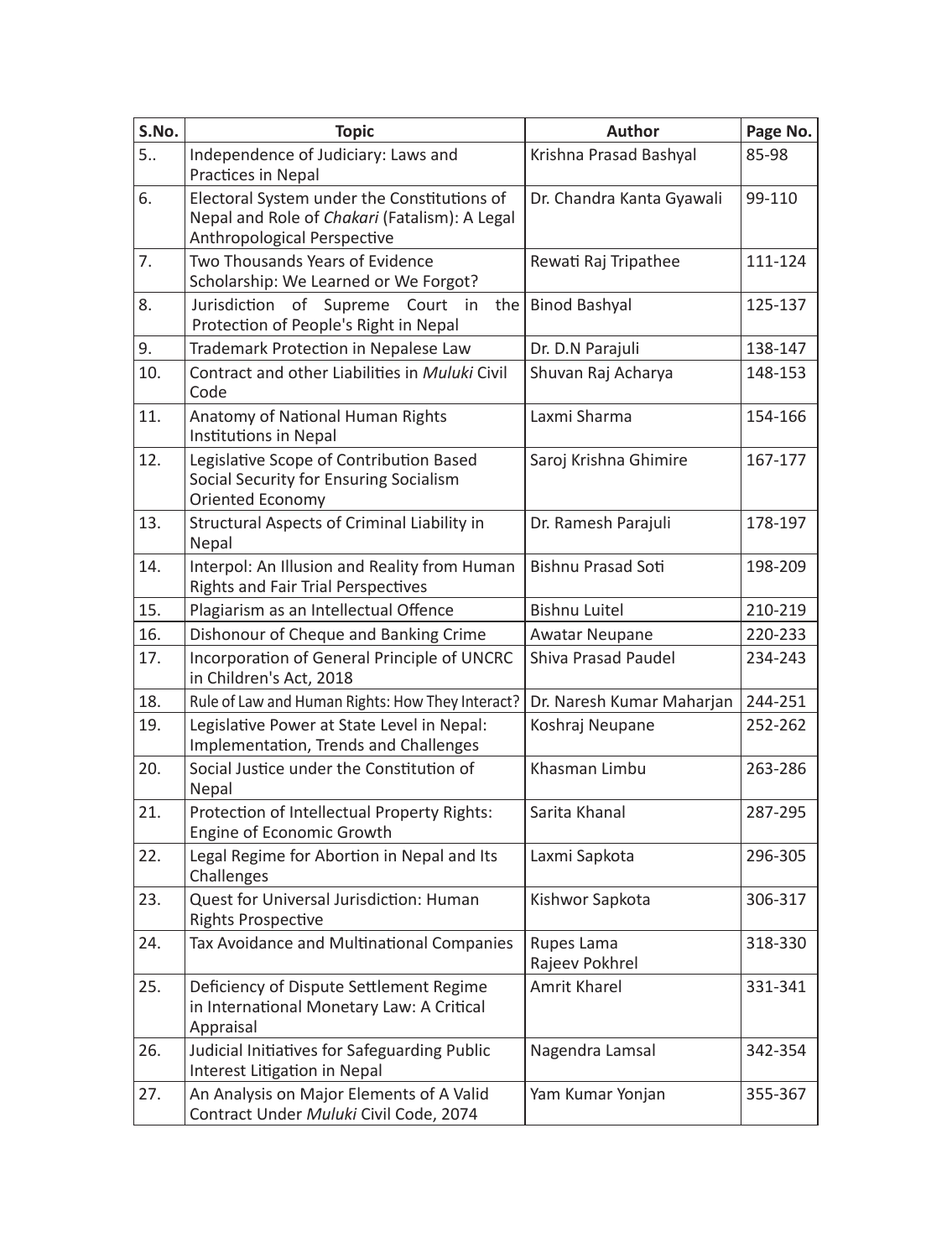| S.No. | Topic | Author | Page No. |
|---|---|---|---|
| 5.. | Independence of Judiciary: Laws and Practices in Nepal | Krishna Prasad Bashyal | 85-98 |
| 6. | Electoral System under the Constitutions of Nepal and Role of *Chakari* (Fatalism): A Legal Anthropological Perspective | Dr. Chandra Kanta Gyawali | 99-110 |
| 7. | Two Thousands Years of Evidence Scholarship: We Learned or We Forgot? | Rewati Raj Tripathee | 111-124 |
| 8. | Jurisdiction of Supreme Court in the Protection of People's Right in Nepal | Binod Bashyal | 125-137 |
| 9. | Trademark Protection in Nepalese Law | Dr. D.N Parajuli | 138-147 |
| 10. | Contract and other Liabilities in *Muluki* Civil Code | Shuvan Raj Acharya | 148-153 |
| 11. | Anatomy of National Human Rights Institutions in Nepal | Laxmi Sharma | 154-166 |
| 12. | Legislative Scope of Contribution Based Social Security for Ensuring Socialism Oriented Economy | Saroj Krishna Ghimire | 167-177 |
| 13. | Structural Aspects of Criminal Liability in Nepal | Dr. Ramesh Parajuli | 178-197 |
| 14. | Interpol: An Illusion and Reality from Human Rights and Fair Trial Perspectives | Bishnu Prasad Soti | 198-209 |
| 15. | Plagiarism as an Intellectual Offence | Bishnu Luitel | 210-219 |
| 16. | Dishonour of Cheque and Banking Crime | Awatar Neupane | 220-233 |
| 17. | Incorporation of General Principle of UNCRC in Children's Act, 2018 | Shiva Prasad Paudel | 234-243 |
| 18. | Rule of Law and Human Rights: How They Interact? | Dr. Naresh Kumar Maharjan | 244-251 |
| 19. | Legislative Power at State Level in Nepal: Implementation, Trends and Challenges | Koshraj Neupane | 252-262 |
| 20. | Social Justice under the Constitution of Nepal | Khasman Limbu | 263-286 |
| 21. | Protection of Intellectual Property Rights: Engine of Economic Growth | Sarita Khanal | 287-295 |
| 22. | Legal Regime for Abortion in Nepal and Its Challenges | Laxmi Sapkota | 296-305 |
| 23. | Quest for Universal Jurisdiction: Human Rights Prospective | Kishwor Sapkota | 306-317 |
| 24. | Tax Avoidance and Multinational Companies | Rupes Lama<br>Rajeev Pokhrel | 318-330 |
| 25. | Deficiency of Dispute Settlement Regime in International Monetary Law: A Critical Appraisal | Amrit Kharel | 331-341 |
| 26. | Judicial Initiatives for Safeguarding Public Interest Litigation in Nepal | Nagendra Lamsal | 342-354 |
| 27. | An Analysis on Major Elements of A Valid Contract Under *Muluki* Civil Code, 2074 | Yam Kumar Yonjan | 355-367 |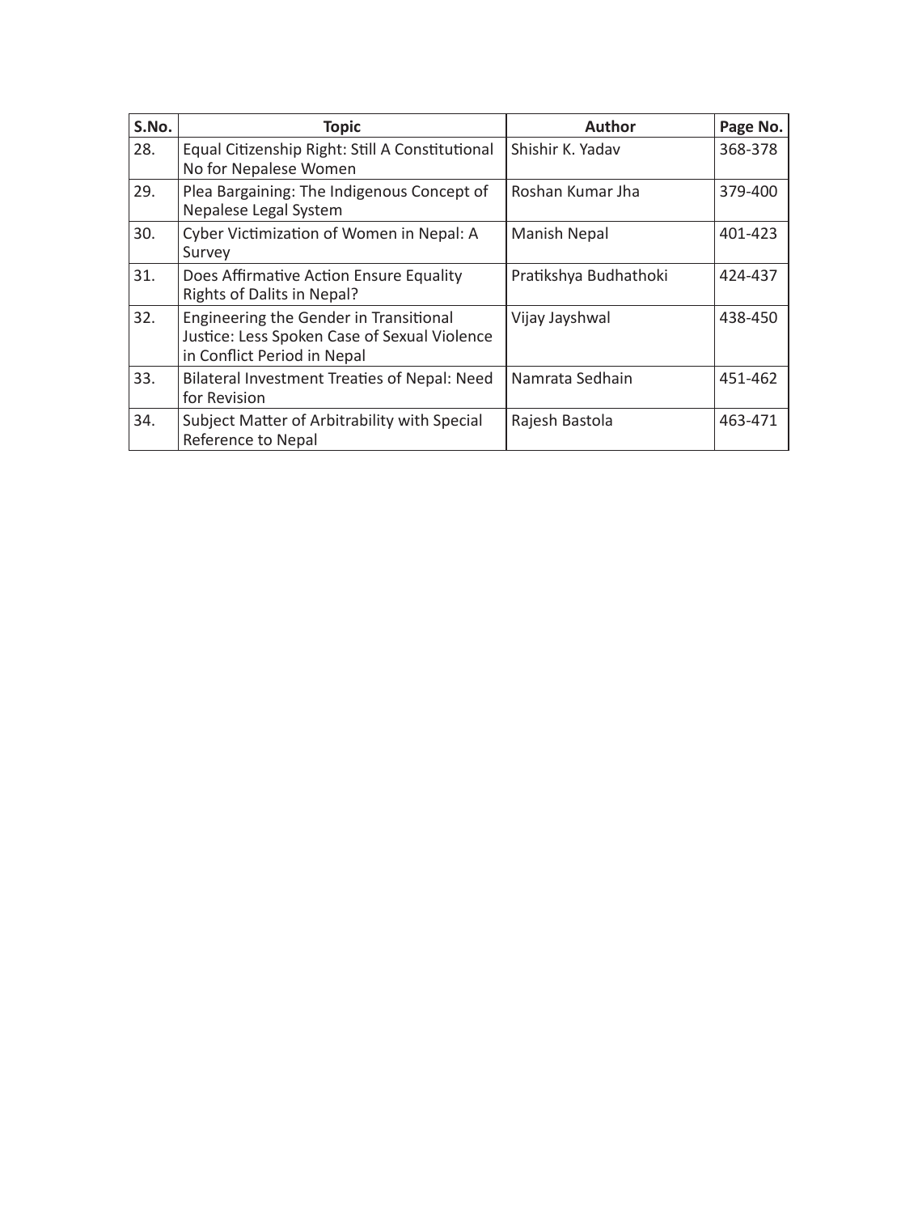| S.No. | Topic | Author | Page No. |
| --- | --- | --- | --- |
| 28. | Equal Citizenship Right: Still A Constitutional No for Nepalese Women | Shishir K. Yadav | 368-378 |
| 29. | Plea Bargaining: The Indigenous Concept of Nepalese Legal System | Roshan Kumar Jha | 379-400 |
| 30. | Cyber Victimization of Women in Nepal: A Survey | Manish Nepal | 401-423 |
| 31. | Does Affirmative Action Ensure Equality Rights of Dalits in Nepal? | Pratikshya Budhathoki | 424-437 |
| 32. | Engineering the Gender in Transitional Justice: Less Spoken Case of Sexual Violence in Conflict Period in Nepal | Vijay Jayshwal | 438-450 |
| 33. | Bilateral Investment Treaties of Nepal: Need for Revision | Namrata Sedhain | 451-462 |
| 34. | Subject Matter of Arbitrability with Special Reference to Nepal | Rajesh Bastola | 463-471 |